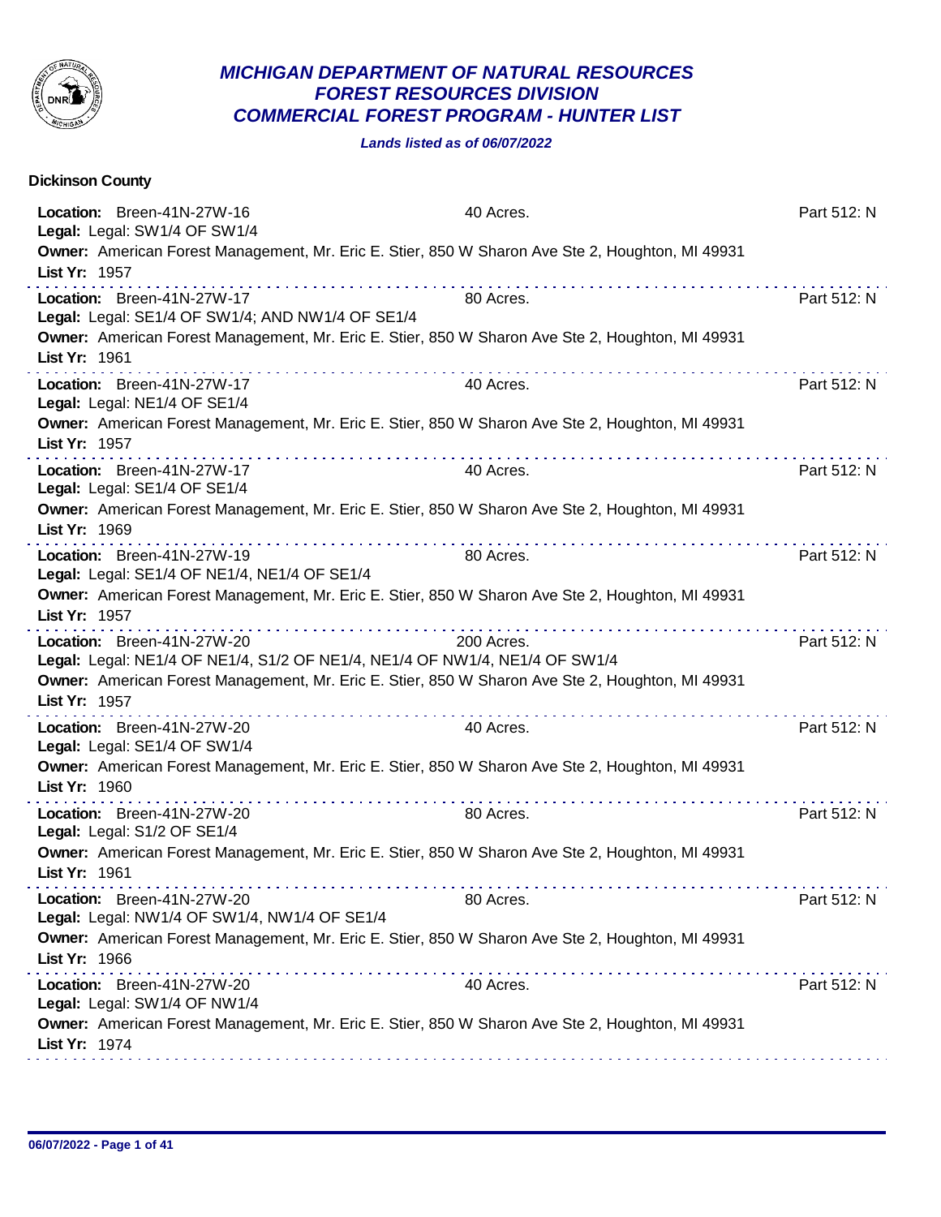# MICHIGAN DEPARTMENT OF NATURAL RESOURCES
## FOREST RESOURCES DIVISION
## COMMERCIAL FOREST PROGRAM - HUNTER LIST

***Lands listed as of 06/07/2022***

### Dickinson County

**Location:** Breen-41N-27W-16 — 40 Acres. — Part 512: N
**Legal:** Legal: SW1/4 OF SW1/4
**Owner:** American Forest Management, Mr. Eric E. Stier, 850 W Sharon Ave Ste 2, Houghton, MI 49931
**List Yr:** 1957

---

**Location:** Breen-41N-27W-17 — 80 Acres. — Part 512: N
**Legal:** Legal: SE1/4 OF SW1/4; AND NW1/4 OF SE1/4
**Owner:** American Forest Management, Mr. Eric E. Stier, 850 W Sharon Ave Ste 2, Houghton, MI 49931
**List Yr:** 1961

---

**Location:** Breen-41N-27W-17 — 40 Acres. — Part 512: N
**Legal:** Legal: NE1/4 OF SE1/4
**Owner:** American Forest Management, Mr. Eric E. Stier, 850 W Sharon Ave Ste 2, Houghton, MI 49931
**List Yr:** 1957

---

**Location:** Breen-41N-27W-17 — 40 Acres. — Part 512: N
**Legal:** Legal: SE1/4 OF SE1/4
**Owner:** American Forest Management, Mr. Eric E. Stier, 850 W Sharon Ave Ste 2, Houghton, MI 49931
**List Yr:** 1969

---

**Location:** Breen-41N-27W-19 — 80 Acres. — Part 512: N
**Legal:** Legal: SE1/4 OF NE1/4, NE1/4 OF SE1/4
**Owner:** American Forest Management, Mr. Eric E. Stier, 850 W Sharon Ave Ste 2, Houghton, MI 49931
**List Yr:** 1957

---

**Location:** Breen-41N-27W-20 — 200 Acres. — Part 512: N
**Legal:** Legal: NE1/4 OF NE1/4, S1/2 OF NE1/4, NE1/4 OF NW1/4, NE1/4 OF SW1/4
**Owner:** American Forest Management, Mr. Eric E. Stier, 850 W Sharon Ave Ste 2, Houghton, MI 49931
**List Yr:** 1957

---

**Location:** Breen-41N-27W-20 — 40 Acres. — Part 512: N
**Legal:** Legal: SE1/4 OF SW1/4
**Owner:** American Forest Management, Mr. Eric E. Stier, 850 W Sharon Ave Ste 2, Houghton, MI 49931
**List Yr:** 1960

---

**Location:** Breen-41N-27W-20 — 80 Acres. — Part 512: N
**Legal:** Legal: S1/2 OF SE1/4
**Owner:** American Forest Management, Mr. Eric E. Stier, 850 W Sharon Ave Ste 2, Houghton, MI 49931
**List Yr:** 1961

---

**Location:** Breen-41N-27W-20 — 80 Acres. — Part 512: N
**Legal:** Legal: NW1/4 OF SW1/4, NW1/4 OF SE1/4
**Owner:** American Forest Management, Mr. Eric E. Stier, 850 W Sharon Ave Ste 2, Houghton, MI 49931
**List Yr:** 1966

---

**Location:** Breen-41N-27W-20 — 40 Acres. — Part 512: N
**Legal:** Legal: SW1/4 OF NW1/4
**Owner:** American Forest Management, Mr. Eric E. Stier, 850 W Sharon Ave Ste 2, Houghton, MI 49931
**List Yr:** 1974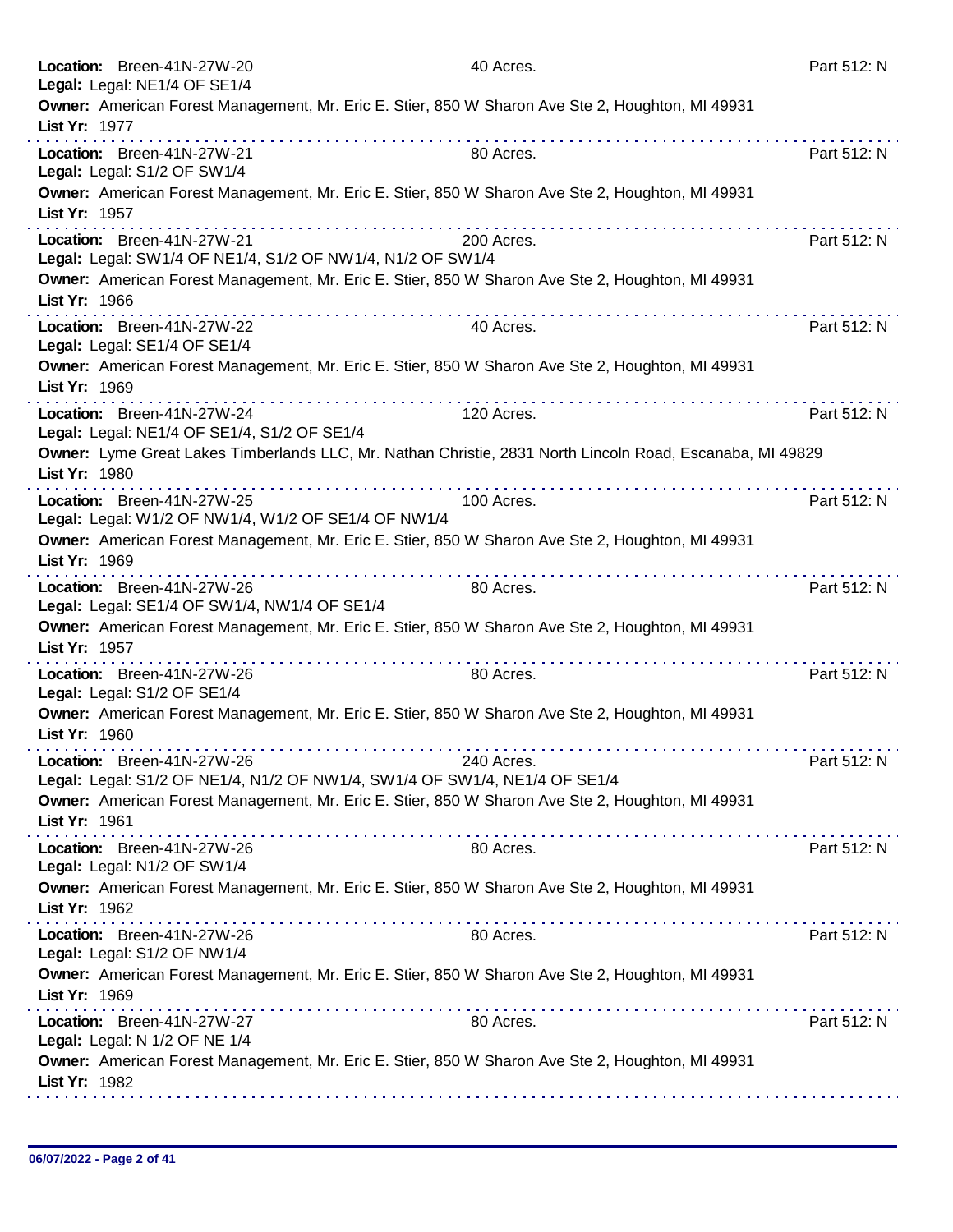**Location:** Breen-41N-27W-20 40 Acres. Part 512: N
**Legal:** Legal: NE1/4 OF SE1/4
**Owner:** American Forest Management, Mr. Eric E. Stier, 850 W Sharon Ave Ste 2, Houghton, MI 49931
**List Yr:** 1977

---

**Location:** Breen-41N-27W-21 80 Acres. Part 512: N
**Legal:** Legal: S1/2 OF SW1/4
**Owner:** American Forest Management, Mr. Eric E. Stier, 850 W Sharon Ave Ste 2, Houghton, MI 49931
**List Yr:** 1957

---

**Location:** Breen-41N-27W-21 200 Acres. Part 512: N
**Legal:** Legal: SW1/4 OF NE1/4, S1/2 OF NW1/4, N1/2 OF SW1/4
**Owner:** American Forest Management, Mr. Eric E. Stier, 850 W Sharon Ave Ste 2, Houghton, MI 49931
**List Yr:** 1966

---

**Location:** Breen-41N-27W-22 40 Acres. Part 512: N
**Legal:** Legal: SE1/4 OF SE1/4
**Owner:** American Forest Management, Mr. Eric E. Stier, 850 W Sharon Ave Ste 2, Houghton, MI 49931
**List Yr:** 1969

---

**Location:** Breen-41N-27W-24 120 Acres. Part 512: N
**Legal:** Legal: NE1/4 OF SE1/4, S1/2 OF SE1/4
**Owner:** Lyme Great Lakes Timberlands LLC, Mr. Nathan Christie, 2831 North Lincoln Road, Escanaba, MI 49829
**List Yr:** 1980

---

**Location:** Breen-41N-27W-25 100 Acres. Part 512: N
**Legal:** Legal: W1/2 OF NW1/4, W1/2 OF SE1/4 OF NW1/4
**Owner:** American Forest Management, Mr. Eric E. Stier, 850 W Sharon Ave Ste 2, Houghton, MI 49931
**List Yr:** 1969

---

**Location:** Breen-41N-27W-26 80 Acres. Part 512: N
**Legal:** Legal: SE1/4 OF SW1/4, NW1/4 OF SE1/4
**Owner:** American Forest Management, Mr. Eric E. Stier, 850 W Sharon Ave Ste 2, Houghton, MI 49931
**List Yr:** 1957

---

**Location:** Breen-41N-27W-26 80 Acres. Part 512: N
**Legal:** Legal: S1/2 OF SE1/4
**Owner:** American Forest Management, Mr. Eric E. Stier, 850 W Sharon Ave Ste 2, Houghton, MI 49931
**List Yr:** 1960

---

**Location:** Breen-41N-27W-26 240 Acres. Part 512: N
**Legal:** Legal: S1/2 OF NE1/4, N1/2 OF NW1/4, SW1/4 OF SW1/4, NE1/4 OF SE1/4
**Owner:** American Forest Management, Mr. Eric E. Stier, 850 W Sharon Ave Ste 2, Houghton, MI 49931
**List Yr:** 1961

---

**Location:** Breen-41N-27W-26 80 Acres. Part 512: N
**Legal:** Legal: N1/2 OF SW1/4
**Owner:** American Forest Management, Mr. Eric E. Stier, 850 W Sharon Ave Ste 2, Houghton, MI 49931
**List Yr:** 1962

---

**Location:** Breen-41N-27W-26 80 Acres. Part 512: N
**Legal:** Legal: S1/2 OF NW1/4
**Owner:** American Forest Management, Mr. Eric E. Stier, 850 W Sharon Ave Ste 2, Houghton, MI 49931
**List Yr:** 1969

---

**Location:** Breen-41N-27W-27 80 Acres. Part 512: N
**Legal:** Legal: N 1/2 OF NE 1/4
**Owner:** American Forest Management, Mr. Eric E. Stier, 850 W Sharon Ave Ste 2, Houghton, MI 49931
**List Yr:** 1982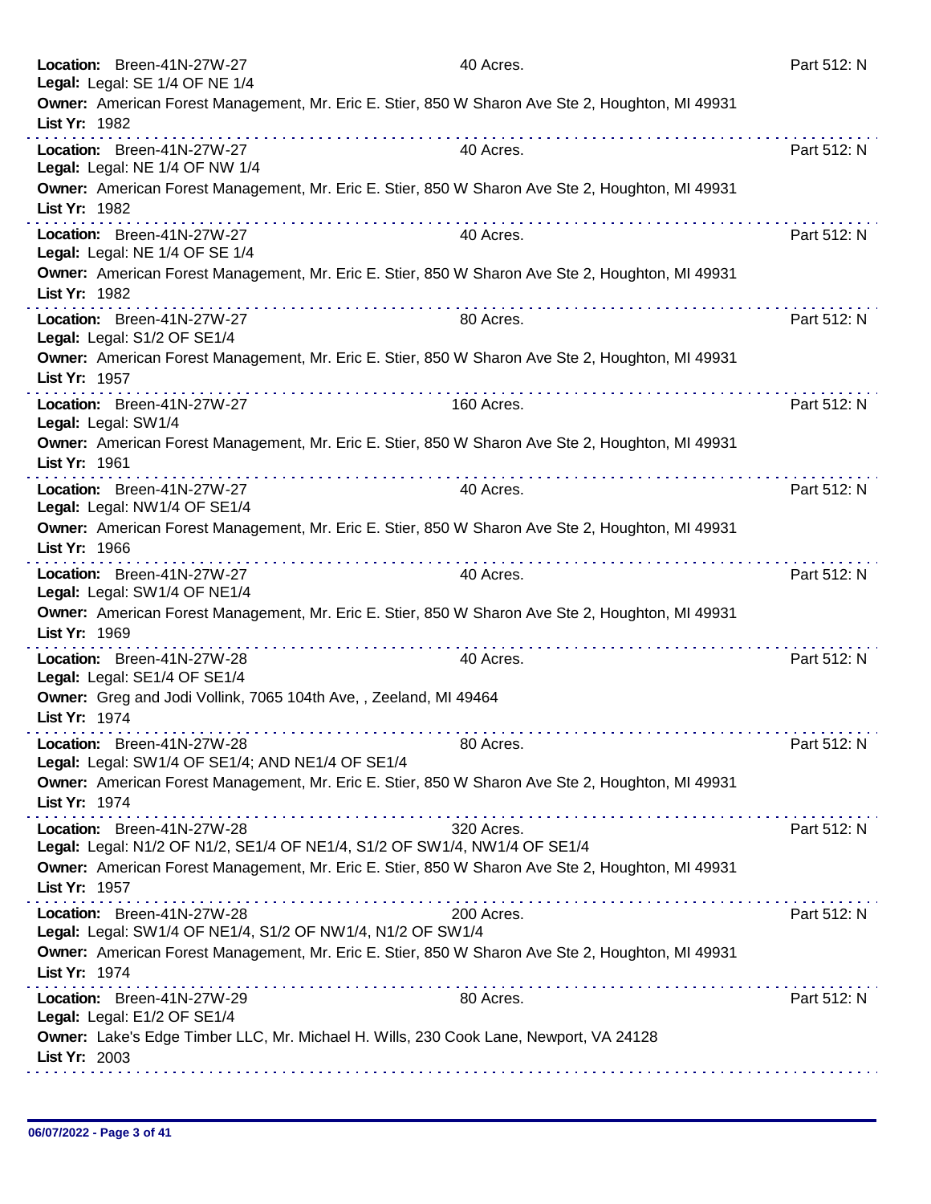**Location:** Breen-41N-27W-27 — 40 Acres. — Part 512: N
**Legal:** Legal: SE 1/4 OF NE 1/4
**Owner:** American Forest Management, Mr. Eric E. Stier, 850 W Sharon Ave Ste 2, Houghton, MI 49931
**List Yr:** 1982

---

**Location:** Breen-41N-27W-27 — 40 Acres. — Part 512: N
**Legal:** Legal: NE 1/4 OF NW 1/4
**Owner:** American Forest Management, Mr. Eric E. Stier, 850 W Sharon Ave Ste 2, Houghton, MI 49931
**List Yr:** 1982

---

**Location:** Breen-41N-27W-27 — 40 Acres. — Part 512: N
**Legal:** Legal: NE 1/4 OF SE 1/4
**Owner:** American Forest Management, Mr. Eric E. Stier, 850 W Sharon Ave Ste 2, Houghton, MI 49931
**List Yr:** 1982

---

**Location:** Breen-41N-27W-27 — 80 Acres. — Part 512: N
**Legal:** Legal: S1/2 OF SE1/4
**Owner:** American Forest Management, Mr. Eric E. Stier, 850 W Sharon Ave Ste 2, Houghton, MI 49931
**List Yr:** 1957

---

**Location:** Breen-41N-27W-27 — 160 Acres. — Part 512: N
**Legal:** Legal: SW1/4
**Owner:** American Forest Management, Mr. Eric E. Stier, 850 W Sharon Ave Ste 2, Houghton, MI 49931
**List Yr:** 1961

---

**Location:** Breen-41N-27W-27 — 40 Acres. — Part 512: N
**Legal:** Legal: NW1/4 OF SE1/4
**Owner:** American Forest Management, Mr. Eric E. Stier, 850 W Sharon Ave Ste 2, Houghton, MI 49931
**List Yr:** 1966

---

**Location:** Breen-41N-27W-27 — 40 Acres. — Part 512: N
**Legal:** Legal: SW1/4 OF NE1/4
**Owner:** American Forest Management, Mr. Eric E. Stier, 850 W Sharon Ave Ste 2, Houghton, MI 49931
**List Yr:** 1969

---

**Location:** Breen-41N-27W-28 — 40 Acres. — Part 512: N
**Legal:** Legal: SE1/4 OF SE1/4
**Owner:** Greg and Jodi Vollink, 7065 104th Ave, , Zeeland, MI 49464
**List Yr:** 1974

---

**Location:** Breen-41N-27W-28 — 80 Acres. — Part 512: N
**Legal:** Legal: SW1/4 OF SE1/4; AND NE1/4 OF SE1/4
**Owner:** American Forest Management, Mr. Eric E. Stier, 850 W Sharon Ave Ste 2, Houghton, MI 49931
**List Yr:** 1974

---

**Location:** Breen-41N-27W-28 — 320 Acres. — Part 512: N
**Legal:** Legal: N1/2 OF N1/2, SE1/4 OF NE1/4, S1/2 OF SW1/4, NW1/4 OF SE1/4
**Owner:** American Forest Management, Mr. Eric E. Stier, 850 W Sharon Ave Ste 2, Houghton, MI 49931
**List Yr:** 1957

---

**Location:** Breen-41N-27W-28 — 200 Acres. — Part 512: N
**Legal:** Legal: SW1/4 OF NE1/4, S1/2 OF NW1/4, N1/2 OF SW1/4
**Owner:** American Forest Management, Mr. Eric E. Stier, 850 W Sharon Ave Ste 2, Houghton, MI 49931
**List Yr:** 1974

---

**Location:** Breen-41N-27W-29 — 80 Acres. — Part 512: N
**Legal:** Legal: E1/2 OF SE1/4
**Owner:** Lake's Edge Timber LLC, Mr. Michael H. Wills, 230 Cook Lane, Newport, VA 24128
**List Yr:** 2003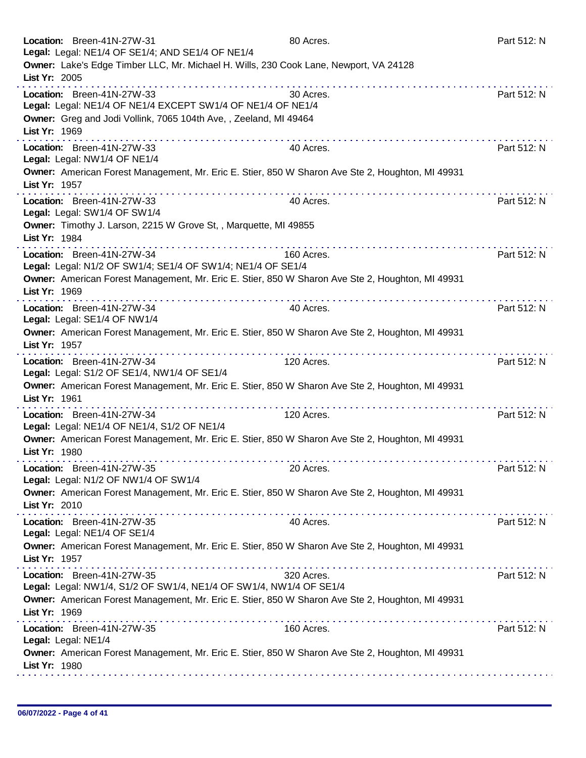**Location:** Breen-41N-27W-31 80 Acres. Part 512: N
**Legal:** Legal: NE1/4 OF SE1/4; AND SE1/4 OF NE1/4
**Owner:** Lake's Edge Timber LLC, Mr. Michael H. Wills, 230 Cook Lane, Newport, VA 24128
**List Yr:** 2005

---

**Location:** Breen-41N-27W-33 30 Acres. Part 512: N
**Legal:** Legal: NE1/4 OF NE1/4 EXCEPT SW1/4 OF NE1/4 OF NE1/4
**Owner:** Greg and Jodi Vollink, 7065 104th Ave, , Zeeland, MI 49464
**List Yr:** 1969

---

**Location:** Breen-41N-27W-33 40 Acres. Part 512: N
**Legal:** Legal: NW1/4 OF NE1/4
**Owner:** American Forest Management, Mr. Eric E. Stier, 850 W Sharon Ave Ste 2, Houghton, MI 49931
**List Yr:** 1957

---

**Location:** Breen-41N-27W-33 40 Acres. Part 512: N
**Legal:** Legal: SW1/4 OF SW1/4
**Owner:** Timothy J. Larson, 2215 W Grove St, , Marquette, MI 49855
**List Yr:** 1984

---

**Location:** Breen-41N-27W-34 160 Acres. Part 512: N
**Legal:** Legal: N1/2 OF SW1/4; SE1/4 OF SW1/4; NE1/4 OF SE1/4
**Owner:** American Forest Management, Mr. Eric E. Stier, 850 W Sharon Ave Ste 2, Houghton, MI 49931
**List Yr:** 1969

---

**Location:** Breen-41N-27W-34 40 Acres. Part 512: N
**Legal:** Legal: SE1/4 OF NW1/4
**Owner:** American Forest Management, Mr. Eric E. Stier, 850 W Sharon Ave Ste 2, Houghton, MI 49931
**List Yr:** 1957

---

**Location:** Breen-41N-27W-34 120 Acres. Part 512: N
**Legal:** Legal: S1/2 OF SE1/4, NW1/4 OF SE1/4
**Owner:** American Forest Management, Mr. Eric E. Stier, 850 W Sharon Ave Ste 2, Houghton, MI 49931
**List Yr:** 1961

---

**Location:** Breen-41N-27W-34 120 Acres. Part 512: N
**Legal:** Legal: NE1/4 OF NE1/4, S1/2 OF NE1/4
**Owner:** American Forest Management, Mr. Eric E. Stier, 850 W Sharon Ave Ste 2, Houghton, MI 49931
**List Yr:** 1980

---

**Location:** Breen-41N-27W-35 20 Acres. Part 512: N
**Legal:** Legal: N1/2 OF NW1/4 OF SW1/4
**Owner:** American Forest Management, Mr. Eric E. Stier, 850 W Sharon Ave Ste 2, Houghton, MI 49931
**List Yr:** 2010

---

**Location:** Breen-41N-27W-35 40 Acres. Part 512: N
**Legal:** Legal: NE1/4 OF SE1/4
**Owner:** American Forest Management, Mr. Eric E. Stier, 850 W Sharon Ave Ste 2, Houghton, MI 49931
**List Yr:** 1957

---

**Location:** Breen-41N-27W-35 320 Acres. Part 512: N
**Legal:** Legal: NW1/4, S1/2 OF SW1/4, NE1/4 OF SW1/4, NW1/4 OF SE1/4
**Owner:** American Forest Management, Mr. Eric E. Stier, 850 W Sharon Ave Ste 2, Houghton, MI 49931
**List Yr:** 1969

---

**Location:** Breen-41N-27W-35 160 Acres. Part 512: N
**Legal:** Legal: NE1/4
**Owner:** American Forest Management, Mr. Eric E. Stier, 850 W Sharon Ave Ste 2, Houghton, MI 49931
**List Yr:** 1980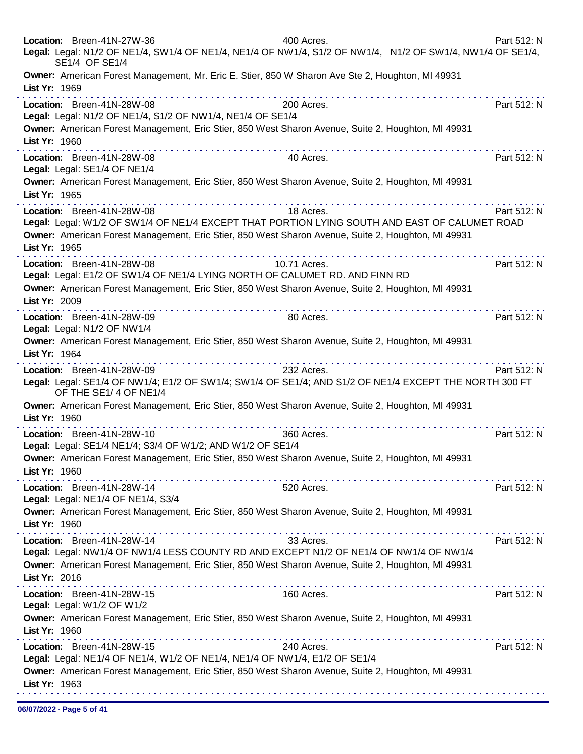**Location:** Breen-41N-27W-36 400 Acres. Part 512: N
**Legal:** Legal: N1/2 OF NE1/4, SW1/4 OF NE1/4, NE1/4 OF NW1/4, S1/2 OF NW1/4, N1/2 OF SW1/4, NW1/4 OF SE1/4, SE1/4 OF SE1/4
**Owner:** American Forest Management, Mr. Eric E. Stier, 850 W Sharon Ave Ste 2, Houghton, MI 49931
**List Yr:** 1969

---

**Location:** Breen-41N-28W-08 200 Acres. Part 512: N
**Legal:** Legal: N1/2 OF NE1/4, S1/2 OF NW1/4, NE1/4 OF SE1/4
**Owner:** American Forest Management, Eric Stier, 850 West Sharon Avenue, Suite 2, Houghton, MI 49931
**List Yr:** 1960

---

**Location:** Breen-41N-28W-08 40 Acres. Part 512: N
**Legal:** Legal: SE1/4 OF NE1/4
**Owner:** American Forest Management, Eric Stier, 850 West Sharon Avenue, Suite 2, Houghton, MI 49931
**List Yr:** 1965

---

**Location:** Breen-41N-28W-08 18 Acres. Part 512: N
**Legal:** Legal: W1/2 OF SW1/4 OF NE1/4 EXCEPT THAT PORTION LYING SOUTH AND EAST OF CALUMET ROAD
**Owner:** American Forest Management, Eric Stier, 850 West Sharon Avenue, Suite 2, Houghton, MI 49931
**List Yr:** 1965

---

**Location:** Breen-41N-28W-08 10.71 Acres. Part 512: N
**Legal:** Legal: E1/2 OF SW1/4 OF NE1/4 LYING NORTH OF CALUMET RD. AND FINN RD
**Owner:** American Forest Management, Eric Stier, 850 West Sharon Avenue, Suite 2, Houghton, MI 49931
**List Yr:** 2009

---

**Location:** Breen-41N-28W-09 80 Acres. Part 512: N
**Legal:** Legal: N1/2 OF NW1/4
**Owner:** American Forest Management, Eric Stier, 850 West Sharon Avenue, Suite 2, Houghton, MI 49931
**List Yr:** 1964

---

**Location:** Breen-41N-28W-09 232 Acres. Part 512: N
**Legal:** Legal: SE1/4 OF NW1/4; E1/2 OF SW1/4; SW1/4 OF SE1/4; AND S1/2 OF NE1/4 EXCEPT THE NORTH 300 FT OF THE SE1/ 4 OF NE1/4
**Owner:** American Forest Management, Eric Stier, 850 West Sharon Avenue, Suite 2, Houghton, MI 49931
**List Yr:** 1960

---

**Location:** Breen-41N-28W-10 360 Acres. Part 512: N
**Legal:** Legal: SE1/4 NE1/4; S3/4 OF W1/2; AND W1/2 OF SE1/4
**Owner:** American Forest Management, Eric Stier, 850 West Sharon Avenue, Suite 2, Houghton, MI 49931
**List Yr:** 1960

---

**Location:** Breen-41N-28W-14 520 Acres. Part 512: N
**Legal:** Legal: NE1/4 OF NE1/4, S3/4
**Owner:** American Forest Management, Eric Stier, 850 West Sharon Avenue, Suite 2, Houghton, MI 49931
**List Yr:** 1960

---

**Location:** Breen-41N-28W-14 33 Acres. Part 512: N
**Legal:** Legal: NW1/4 OF NW1/4 LESS COUNTY RD AND EXCEPT N1/2 OF NE1/4 OF NW1/4 OF NW1/4
**Owner:** American Forest Management, Eric Stier, 850 West Sharon Avenue, Suite 2, Houghton, MI 49931
**List Yr:** 2016

---

**Location:** Breen-41N-28W-15 160 Acres. Part 512: N
**Legal:** Legal: W1/2 OF W1/2
**Owner:** American Forest Management, Eric Stier, 850 West Sharon Avenue, Suite 2, Houghton, MI 49931
**List Yr:** 1960

---

**Location:** Breen-41N-28W-15 240 Acres. Part 512: N
**Legal:** Legal: NE1/4 OF NE1/4, W1/2 OF NE1/4, NE1/4 OF NW1/4, E1/2 OF SE1/4
**Owner:** American Forest Management, Eric Stier, 850 West Sharon Avenue, Suite 2, Houghton, MI 49931
**List Yr:** 1963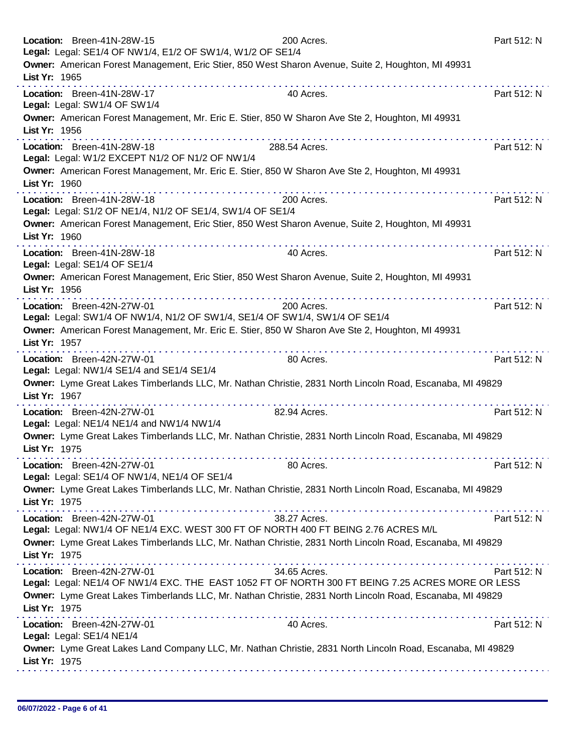**Location:** Breen-41N-28W-15 200 Acres. Part 512: N
**Legal:** Legal: SE1/4 OF NW1/4, E1/2 OF SW1/4, W1/2 OF SE1/4
**Owner:** American Forest Management, Eric Stier, 850 West Sharon Avenue, Suite 2, Houghton, MI 49931
**List Yr:** 1965

---

**Location:** Breen-41N-28W-17 40 Acres. Part 512: N
**Legal:** Legal: SW1/4 OF SW1/4
**Owner:** American Forest Management, Mr. Eric E. Stier, 850 W Sharon Ave Ste 2, Houghton, MI 49931
**List Yr:** 1956

---

**Location:** Breen-41N-28W-18 288.54 Acres. Part 512: N
**Legal:** Legal: W1/2 EXCEPT N1/2 OF N1/2 OF NW1/4
**Owner:** American Forest Management, Mr. Eric E. Stier, 850 W Sharon Ave Ste 2, Houghton, MI 49931
**List Yr:** 1960

---

**Location:** Breen-41N-28W-18 200 Acres. Part 512: N
**Legal:** Legal: S1/2 OF NE1/4, N1/2 OF SE1/4, SW1/4 OF SE1/4
**Owner:** American Forest Management, Eric Stier, 850 West Sharon Avenue, Suite 2, Houghton, MI 49931
**List Yr:** 1960

---

**Location:** Breen-41N-28W-18 40 Acres. Part 512: N
**Legal:** Legal: SE1/4 OF SE1/4
**Owner:** American Forest Management, Eric Stier, 850 West Sharon Avenue, Suite 2, Houghton, MI 49931
**List Yr:** 1956

---

**Location:** Breen-42N-27W-01 200 Acres. Part 512: N
**Legal:** Legal: SW1/4 OF NW1/4, N1/2 OF SW1/4, SE1/4 OF SW1/4, SW1/4 OF SE1/4
**Owner:** American Forest Management, Mr. Eric E. Stier, 850 W Sharon Ave Ste 2, Houghton, MI 49931
**List Yr:** 1957

---

**Location:** Breen-42N-27W-01 80 Acres. Part 512: N
**Legal:** Legal: NW1/4 SE1/4 and SE1/4 SE1/4
**Owner:** Lyme Great Lakes Timberlands LLC, Mr. Nathan Christie, 2831 North Lincoln Road, Escanaba, MI 49829
**List Yr:** 1967

---

**Location:** Breen-42N-27W-01 82.94 Acres. Part 512: N
**Legal:** Legal: NE1/4 NE1/4 and NW1/4 NW1/4
**Owner:** Lyme Great Lakes Timberlands LLC, Mr. Nathan Christie, 2831 North Lincoln Road, Escanaba, MI 49829
**List Yr:** 1975

---

**Location:** Breen-42N-27W-01 80 Acres. Part 512: N
**Legal:** Legal: SE1/4 OF NW1/4, NE1/4 OF SE1/4
**Owner:** Lyme Great Lakes Timberlands LLC, Mr. Nathan Christie, 2831 North Lincoln Road, Escanaba, MI 49829
**List Yr:** 1975

---

**Location:** Breen-42N-27W-01 38.27 Acres. Part 512: N
**Legal:** Legal: NW1/4 OF NE1/4 EXC. WEST 300 FT OF NORTH 400 FT BEING 2.76 ACRES M/L
**Owner:** Lyme Great Lakes Timberlands LLC, Mr. Nathan Christie, 2831 North Lincoln Road, Escanaba, MI 49829
**List Yr:** 1975

---

**Location:** Breen-42N-27W-01 34.65 Acres. Part 512: N
**Legal:** Legal: NE1/4 OF NW1/4 EXC. THE EAST 1052 FT OF NORTH 300 FT BEING 7.25 ACRES MORE OR LESS
**Owner:** Lyme Great Lakes Timberlands LLC, Mr. Nathan Christie, 2831 North Lincoln Road, Escanaba, MI 49829
**List Yr:** 1975

---

**Location:** Breen-42N-27W-01 40 Acres. Part 512: N
**Legal:** Legal: SE1/4 NE1/4
**Owner:** Lyme Great Lakes Land Company LLC, Mr. Nathan Christie, 2831 North Lincoln Road, Escanaba, MI 49829
**List Yr:** 1975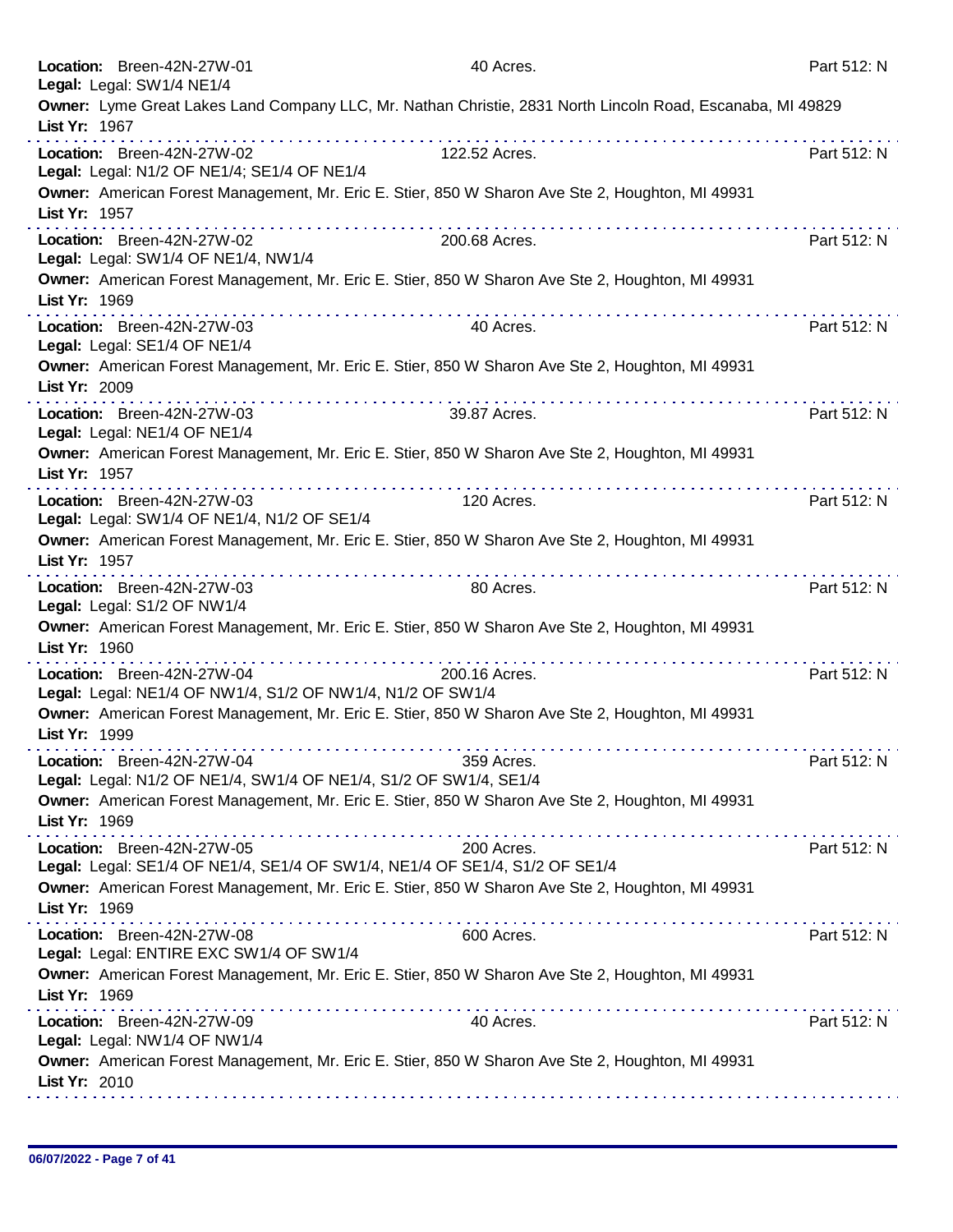**Location:** Breen-42N-27W-01 40 Acres. Part 512: N
**Legal:** Legal: SW1/4 NE1/4
**Owner:** Lyme Great Lakes Land Company LLC, Mr. Nathan Christie, 2831 North Lincoln Road, Escanaba, MI 49829
**List Yr:** 1967

---

**Location:** Breen-42N-27W-02 122.52 Acres. Part 512: N
**Legal:** Legal: N1/2 OF NE1/4; SE1/4 OF NE1/4
**Owner:** American Forest Management, Mr. Eric E. Stier, 850 W Sharon Ave Ste 2, Houghton, MI 49931
**List Yr:** 1957

---

**Location:** Breen-42N-27W-02 200.68 Acres. Part 512: N
**Legal:** Legal: SW1/4 OF NE1/4, NW1/4
**Owner:** American Forest Management, Mr. Eric E. Stier, 850 W Sharon Ave Ste 2, Houghton, MI 49931
**List Yr:** 1969

---

**Location:** Breen-42N-27W-03 40 Acres. Part 512: N
**Legal:** Legal: SE1/4 OF NE1/4
**Owner:** American Forest Management, Mr. Eric E. Stier, 850 W Sharon Ave Ste 2, Houghton, MI 49931
**List Yr:** 2009

---

**Location:** Breen-42N-27W-03 39.87 Acres. Part 512: N
**Legal:** Legal: NE1/4 OF NE1/4
**Owner:** American Forest Management, Mr. Eric E. Stier, 850 W Sharon Ave Ste 2, Houghton, MI 49931
**List Yr:** 1957

---

**Location:** Breen-42N-27W-03 120 Acres. Part 512: N
**Legal:** Legal: SW1/4 OF NE1/4, N1/2 OF SE1/4
**Owner:** American Forest Management, Mr. Eric E. Stier, 850 W Sharon Ave Ste 2, Houghton, MI 49931
**List Yr:** 1957

---

**Location:** Breen-42N-27W-03 80 Acres. Part 512: N
**Legal:** Legal: S1/2 OF NW1/4
**Owner:** American Forest Management, Mr. Eric E. Stier, 850 W Sharon Ave Ste 2, Houghton, MI 49931
**List Yr:** 1960

---

**Location:** Breen-42N-27W-04 200.16 Acres. Part 512: N
**Legal:** Legal: NE1/4 OF NW1/4, S1/2 OF NW1/4, N1/2 OF SW1/4
**Owner:** American Forest Management, Mr. Eric E. Stier, 850 W Sharon Ave Ste 2, Houghton, MI 49931
**List Yr:** 1999

---

**Location:** Breen-42N-27W-04 359 Acres. Part 512: N
**Legal:** Legal: N1/2 OF NE1/4, SW1/4 OF NE1/4, S1/2 OF SW1/4, SE1/4
**Owner:** American Forest Management, Mr. Eric E. Stier, 850 W Sharon Ave Ste 2, Houghton, MI 49931
**List Yr:** 1969

---

**Location:** Breen-42N-27W-05 200 Acres. Part 512: N
**Legal:** Legal: SE1/4 OF NE1/4, SE1/4 OF SW1/4, NE1/4 OF SE1/4, S1/2 OF SE1/4
**Owner:** American Forest Management, Mr. Eric E. Stier, 850 W Sharon Ave Ste 2, Houghton, MI 49931
**List Yr:** 1969

---

**Location:** Breen-42N-27W-08 600 Acres. Part 512: N
**Legal:** Legal: ENTIRE EXC SW1/4 OF SW1/4
**Owner:** American Forest Management, Mr. Eric E. Stier, 850 W Sharon Ave Ste 2, Houghton, MI 49931
**List Yr:** 1969

---

**Location:** Breen-42N-27W-09 40 Acres. Part 512: N
**Legal:** Legal: NW1/4 OF NW1/4
**Owner:** American Forest Management, Mr. Eric E. Stier, 850 W Sharon Ave Ste 2, Houghton, MI 49931
**List Yr:** 2010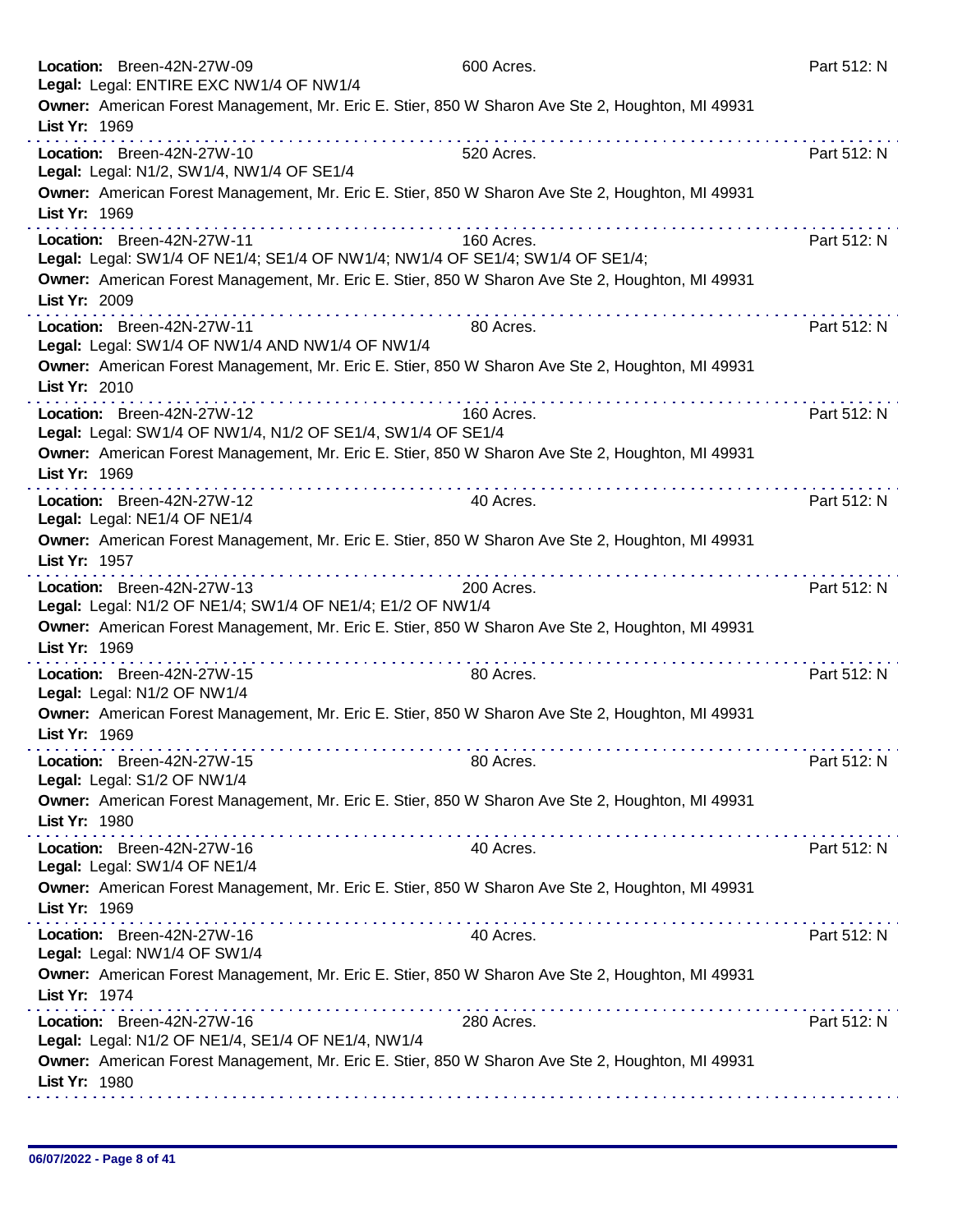**Location:** Breen-42N-27W-09 600 Acres. Part 512: N
**Legal:** Legal: ENTIRE EXC NW1/4 OF NW1/4
**Owner:** American Forest Management, Mr. Eric E. Stier, 850 W Sharon Ave Ste 2, Houghton, MI 49931
**List Yr:** 1969

---

**Location:** Breen-42N-27W-10 520 Acres. Part 512: N
**Legal:** Legal: N1/2, SW1/4, NW1/4 OF SE1/4
**Owner:** American Forest Management, Mr. Eric E. Stier, 850 W Sharon Ave Ste 2, Houghton, MI 49931
**List Yr:** 1969

---

**Location:** Breen-42N-27W-11 160 Acres. Part 512: N
**Legal:** Legal: SW1/4 OF NE1/4; SE1/4 OF NW1/4; NW1/4 OF SE1/4; SW1/4 OF SE1/4;
**Owner:** American Forest Management, Mr. Eric E. Stier, 850 W Sharon Ave Ste 2, Houghton, MI 49931
**List Yr:** 2009

---

**Location:** Breen-42N-27W-11 80 Acres. Part 512: N
**Legal:** Legal: SW1/4 OF NW1/4 AND NW1/4 OF NW1/4
**Owner:** American Forest Management, Mr. Eric E. Stier, 850 W Sharon Ave Ste 2, Houghton, MI 49931
**List Yr:** 2010

---

**Location:** Breen-42N-27W-12 160 Acres. Part 512: N
**Legal:** Legal: SW1/4 OF NW1/4, N1/2 OF SE1/4, SW1/4 OF SE1/4
**Owner:** American Forest Management, Mr. Eric E. Stier, 850 W Sharon Ave Ste 2, Houghton, MI 49931
**List Yr:** 1969

---

**Location:** Breen-42N-27W-12 40 Acres. Part 512: N
**Legal:** Legal: NE1/4 OF NE1/4
**Owner:** American Forest Management, Mr. Eric E. Stier, 850 W Sharon Ave Ste 2, Houghton, MI 49931
**List Yr:** 1957

---

**Location:** Breen-42N-27W-13 200 Acres. Part 512: N
**Legal:** Legal: N1/2 OF NE1/4; SW1/4 OF NE1/4; E1/2 OF NW1/4
**Owner:** American Forest Management, Mr. Eric E. Stier, 850 W Sharon Ave Ste 2, Houghton, MI 49931
**List Yr:** 1969

---

**Location:** Breen-42N-27W-15 80 Acres. Part 512: N
**Legal:** Legal: N1/2 OF NW1/4
**Owner:** American Forest Management, Mr. Eric E. Stier, 850 W Sharon Ave Ste 2, Houghton, MI 49931
**List Yr:** 1969

---

**Location:** Breen-42N-27W-15 80 Acres. Part 512: N
**Legal:** Legal: S1/2 OF NW1/4
**Owner:** American Forest Management, Mr. Eric E. Stier, 850 W Sharon Ave Ste 2, Houghton, MI 49931
**List Yr:** 1980

---

**Location:** Breen-42N-27W-16 40 Acres. Part 512: N
**Legal:** Legal: SW1/4 OF NE1/4
**Owner:** American Forest Management, Mr. Eric E. Stier, 850 W Sharon Ave Ste 2, Houghton, MI 49931
**List Yr:** 1969

---

**Location:** Breen-42N-27W-16 40 Acres. Part 512: N
**Legal:** Legal: NW1/4 OF SW1/4
**Owner:** American Forest Management, Mr. Eric E. Stier, 850 W Sharon Ave Ste 2, Houghton, MI 49931
**List Yr:** 1974

---

**Location:** Breen-42N-27W-16 280 Acres. Part 512: N
**Legal:** Legal: N1/2 OF NE1/4, SE1/4 OF NE1/4, NW1/4
**Owner:** American Forest Management, Mr. Eric E. Stier, 850 W Sharon Ave Ste 2, Houghton, MI 49931
**List Yr:** 1980

---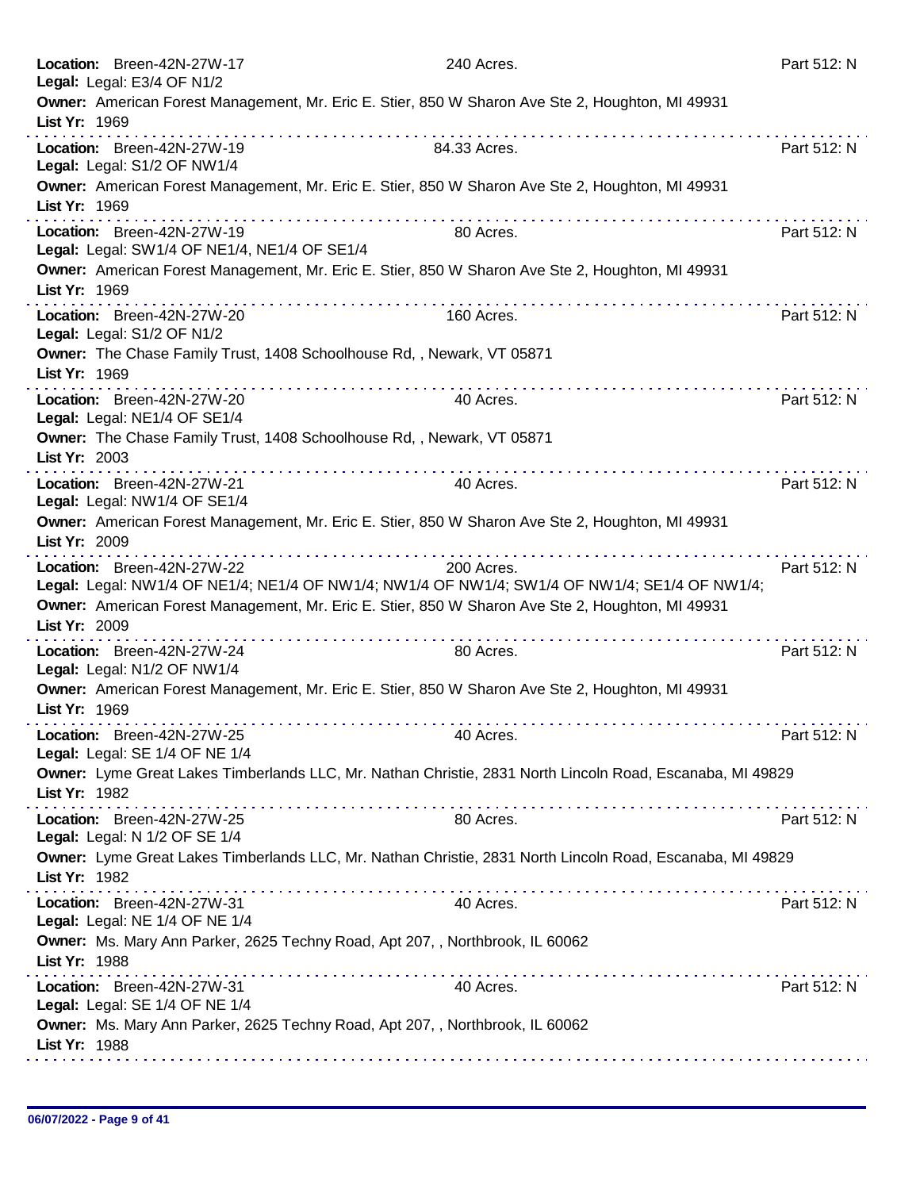**Location:** Breen-42N-27W-17 240 Acres. Part 512: N
**Legal:** Legal: E3/4 OF N1/2
**Owner:** American Forest Management, Mr. Eric E. Stier, 850 W Sharon Ave Ste 2, Houghton, MI 49931
**List Yr:** 1969

---

**Location:** Breen-42N-27W-19 84.33 Acres. Part 512: N
**Legal:** Legal: S1/2 OF NW1/4
**Owner:** American Forest Management, Mr. Eric E. Stier, 850 W Sharon Ave Ste 2, Houghton, MI 49931
**List Yr:** 1969

---

**Location:** Breen-42N-27W-19 80 Acres. Part 512: N
**Legal:** Legal: SW1/4 OF NE1/4, NE1/4 OF SE1/4
**Owner:** American Forest Management, Mr. Eric E. Stier, 850 W Sharon Ave Ste 2, Houghton, MI 49931
**List Yr:** 1969

---

**Location:** Breen-42N-27W-20 160 Acres. Part 512: N
**Legal:** Legal: S1/2 OF N1/2
**Owner:** The Chase Family Trust, 1408 Schoolhouse Rd, , Newark, VT 05871
**List Yr:** 1969

---

**Location:** Breen-42N-27W-20 40 Acres. Part 512: N
**Legal:** Legal: NE1/4 OF SE1/4
**Owner:** The Chase Family Trust, 1408 Schoolhouse Rd, , Newark, VT 05871
**List Yr:** 2003

---

**Location:** Breen-42N-27W-21 40 Acres. Part 512: N
**Legal:** Legal: NW1/4 OF SE1/4
**Owner:** American Forest Management, Mr. Eric E. Stier, 850 W Sharon Ave Ste 2, Houghton, MI 49931
**List Yr:** 2009

---

**Location:** Breen-42N-27W-22 200 Acres. Part 512: N
**Legal:** Legal: NW1/4 OF NE1/4; NE1/4 OF NW1/4; NW1/4 OF NW1/4; SW1/4 OF NW1/4; SE1/4 OF NW1/4;
**Owner:** American Forest Management, Mr. Eric E. Stier, 850 W Sharon Ave Ste 2, Houghton, MI 49931
**List Yr:** 2009

---

**Location:** Breen-42N-27W-24 80 Acres. Part 512: N
**Legal:** Legal: N1/2 OF NW1/4
**Owner:** American Forest Management, Mr. Eric E. Stier, 850 W Sharon Ave Ste 2, Houghton, MI 49931
**List Yr:** 1969

---

**Location:** Breen-42N-27W-25 40 Acres. Part 512: N
**Legal:** Legal: SE 1/4 OF NE 1/4
**Owner:** Lyme Great Lakes Timberlands LLC, Mr. Nathan Christie, 2831 North Lincoln Road, Escanaba, MI 49829
**List Yr:** 1982

---

**Location:** Breen-42N-27W-25 80 Acres. Part 512: N
**Legal:** Legal: N 1/2 OF SE 1/4
**Owner:** Lyme Great Lakes Timberlands LLC, Mr. Nathan Christie, 2831 North Lincoln Road, Escanaba, MI 49829
**List Yr:** 1982

---

**Location:** Breen-42N-27W-31 40 Acres. Part 512: N
**Legal:** Legal: NE 1/4 OF NE 1/4
**Owner:** Ms. Mary Ann Parker, 2625 Techny Road, Apt 207, , Northbrook, IL 60062
**List Yr:** 1988

---

**Location:** Breen-42N-27W-31 40 Acres. Part 512: N
**Legal:** Legal: SE 1/4 OF NE 1/4
**Owner:** Ms. Mary Ann Parker, 2625 Techny Road, Apt 207, , Northbrook, IL 60062
**List Yr:** 1988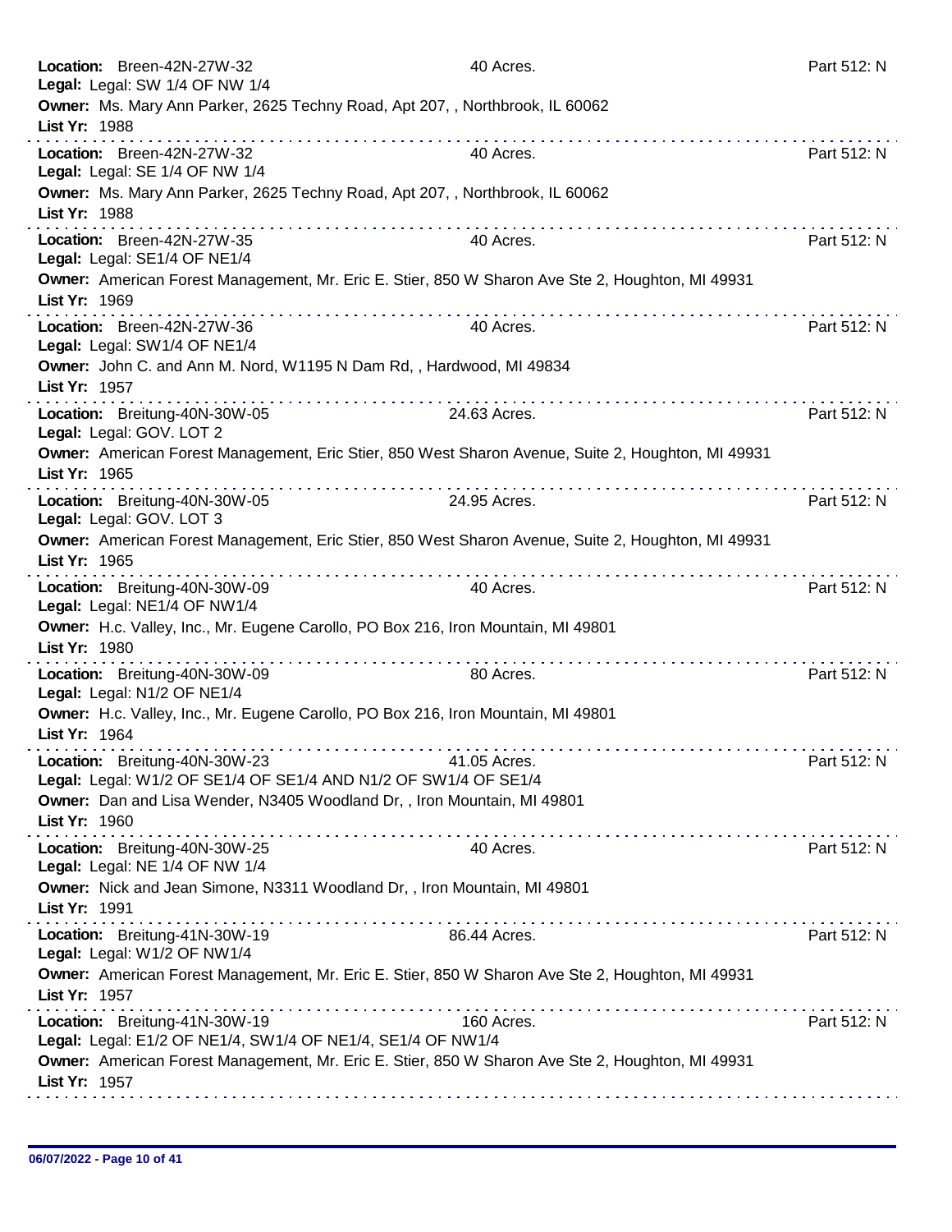**Location:** Breen-42N-27W-32 40 Acres. Part 512: N
**Legal:** Legal: SW 1/4 OF NW 1/4
**Owner:** Ms. Mary Ann Parker, 2625 Techny Road, Apt 207, , Northbrook, IL 60062
**List Yr:** 1988

---

**Location:** Breen-42N-27W-32 40 Acres. Part 512: N
**Legal:** Legal: SE 1/4 OF NW 1/4
**Owner:** Ms. Mary Ann Parker, 2625 Techny Road, Apt 207, , Northbrook, IL 60062
**List Yr:** 1988

---

**Location:** Breen-42N-27W-35 40 Acres. Part 512: N
**Legal:** Legal: SE1/4 OF NE1/4
**Owner:** American Forest Management, Mr. Eric E. Stier, 850 W Sharon Ave Ste 2, Houghton, MI 49931
**List Yr:** 1969

---

**Location:** Breen-42N-27W-36 40 Acres. Part 512: N
**Legal:** Legal: SW1/4 OF NE1/4
**Owner:** John C. and Ann M. Nord, W1195 N Dam Rd, , Hardwood, MI 49834
**List Yr:** 1957

---

**Location:** Breitung-40N-30W-05 24.63 Acres. Part 512: N
**Legal:** Legal: GOV. LOT 2
**Owner:** American Forest Management, Eric Stier, 850 West Sharon Avenue, Suite 2, Houghton, MI 49931
**List Yr:** 1965

---

**Location:** Breitung-40N-30W-05 24.95 Acres. Part 512: N
**Legal:** Legal: GOV. LOT 3
**Owner:** American Forest Management, Eric Stier, 850 West Sharon Avenue, Suite 2, Houghton, MI 49931
**List Yr:** 1965

---

**Location:** Breitung-40N-30W-09 40 Acres. Part 512: N
**Legal:** Legal: NE1/4 OF NW1/4
**Owner:** H.c. Valley, Inc., Mr. Eugene Carollo, PO Box 216, Iron Mountain, MI 49801
**List Yr:** 1980

---

**Location:** Breitung-40N-30W-09 80 Acres. Part 512: N
**Legal:** Legal: N1/2 OF NE1/4
**Owner:** H.c. Valley, Inc., Mr. Eugene Carollo, PO Box 216, Iron Mountain, MI 49801
**List Yr:** 1964

---

**Location:** Breitung-40N-30W-23 41.05 Acres. Part 512: N
**Legal:** Legal: W1/2 OF SE1/4 OF SE1/4 AND N1/2 OF SW1/4 OF SE1/4
**Owner:** Dan and Lisa Wender, N3405 Woodland Dr, , Iron Mountain, MI 49801
**List Yr:** 1960

---

**Location:** Breitung-40N-30W-25 40 Acres. Part 512: N
**Legal:** Legal: NE 1/4 OF NW 1/4
**Owner:** Nick and Jean Simone, N3311 Woodland Dr, , Iron Mountain, MI 49801
**List Yr:** 1991

---

**Location:** Breitung-41N-30W-19 86.44 Acres. Part 512: N
**Legal:** Legal: W1/2 OF NW1/4
**Owner:** American Forest Management, Mr. Eric E. Stier, 850 W Sharon Ave Ste 2, Houghton, MI 49931
**List Yr:** 1957

---

**Location:** Breitung-41N-30W-19 160 Acres. Part 512: N
**Legal:** Legal: E1/2 OF NE1/4, SW1/4 OF NE1/4, SE1/4 OF NW1/4
**Owner:** American Forest Management, Mr. Eric E. Stier, 850 W Sharon Ave Ste 2, Houghton, MI 49931
**List Yr:** 1957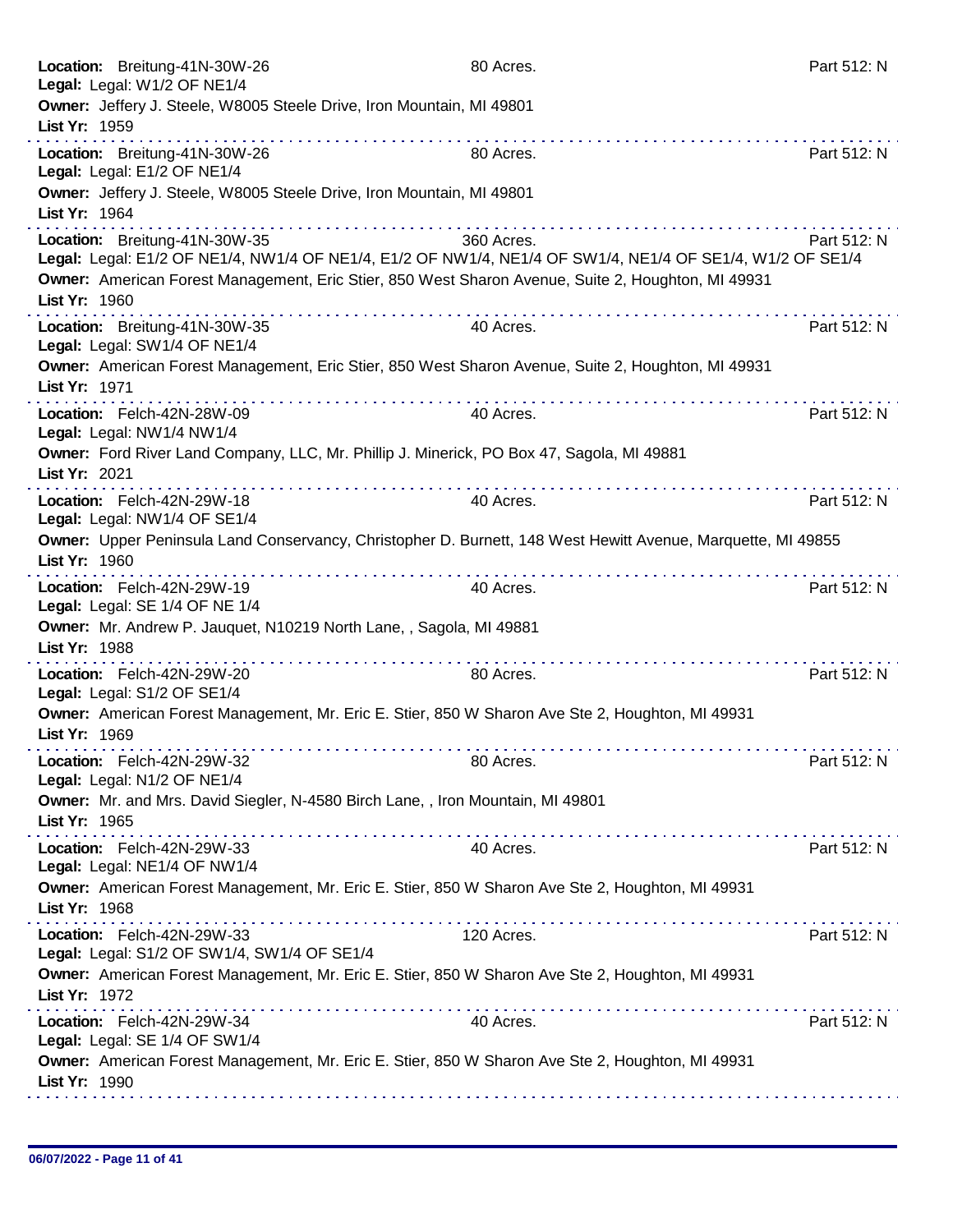**Location:** Breitung-41N-30W-26 80 Acres. Part 512: N
**Legal:** Legal: W1/2 OF NE1/4
**Owner:** Jeffery J. Steele, W8005 Steele Drive, Iron Mountain, MI 49801
**List Yr:** 1959

---

**Location:** Breitung-41N-30W-26 80 Acres. Part 512: N
**Legal:** Legal: E1/2 OF NE1/4
**Owner:** Jeffery J. Steele, W8005 Steele Drive, Iron Mountain, MI 49801
**List Yr:** 1964

---

**Location:** Breitung-41N-30W-35 360 Acres. Part 512: N
**Legal:** Legal: E1/2 OF NE1/4, NW1/4 OF NE1/4, E1/2 OF NW1/4, NE1/4 OF SW1/4, NE1/4 OF SE1/4, W1/2 OF SE1/4
**Owner:** American Forest Management, Eric Stier, 850 West Sharon Avenue, Suite 2, Houghton, MI 49931
**List Yr:** 1960

---

**Location:** Breitung-41N-30W-35 40 Acres. Part 512: N
**Legal:** Legal: SW1/4 OF NE1/4
**Owner:** American Forest Management, Eric Stier, 850 West Sharon Avenue, Suite 2, Houghton, MI 49931
**List Yr:** 1971

---

**Location:** Felch-42N-28W-09 40 Acres. Part 512: N
**Legal:** Legal: NW1/4 NW1/4
**Owner:** Ford River Land Company, LLC, Mr. Phillip J. Minerick, PO Box 47, Sagola, MI 49881
**List Yr:** 2021

---

**Location:** Felch-42N-29W-18 40 Acres. Part 512: N
**Legal:** Legal: NW1/4 OF SE1/4
**Owner:** Upper Peninsula Land Conservancy, Christopher D. Burnett, 148 West Hewitt Avenue, Marquette, MI 49855
**List Yr:** 1960

---

**Location:** Felch-42N-29W-19 40 Acres. Part 512: N
**Legal:** Legal: SE 1/4 OF NE 1/4
**Owner:** Mr. Andrew P. Jauquet, N10219 North Lane, , Sagola, MI 49881
**List Yr:** 1988

---

**Location:** Felch-42N-29W-20 80 Acres. Part 512: N
**Legal:** Legal: S1/2 OF SE1/4
**Owner:** American Forest Management, Mr. Eric E. Stier, 850 W Sharon Ave Ste 2, Houghton, MI 49931
**List Yr:** 1969

---

**Location:** Felch-42N-29W-32 80 Acres. Part 512: N
**Legal:** Legal: N1/2 OF NE1/4
**Owner:** Mr. and Mrs. David Siegler, N-4580 Birch Lane, , Iron Mountain, MI 49801
**List Yr:** 1965

---

**Location:** Felch-42N-29W-33 40 Acres. Part 512: N
**Legal:** Legal: NE1/4 OF NW1/4
**Owner:** American Forest Management, Mr. Eric E. Stier, 850 W Sharon Ave Ste 2, Houghton, MI 49931
**List Yr:** 1968

---

**Location:** Felch-42N-29W-33 120 Acres. Part 512: N
**Legal:** Legal: S1/2 OF SW1/4, SW1/4 OF SE1/4
**Owner:** American Forest Management, Mr. Eric E. Stier, 850 W Sharon Ave Ste 2, Houghton, MI 49931
**List Yr:** 1972

---

**Location:** Felch-42N-29W-34 40 Acres. Part 512: N
**Legal:** Legal: SE 1/4 OF SW1/4
**Owner:** American Forest Management, Mr. Eric E. Stier, 850 W Sharon Ave Ste 2, Houghton, MI 49931
**List Yr:** 1990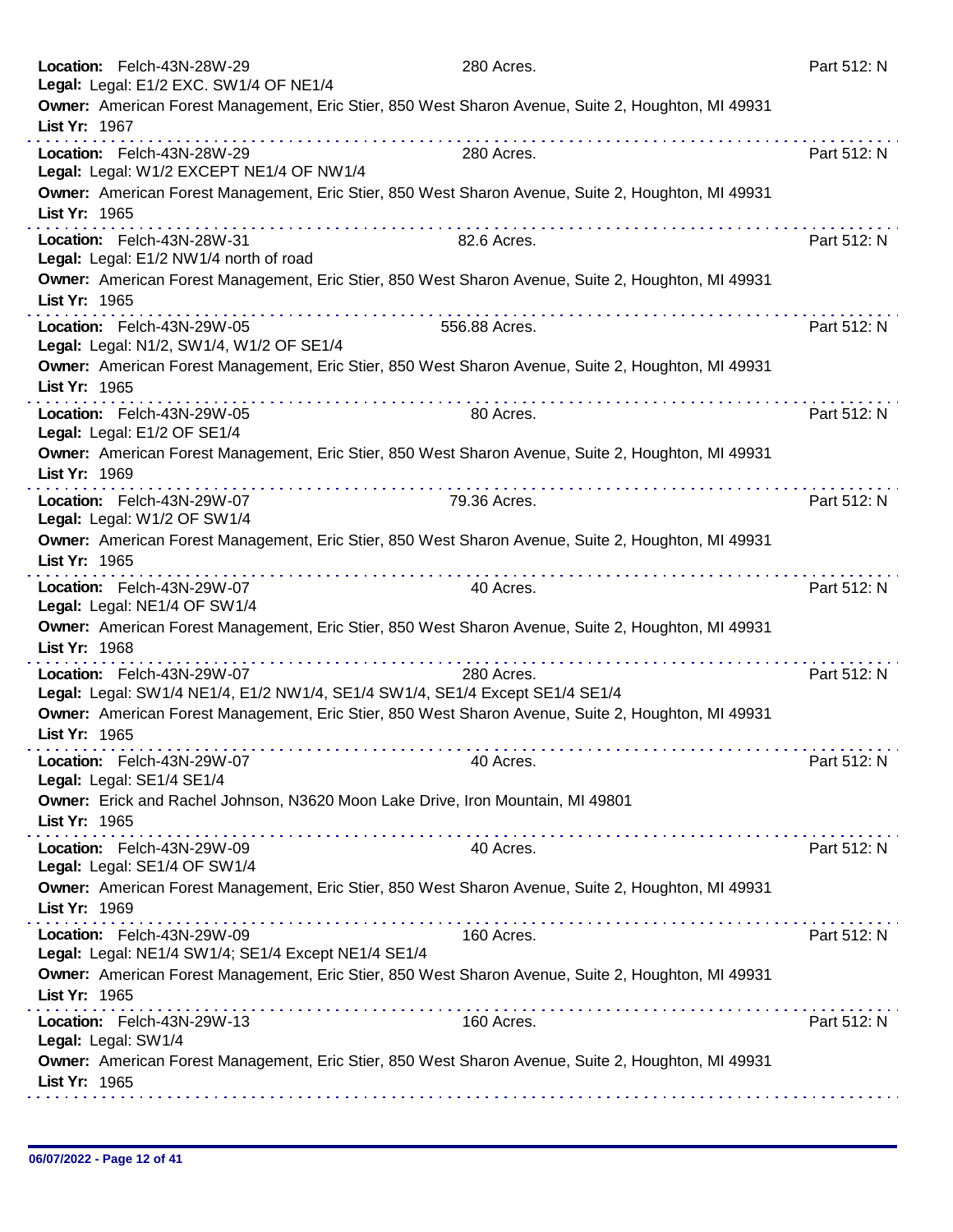**Location:** Felch-43N-28W-29 280 Acres. Part 512: N
**Legal:** Legal: E1/2 EXC. SW1/4 OF NE1/4
**Owner:** American Forest Management, Eric Stier, 850 West Sharon Avenue, Suite 2, Houghton, MI 49931
**List Yr:** 1967

---

**Location:** Felch-43N-28W-29 280 Acres. Part 512: N
**Legal:** Legal: W1/2 EXCEPT NE1/4 OF NW1/4
**Owner:** American Forest Management, Eric Stier, 850 West Sharon Avenue, Suite 2, Houghton, MI 49931
**List Yr:** 1965

---

**Location:** Felch-43N-28W-31 82.6 Acres. Part 512: N
**Legal:** Legal: E1/2 NW1/4 north of road
**Owner:** American Forest Management, Eric Stier, 850 West Sharon Avenue, Suite 2, Houghton, MI 49931
**List Yr:** 1965

---

**Location:** Felch-43N-29W-05 556.88 Acres. Part 512: N
**Legal:** Legal: N1/2, SW1/4, W1/2 OF SE1/4
**Owner:** American Forest Management, Eric Stier, 850 West Sharon Avenue, Suite 2, Houghton, MI 49931
**List Yr:** 1965

---

**Location:** Felch-43N-29W-05 80 Acres. Part 512: N
**Legal:** Legal: E1/2 OF SE1/4
**Owner:** American Forest Management, Eric Stier, 850 West Sharon Avenue, Suite 2, Houghton, MI 49931
**List Yr:** 1969

---

**Location:** Felch-43N-29W-07 79.36 Acres. Part 512: N
**Legal:** Legal: W1/2 OF SW1/4
**Owner:** American Forest Management, Eric Stier, 850 West Sharon Avenue, Suite 2, Houghton, MI 49931
**List Yr:** 1965

---

**Location:** Felch-43N-29W-07 40 Acres. Part 512: N
**Legal:** Legal: NE1/4 OF SW1/4
**Owner:** American Forest Management, Eric Stier, 850 West Sharon Avenue, Suite 2, Houghton, MI 49931
**List Yr:** 1968

---

**Location:** Felch-43N-29W-07 280 Acres. Part 512: N
**Legal:** Legal: SW1/4 NE1/4, E1/2 NW1/4, SE1/4 SW1/4, SE1/4 Except SE1/4 SE1/4
**Owner:** American Forest Management, Eric Stier, 850 West Sharon Avenue, Suite 2, Houghton, MI 49931
**List Yr:** 1965

---

**Location:** Felch-43N-29W-07 40 Acres. Part 512: N
**Legal:** Legal: SE1/4 SE1/4
**Owner:** Erick and Rachel Johnson, N3620 Moon Lake Drive, Iron Mountain, MI 49801
**List Yr:** 1965

---

**Location:** Felch-43N-29W-09 40 Acres. Part 512: N
**Legal:** Legal: SE1/4 OF SW1/4
**Owner:** American Forest Management, Eric Stier, 850 West Sharon Avenue, Suite 2, Houghton, MI 49931
**List Yr:** 1969

---

**Location:** Felch-43N-29W-09 160 Acres. Part 512: N
**Legal:** Legal: NE1/4 SW1/4; SE1/4 Except NE1/4 SE1/4
**Owner:** American Forest Management, Eric Stier, 850 West Sharon Avenue, Suite 2, Houghton, MI 49931
**List Yr:** 1965

---

**Location:** Felch-43N-29W-13 160 Acres. Part 512: N
**Legal:** Legal: SW1/4
**Owner:** American Forest Management, Eric Stier, 850 West Sharon Avenue, Suite 2, Houghton, MI 49931
**List Yr:** 1965

---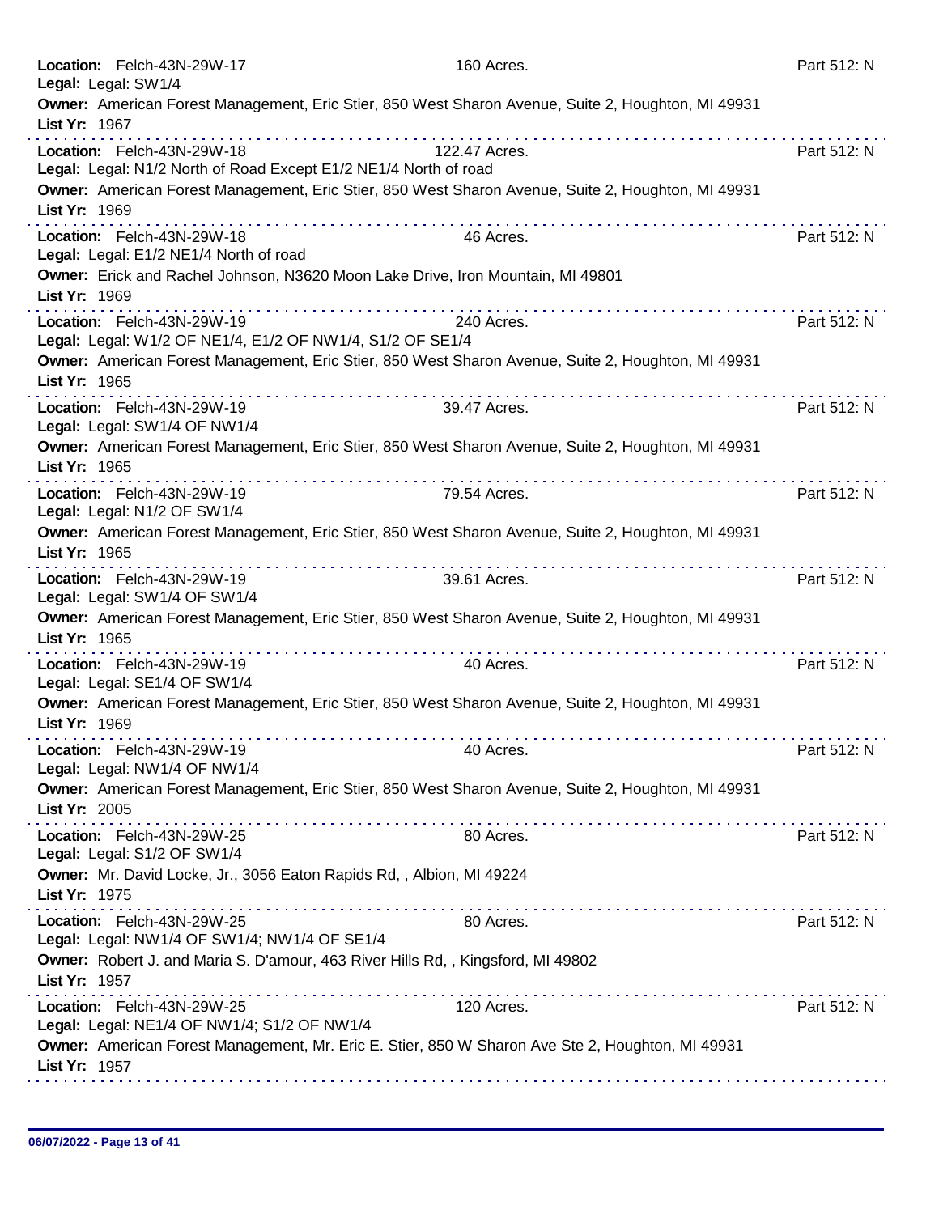**Location:** Felch-43N-29W-17 160 Acres. Part 512: N
**Legal:** Legal: SW1/4
**Owner:** American Forest Management, Eric Stier, 850 West Sharon Avenue, Suite 2, Houghton, MI 49931
**List Yr:** 1967

---

**Location:** Felch-43N-29W-18 122.47 Acres. Part 512: N
**Legal:** Legal: N1/2 North of Road Except E1/2 NE1/4 North of road
**Owner:** American Forest Management, Eric Stier, 850 West Sharon Avenue, Suite 2, Houghton, MI 49931
**List Yr:** 1969

---

**Location:** Felch-43N-29W-18 46 Acres. Part 512: N
**Legal:** Legal: E1/2 NE1/4 North of road
**Owner:** Erick and Rachel Johnson, N3620 Moon Lake Drive, Iron Mountain, MI 49801
**List Yr:** 1969

---

**Location:** Felch-43N-29W-19 240 Acres. Part 512: N
**Legal:** Legal: W1/2 OF NE1/4, E1/2 OF NW1/4, S1/2 OF SE1/4
**Owner:** American Forest Management, Eric Stier, 850 West Sharon Avenue, Suite 2, Houghton, MI 49931
**List Yr:** 1965

---

**Location:** Felch-43N-29W-19 39.47 Acres. Part 512: N
**Legal:** Legal: SW1/4 OF NW1/4
**Owner:** American Forest Management, Eric Stier, 850 West Sharon Avenue, Suite 2, Houghton, MI 49931
**List Yr:** 1965

---

**Location:** Felch-43N-29W-19 79.54 Acres. Part 512: N
**Legal:** Legal: N1/2 OF SW1/4
**Owner:** American Forest Management, Eric Stier, 850 West Sharon Avenue, Suite 2, Houghton, MI 49931
**List Yr:** 1965

---

**Location:** Felch-43N-29W-19 39.61 Acres. Part 512: N
**Legal:** Legal: SW1/4 OF SW1/4
**Owner:** American Forest Management, Eric Stier, 850 West Sharon Avenue, Suite 2, Houghton, MI 49931
**List Yr:** 1965

---

**Location:** Felch-43N-29W-19 40 Acres. Part 512: N
**Legal:** Legal: SE1/4 OF SW1/4
**Owner:** American Forest Management, Eric Stier, 850 West Sharon Avenue, Suite 2, Houghton, MI 49931
**List Yr:** 1969

---

**Location:** Felch-43N-29W-19 40 Acres. Part 512: N
**Legal:** Legal: NW1/4 OF NW1/4
**Owner:** American Forest Management, Eric Stier, 850 West Sharon Avenue, Suite 2, Houghton, MI 49931
**List Yr:** 2005

---

**Location:** Felch-43N-29W-25 80 Acres. Part 512: N
**Legal:** Legal: S1/2 OF SW1/4
**Owner:** Mr. David Locke, Jr., 3056 Eaton Rapids Rd, , Albion, MI 49224
**List Yr:** 1975

---

**Location:** Felch-43N-29W-25 80 Acres. Part 512: N
**Legal:** Legal: NW1/4 OF SW1/4; NW1/4 OF SE1/4
**Owner:** Robert J. and Maria S. D'amour, 463 River Hills Rd, , Kingsford, MI 49802
**List Yr:** 1957

---

**Location:** Felch-43N-29W-25 120 Acres. Part 512: N
**Legal:** Legal: NE1/4 OF NW1/4; S1/2 OF NW1/4
**Owner:** American Forest Management, Mr. Eric E. Stier, 850 W Sharon Ave Ste 2, Houghton, MI 49931
**List Yr:** 1957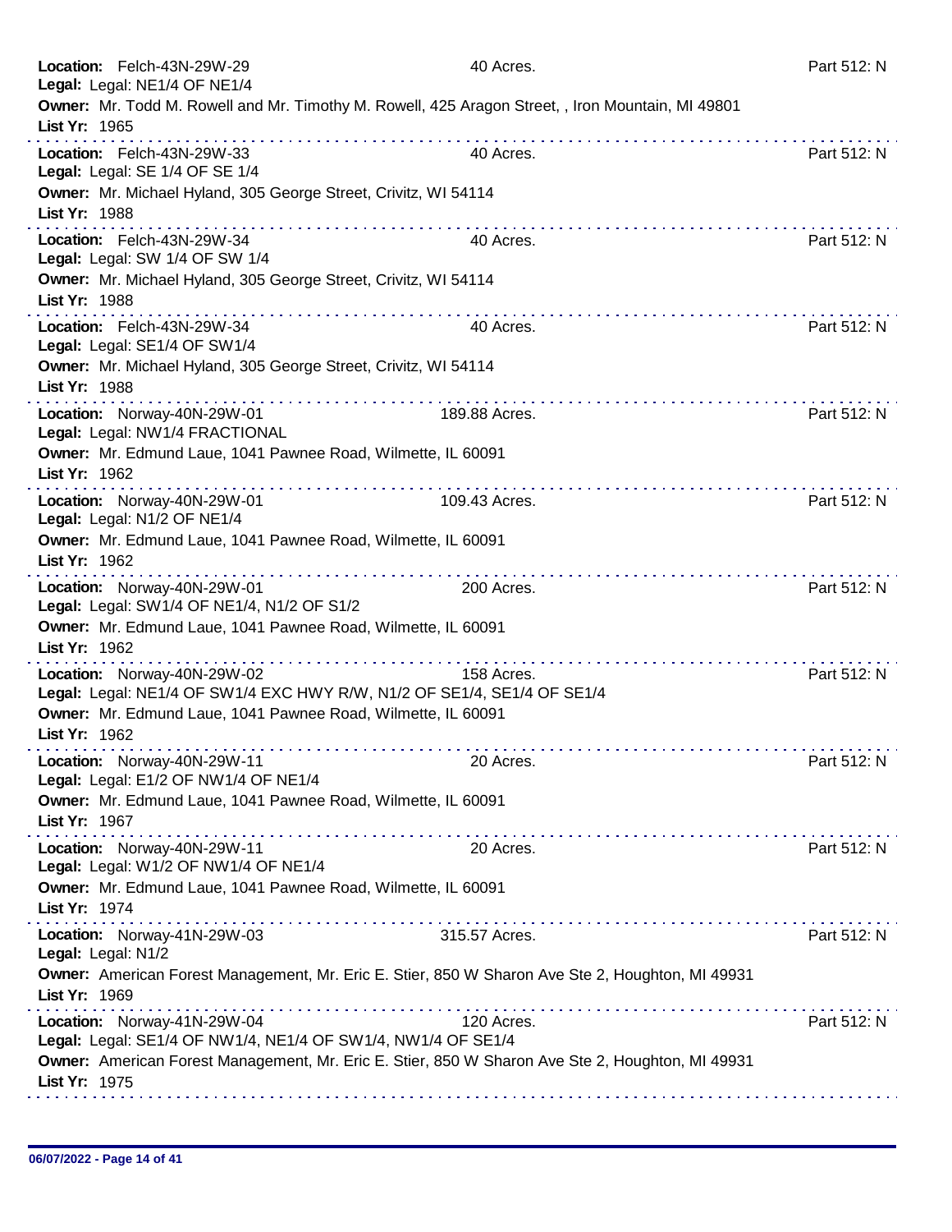**Location:** Felch-43N-29W-29 40 Acres. Part 512: N
**Legal:** Legal: NE1/4 OF NE1/4
**Owner:** Mr. Todd M. Rowell and Mr. Timothy M. Rowell, 425 Aragon Street, , Iron Mountain, MI 49801
**List Yr:** 1965

---

**Location:** Felch-43N-29W-33 40 Acres. Part 512: N
**Legal:** Legal: SE 1/4 OF SE 1/4
**Owner:** Mr. Michael Hyland, 305 George Street, Crivitz, WI 54114
**List Yr:** 1988

---

**Location:** Felch-43N-29W-34 40 Acres. Part 512: N
**Legal:** Legal: SW 1/4 OF SW 1/4
**Owner:** Mr. Michael Hyland, 305 George Street, Crivitz, WI 54114
**List Yr:** 1988

---

**Location:** Felch-43N-29W-34 40 Acres. Part 512: N
**Legal:** Legal: SE1/4 OF SW1/4
**Owner:** Mr. Michael Hyland, 305 George Street, Crivitz, WI 54114
**List Yr:** 1988

---

**Location:** Norway-40N-29W-01 189.88 Acres. Part 512: N
**Legal:** Legal: NW1/4 FRACTIONAL
**Owner:** Mr. Edmund Laue, 1041 Pawnee Road, Wilmette, IL 60091
**List Yr:** 1962

---

**Location:** Norway-40N-29W-01 109.43 Acres. Part 512: N
**Legal:** Legal: N1/2 OF NE1/4
**Owner:** Mr. Edmund Laue, 1041 Pawnee Road, Wilmette, IL 60091
**List Yr:** 1962

---

**Location:** Norway-40N-29W-01 200 Acres. Part 512: N
**Legal:** Legal: SW1/4 OF NE1/4, N1/2 OF S1/2
**Owner:** Mr. Edmund Laue, 1041 Pawnee Road, Wilmette, IL 60091
**List Yr:** 1962

---

**Location:** Norway-40N-29W-02 158 Acres. Part 512: N
**Legal:** Legal: NE1/4 OF SW1/4 EXC HWY R/W, N1/2 OF SE1/4, SE1/4 OF SE1/4
**Owner:** Mr. Edmund Laue, 1041 Pawnee Road, Wilmette, IL 60091
**List Yr:** 1962

---

**Location:** Norway-40N-29W-11 20 Acres. Part 512: N
**Legal:** Legal: E1/2 OF NW1/4 OF NE1/4
**Owner:** Mr. Edmund Laue, 1041 Pawnee Road, Wilmette, IL 60091
**List Yr:** 1967

---

**Location:** Norway-40N-29W-11 20 Acres. Part 512: N
**Legal:** Legal: W1/2 OF NW1/4 OF NE1/4
**Owner:** Mr. Edmund Laue, 1041 Pawnee Road, Wilmette, IL 60091
**List Yr:** 1974

---

**Location:** Norway-41N-29W-03 315.57 Acres. Part 512: N
**Legal:** Legal: N1/2
**Owner:** American Forest Management, Mr. Eric E. Stier, 850 W Sharon Ave Ste 2, Houghton, MI 49931
**List Yr:** 1969

---

**Location:** Norway-41N-29W-04 120 Acres. Part 512: N
**Legal:** Legal: SE1/4 OF NW1/4, NE1/4 OF SW1/4, NW1/4 OF SE1/4
**Owner:** American Forest Management, Mr. Eric E. Stier, 850 W Sharon Ave Ste 2, Houghton, MI 49931
**List Yr:** 1975

---

06/07/2022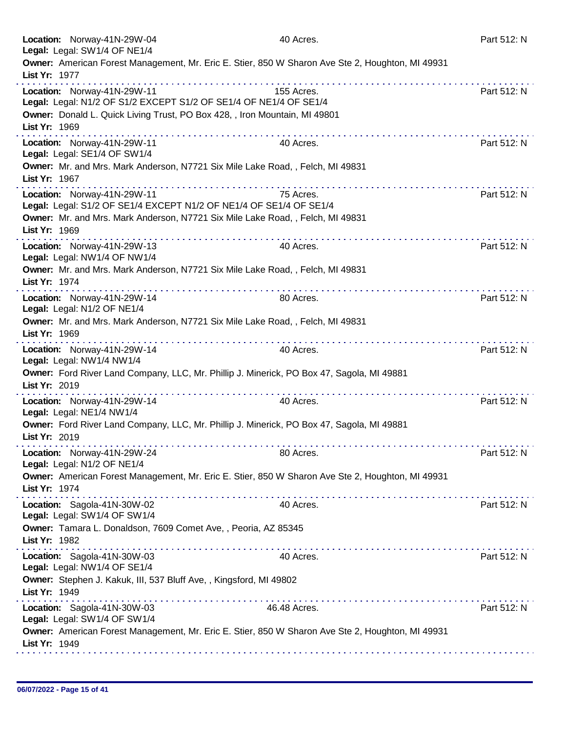**Location:** Norway-41N-29W-04 40 Acres. Part 512: N
**Legal:** Legal: SW1/4 OF NE1/4
**Owner:** American Forest Management, Mr. Eric E. Stier, 850 W Sharon Ave Ste 2, Houghton, MI 49931
**List Yr:** 1977

---

**Location:** Norway-41N-29W-11 155 Acres. Part 512: N
**Legal:** Legal: N1/2 OF S1/2 EXCEPT S1/2 OF SE1/4 OF NE1/4 OF SE1/4
**Owner:** Donald L. Quick Living Trust, PO Box 428, , Iron Mountain, MI 49801
**List Yr:** 1969

---

**Location:** Norway-41N-29W-11 40 Acres. Part 512: N
**Legal:** Legal: SE1/4 OF SW1/4
**Owner:** Mr. and Mrs. Mark Anderson, N7721 Six Mile Lake Road, , Felch, MI 49831
**List Yr:** 1967

---

**Location:** Norway-41N-29W-11 75 Acres. Part 512: N
**Legal:** Legal: S1/2 OF SE1/4 EXCEPT N1/2 OF NE1/4 OF SE1/4 OF SE1/4
**Owner:** Mr. and Mrs. Mark Anderson, N7721 Six Mile Lake Road, , Felch, MI 49831
**List Yr:** 1969

---

**Location:** Norway-41N-29W-13 40 Acres. Part 512: N
**Legal:** Legal: NW1/4 OF NW1/4
**Owner:** Mr. and Mrs. Mark Anderson, N7721 Six Mile Lake Road, , Felch, MI 49831
**List Yr:** 1974

---

**Location:** Norway-41N-29W-14 80 Acres. Part 512: N
**Legal:** Legal: N1/2 OF NE1/4
**Owner:** Mr. and Mrs. Mark Anderson, N7721 Six Mile Lake Road, , Felch, MI 49831
**List Yr:** 1969

---

**Location:** Norway-41N-29W-14 40 Acres. Part 512: N
**Legal:** Legal: NW1/4 NW1/4
**Owner:** Ford River Land Company, LLC, Mr. Phillip J. Minerick, PO Box 47, Sagola, MI 49881
**List Yr:** 2019

---

**Location:** Norway-41N-29W-14 40 Acres. Part 512: N
**Legal:** Legal: NE1/4 NW1/4
**Owner:** Ford River Land Company, LLC, Mr. Phillip J. Minerick, PO Box 47, Sagola, MI 49881
**List Yr:** 2019

---

**Location:** Norway-41N-29W-24 80 Acres. Part 512: N
**Legal:** Legal: N1/2 OF NE1/4
**Owner:** American Forest Management, Mr. Eric E. Stier, 850 W Sharon Ave Ste 2, Houghton, MI 49931
**List Yr:** 1974

---

**Location:** Sagola-41N-30W-02 40 Acres. Part 512: N
**Legal:** Legal: SW1/4 OF SW1/4
**Owner:** Tamara L. Donaldson, 7609 Comet Ave, , Peoria, AZ 85345
**List Yr:** 1982

---

**Location:** Sagola-41N-30W-03 40 Acres. Part 512: N
**Legal:** Legal: NW1/4 OF SE1/4
**Owner:** Stephen J. Kakuk, III, 537 Bluff Ave, , Kingsford, MI 49802
**List Yr:** 1949

---

**Location:** Sagola-41N-30W-03 46.48 Acres. Part 512: N
**Legal:** Legal: SW1/4 OF SW1/4
**Owner:** American Forest Management, Mr. Eric E. Stier, 850 W Sharon Ave Ste 2, Houghton, MI 49931
**List Yr:** 1949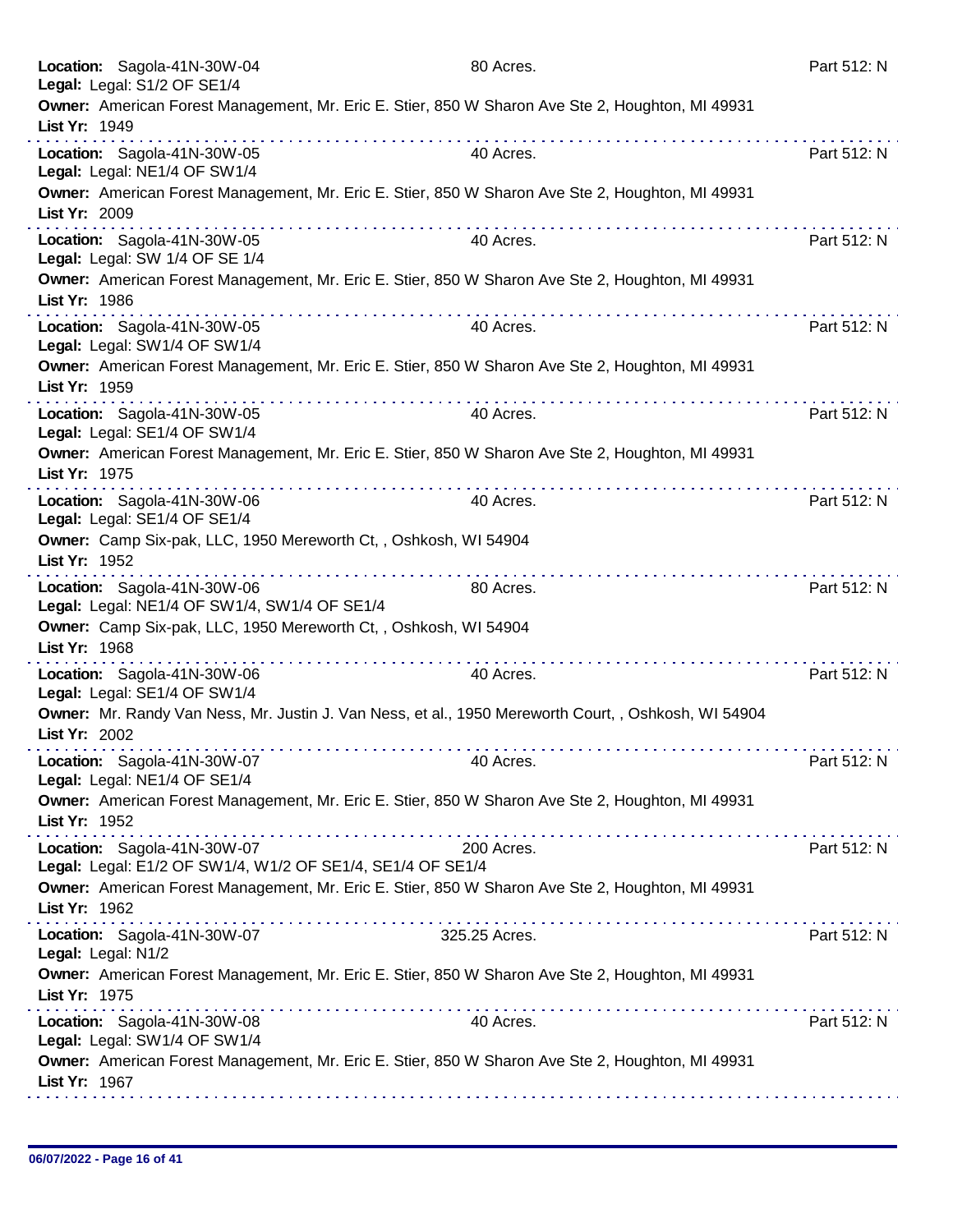**Location:** Sagola-41N-30W-04 80 Acres. Part 512: N
**Legal:** Legal: S1/2 OF SE1/4
**Owner:** American Forest Management, Mr. Eric E. Stier, 850 W Sharon Ave Ste 2, Houghton, MI 49931
**List Yr:** 1949

---

**Location:** Sagola-41N-30W-05 40 Acres. Part 512: N
**Legal:** Legal: NE1/4 OF SW1/4
**Owner:** American Forest Management, Mr. Eric E. Stier, 850 W Sharon Ave Ste 2, Houghton, MI 49931
**List Yr:** 2009

---

**Location:** Sagola-41N-30W-05 40 Acres. Part 512: N
**Legal:** Legal: SW 1/4 OF SE 1/4
**Owner:** American Forest Management, Mr. Eric E. Stier, 850 W Sharon Ave Ste 2, Houghton, MI 49931
**List Yr:** 1986

---

**Location:** Sagola-41N-30W-05 40 Acres. Part 512: N
**Legal:** Legal: SW1/4 OF SW1/4
**Owner:** American Forest Management, Mr. Eric E. Stier, 850 W Sharon Ave Ste 2, Houghton, MI 49931
**List Yr:** 1959

---

**Location:** Sagola-41N-30W-05 40 Acres. Part 512: N
**Legal:** Legal: SE1/4 OF SW1/4
**Owner:** American Forest Management, Mr. Eric E. Stier, 850 W Sharon Ave Ste 2, Houghton, MI 49931
**List Yr:** 1975

---

**Location:** Sagola-41N-30W-06 40 Acres. Part 512: N
**Legal:** Legal: SE1/4 OF SE1/4
**Owner:** Camp Six-pak, LLC, 1950 Mereworth Ct, , Oshkosh, WI 54904
**List Yr:** 1952

---

**Location:** Sagola-41N-30W-06 80 Acres. Part 512: N
**Legal:** Legal: NE1/4 OF SW1/4, SW1/4 OF SE1/4
**Owner:** Camp Six-pak, LLC, 1950 Mereworth Ct, , Oshkosh, WI 54904
**List Yr:** 1968

---

**Location:** Sagola-41N-30W-06 40 Acres. Part 512: N
**Legal:** Legal: SE1/4 OF SW1/4
**Owner:** Mr. Randy Van Ness, Mr. Justin J. Van Ness, et al., 1950 Mereworth Court, , Oshkosh, WI 54904
**List Yr:** 2002

---

**Location:** Sagola-41N-30W-07 40 Acres. Part 512: N
**Legal:** Legal: NE1/4 OF SE1/4
**Owner:** American Forest Management, Mr. Eric E. Stier, 850 W Sharon Ave Ste 2, Houghton, MI 49931
**List Yr:** 1952

---

**Location:** Sagola-41N-30W-07 200 Acres. Part 512: N
**Legal:** Legal: E1/2 OF SW1/4, W1/2 OF SE1/4, SE1/4 OF SE1/4
**Owner:** American Forest Management, Mr. Eric E. Stier, 850 W Sharon Ave Ste 2, Houghton, MI 49931
**List Yr:** 1962

---

**Location:** Sagola-41N-30W-07 325.25 Acres. Part 512: N
**Legal:** Legal: N1/2
**Owner:** American Forest Management, Mr. Eric E. Stier, 850 W Sharon Ave Ste 2, Houghton, MI 49931
**List Yr:** 1975

---

**Location:** Sagola-41N-30W-08 40 Acres. Part 512: N
**Legal:** Legal: SW1/4 OF SW1/4
**Owner:** American Forest Management, Mr. Eric E. Stier, 850 W Sharon Ave Ste 2, Houghton, MI 49931
**List Yr:** 1967

---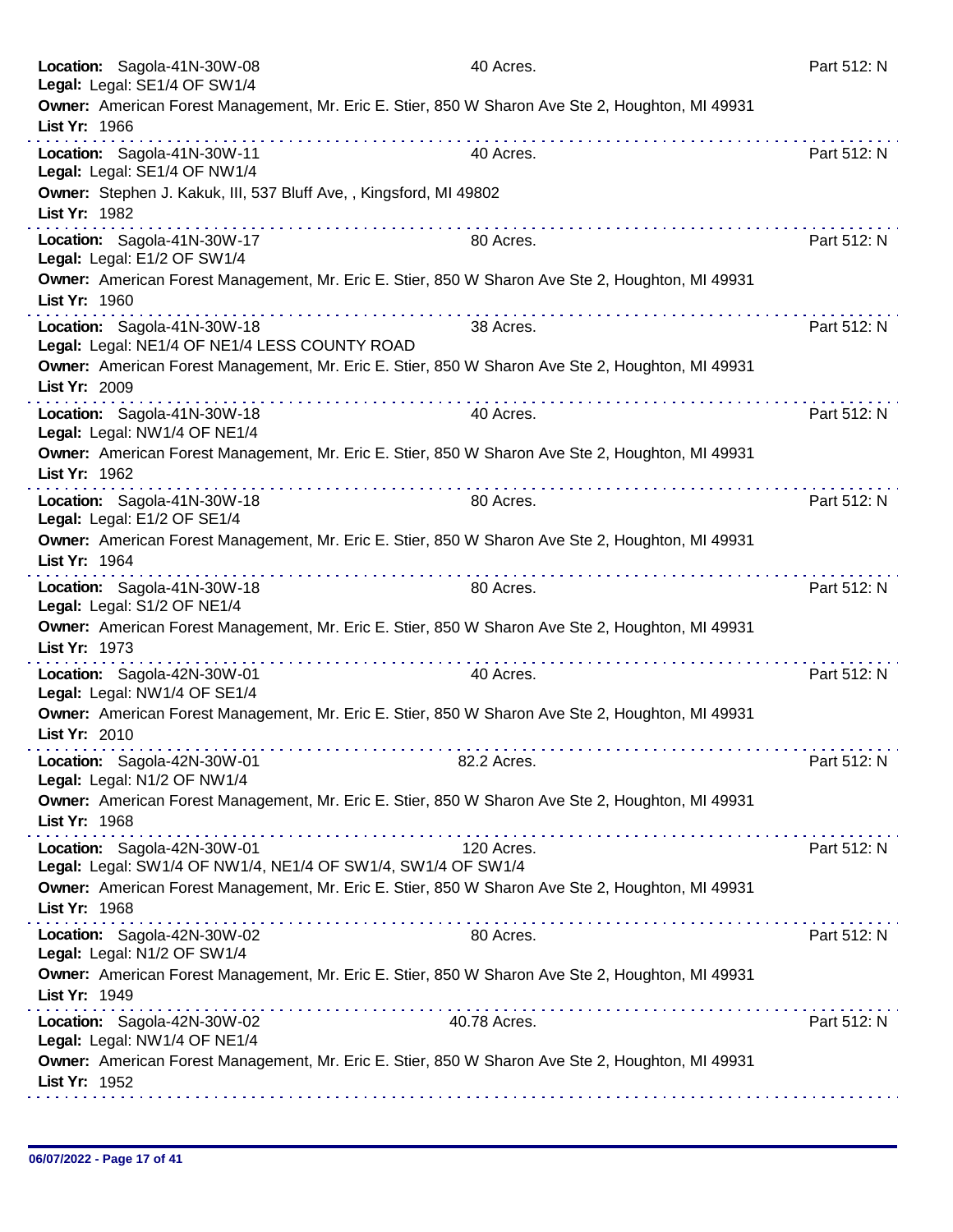**Location:** Sagola-41N-30W-08 40 Acres. Part 512: N
**Legal:** Legal: SE1/4 OF SW1/4
**Owner:** American Forest Management, Mr. Eric E. Stier, 850 W Sharon Ave Ste 2, Houghton, MI 49931
**List Yr:** 1966

---

**Location:** Sagola-41N-30W-11 40 Acres. Part 512: N
**Legal:** Legal: SE1/4 OF NW1/4
**Owner:** Stephen J. Kakuk, III, 537 Bluff Ave, , Kingsford, MI 49802
**List Yr:** 1982

---

**Location:** Sagola-41N-30W-17 80 Acres. Part 512: N
**Legal:** Legal: E1/2 OF SW1/4
**Owner:** American Forest Management, Mr. Eric E. Stier, 850 W Sharon Ave Ste 2, Houghton, MI 49931
**List Yr:** 1960

---

**Location:** Sagola-41N-30W-18 38 Acres. Part 512: N
**Legal:** Legal: NE1/4 OF NE1/4 LESS COUNTY ROAD
**Owner:** American Forest Management, Mr. Eric E. Stier, 850 W Sharon Ave Ste 2, Houghton, MI 49931
**List Yr:** 2009

---

**Location:** Sagola-41N-30W-18 40 Acres. Part 512: N
**Legal:** Legal: NW1/4 OF NE1/4
**Owner:** American Forest Management, Mr. Eric E. Stier, 850 W Sharon Ave Ste 2, Houghton, MI 49931
**List Yr:** 1962

---

**Location:** Sagola-41N-30W-18 80 Acres. Part 512: N
**Legal:** Legal: E1/2 OF SE1/4
**Owner:** American Forest Management, Mr. Eric E. Stier, 850 W Sharon Ave Ste 2, Houghton, MI 49931
**List Yr:** 1964

---

**Location:** Sagola-41N-30W-18 80 Acres. Part 512: N
**Legal:** Legal: S1/2 OF NE1/4
**Owner:** American Forest Management, Mr. Eric E. Stier, 850 W Sharon Ave Ste 2, Houghton, MI 49931
**List Yr:** 1973

---

**Location:** Sagola-42N-30W-01 40 Acres. Part 512: N
**Legal:** Legal: NW1/4 OF SE1/4
**Owner:** American Forest Management, Mr. Eric E. Stier, 850 W Sharon Ave Ste 2, Houghton, MI 49931
**List Yr:** 2010

---

**Location:** Sagola-42N-30W-01 82.2 Acres. Part 512: N
**Legal:** Legal: N1/2 OF NW1/4
**Owner:** American Forest Management, Mr. Eric E. Stier, 850 W Sharon Ave Ste 2, Houghton, MI 49931
**List Yr:** 1968

---

**Location:** Sagola-42N-30W-01 120 Acres. Part 512: N
**Legal:** Legal: SW1/4 OF NW1/4, NE1/4 OF SW1/4, SW1/4 OF SW1/4
**Owner:** American Forest Management, Mr. Eric E. Stier, 850 W Sharon Ave Ste 2, Houghton, MI 49931
**List Yr:** 1968

---

**Location:** Sagola-42N-30W-02 80 Acres. Part 512: N
**Legal:** Legal: N1/2 OF SW1/4
**Owner:** American Forest Management, Mr. Eric E. Stier, 850 W Sharon Ave Ste 2, Houghton, MI 49931
**List Yr:** 1949

---

**Location:** Sagola-42N-30W-02 40.78 Acres. Part 512: N
**Legal:** Legal: NW1/4 OF NE1/4
**Owner:** American Forest Management, Mr. Eric E. Stier, 850 W Sharon Ave Ste 2, Houghton, MI 49931
**List Yr:** 1952

---

06/07/2022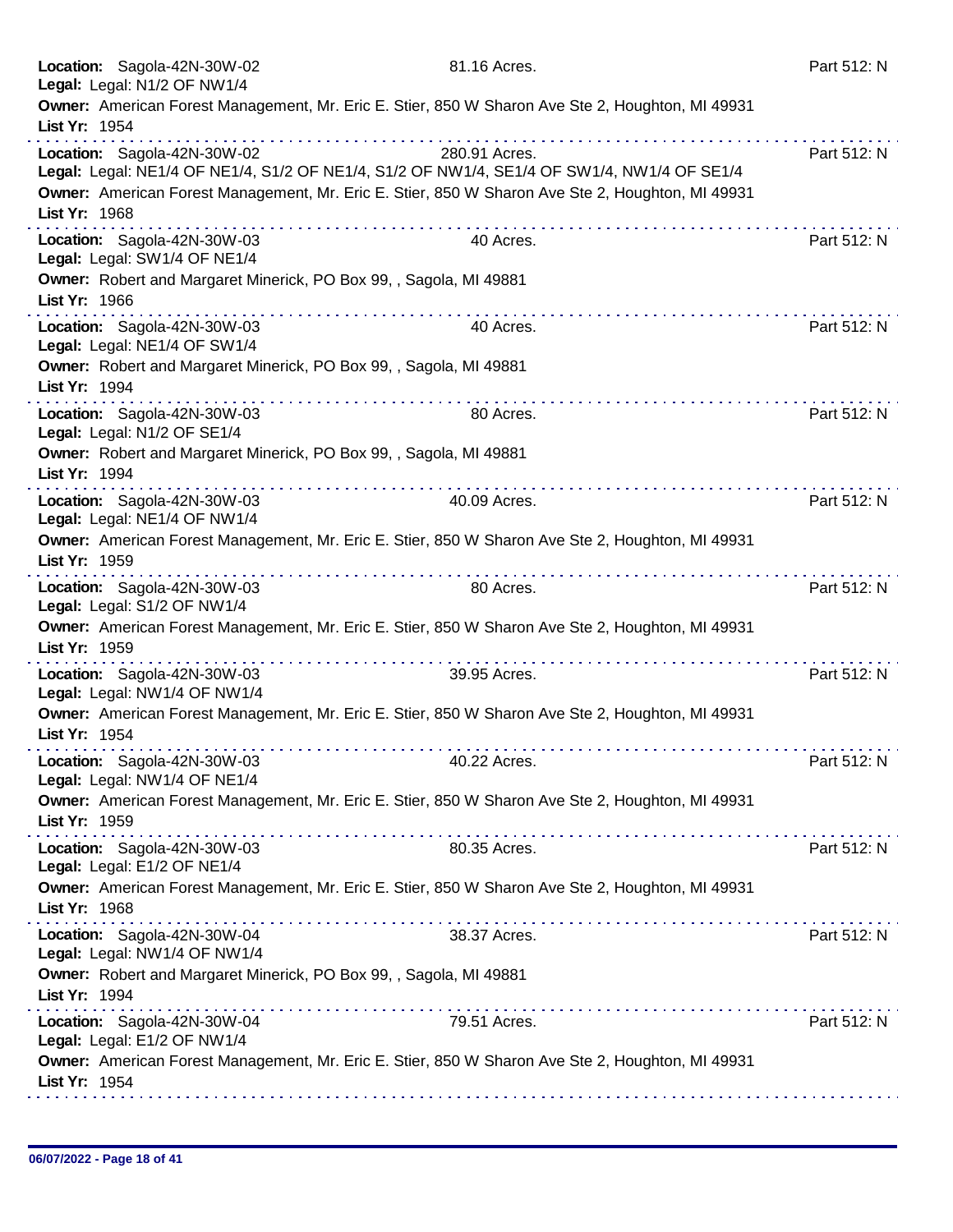**Location:** Sagola-42N-30W-02 81.16 Acres. Part 512: N
**Legal:** Legal: N1/2 OF NW1/4
**Owner:** American Forest Management, Mr. Eric E. Stier, 850 W Sharon Ave Ste 2, Houghton, MI 49931
**List Yr:** 1954

---

**Location:** Sagola-42N-30W-02 280.91 Acres. Part 512: N
**Legal:** Legal: NE1/4 OF NE1/4, S1/2 OF NE1/4, S1/2 OF NW1/4, SE1/4 OF SW1/4, NW1/4 OF SE1/4
**Owner:** American Forest Management, Mr. Eric E. Stier, 850 W Sharon Ave Ste 2, Houghton, MI 49931
**List Yr:** 1968

---

**Location:** Sagola-42N-30W-03 40 Acres. Part 512: N
**Legal:** Legal: SW1/4 OF NE1/4
**Owner:** Robert and Margaret Minerick, PO Box 99, , Sagola, MI 49881
**List Yr:** 1966

---

**Location:** Sagola-42N-30W-03 40 Acres. Part 512: N
**Legal:** Legal: NE1/4 OF SW1/4
**Owner:** Robert and Margaret Minerick, PO Box 99, , Sagola, MI 49881
**List Yr:** 1994

---

**Location:** Sagola-42N-30W-03 80 Acres. Part 512: N
**Legal:** Legal: N1/2 OF SE1/4
**Owner:** Robert and Margaret Minerick, PO Box 99, , Sagola, MI 49881
**List Yr:** 1994

---

**Location:** Sagola-42N-30W-03 40.09 Acres. Part 512: N
**Legal:** Legal: NE1/4 OF NW1/4
**Owner:** American Forest Management, Mr. Eric E. Stier, 850 W Sharon Ave Ste 2, Houghton, MI 49931
**List Yr:** 1959

---

**Location:** Sagola-42N-30W-03 80 Acres. Part 512: N
**Legal:** Legal: S1/2 OF NW1/4
**Owner:** American Forest Management, Mr. Eric E. Stier, 850 W Sharon Ave Ste 2, Houghton, MI 49931
**List Yr:** 1959

---

**Location:** Sagola-42N-30W-03 39.95 Acres. Part 512: N
**Legal:** Legal: NW1/4 OF NW1/4
**Owner:** American Forest Management, Mr. Eric E. Stier, 850 W Sharon Ave Ste 2, Houghton, MI 49931
**List Yr:** 1954

---

**Location:** Sagola-42N-30W-03 40.22 Acres. Part 512: N
**Legal:** Legal: NW1/4 OF NE1/4
**Owner:** American Forest Management, Mr. Eric E. Stier, 850 W Sharon Ave Ste 2, Houghton, MI 49931
**List Yr:** 1959

---

**Location:** Sagola-42N-30W-03 80.35 Acres. Part 512: N
**Legal:** Legal: E1/2 OF NE1/4
**Owner:** American Forest Management, Mr. Eric E. Stier, 850 W Sharon Ave Ste 2, Houghton, MI 49931
**List Yr:** 1968

---

**Location:** Sagola-42N-30W-04 38.37 Acres. Part 512: N
**Legal:** Legal: NW1/4 OF NW1/4
**Owner:** Robert and Margaret Minerick, PO Box 99, , Sagola, MI 49881
**List Yr:** 1994

---

**Location:** Sagola-42N-30W-04 79.51 Acres. Part 512: N
**Legal:** Legal: E1/2 OF NW1/4
**Owner:** American Forest Management, Mr. Eric E. Stier, 850 W Sharon Ave Ste 2, Houghton, MI 49931
**List Yr:** 1954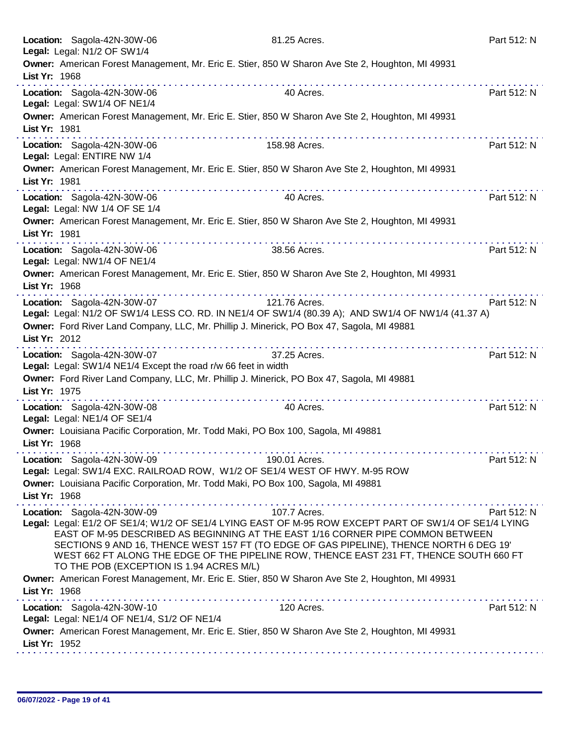**Location:** Sagola-42N-30W-06 81.25 Acres. Part 512: N
**Legal:** Legal: N1/2 OF SW1/4
**Owner:** American Forest Management, Mr. Eric E. Stier, 850 W Sharon Ave Ste 2, Houghton, MI 49931
**List Yr:** 1968

---

**Location:** Sagola-42N-30W-06 40 Acres. Part 512: N
**Legal:** Legal: SW1/4 OF NE1/4
**Owner:** American Forest Management, Mr. Eric E. Stier, 850 W Sharon Ave Ste 2, Houghton, MI 49931
**List Yr:** 1981

---

**Location:** Sagola-42N-30W-06 158.98 Acres. Part 512: N
**Legal:** Legal: ENTIRE NW 1/4
**Owner:** American Forest Management, Mr. Eric E. Stier, 850 W Sharon Ave Ste 2, Houghton, MI 49931
**List Yr:** 1981

---

**Location:** Sagola-42N-30W-06 40 Acres. Part 512: N
**Legal:** Legal: NW 1/4 OF SE 1/4
**Owner:** American Forest Management, Mr. Eric E. Stier, 850 W Sharon Ave Ste 2, Houghton, MI 49931
**List Yr:** 1981

---

**Location:** Sagola-42N-30W-06 38.56 Acres. Part 512: N
**Legal:** Legal: NW1/4 OF NE1/4
**Owner:** American Forest Management, Mr. Eric E. Stier, 850 W Sharon Ave Ste 2, Houghton, MI 49931
**List Yr:** 1968

---

**Location:** Sagola-42N-30W-07 121.76 Acres. Part 512: N
**Legal:** Legal: N1/2 OF SW1/4 LESS CO. RD. IN NE1/4 OF SW1/4 (80.39 A); AND SW1/4 OF NW1/4 (41.37 A)
**Owner:** Ford River Land Company, LLC, Mr. Phillip J. Minerick, PO Box 47, Sagola, MI 49881
**List Yr:** 2012

---

**Location:** Sagola-42N-30W-07 37.25 Acres. Part 512: N
**Legal:** Legal: SW1/4 NE1/4 Except the road r/w 66 feet in width
**Owner:** Ford River Land Company, LLC, Mr. Phillip J. Minerick, PO Box 47, Sagola, MI 49881
**List Yr:** 1975

---

**Location:** Sagola-42N-30W-08 40 Acres. Part 512: N
**Legal:** Legal: NE1/4 OF SE1/4
**Owner:** Louisiana Pacific Corporation, Mr. Todd Maki, PO Box 100, Sagola, MI 49881
**List Yr:** 1968

---

**Location:** Sagola-42N-30W-09 190.01 Acres. Part 512: N
**Legal:** Legal: SW1/4 EXC. RAILROAD ROW, W1/2 OF SE1/4 WEST OF HWY. M-95 ROW
**Owner:** Louisiana Pacific Corporation, Mr. Todd Maki, PO Box 100, Sagola, MI 49881
**List Yr:** 1968

---

**Location:** Sagola-42N-30W-09 107.7 Acres. Part 512: N
**Legal:** Legal: E1/2 OF SE1/4; W1/2 OF SE1/4 LYING EAST OF M-95 ROW EXCEPT PART OF SW1/4 OF SE1/4 LYING EAST OF M-95 DESCRIBED AS BEGINNING AT THE EAST 1/16 CORNER PIPE COMMON BETWEEN SECTIONS 9 AND 16, THENCE WEST 157 FT (TO EDGE OF GAS PIPELINE), THENCE NORTH 6 DEG 19' WEST 662 FT ALONG THE EDGE OF THE PIPELINE ROW, THENCE EAST 231 FT, THENCE SOUTH 660 FT TO THE POB (EXCEPTION IS 1.94 ACRES M/L)
**Owner:** American Forest Management, Mr. Eric E. Stier, 850 W Sharon Ave Ste 2, Houghton, MI 49931
**List Yr:** 1968

---

**Location:** Sagola-42N-30W-10 120 Acres. Part 512: N
**Legal:** Legal: NE1/4 OF NE1/4, S1/2 OF NE1/4
**Owner:** American Forest Management, Mr. Eric E. Stier, 850 W Sharon Ave Ste 2, Houghton, MI 49931
**List Yr:** 1952

06/07/2022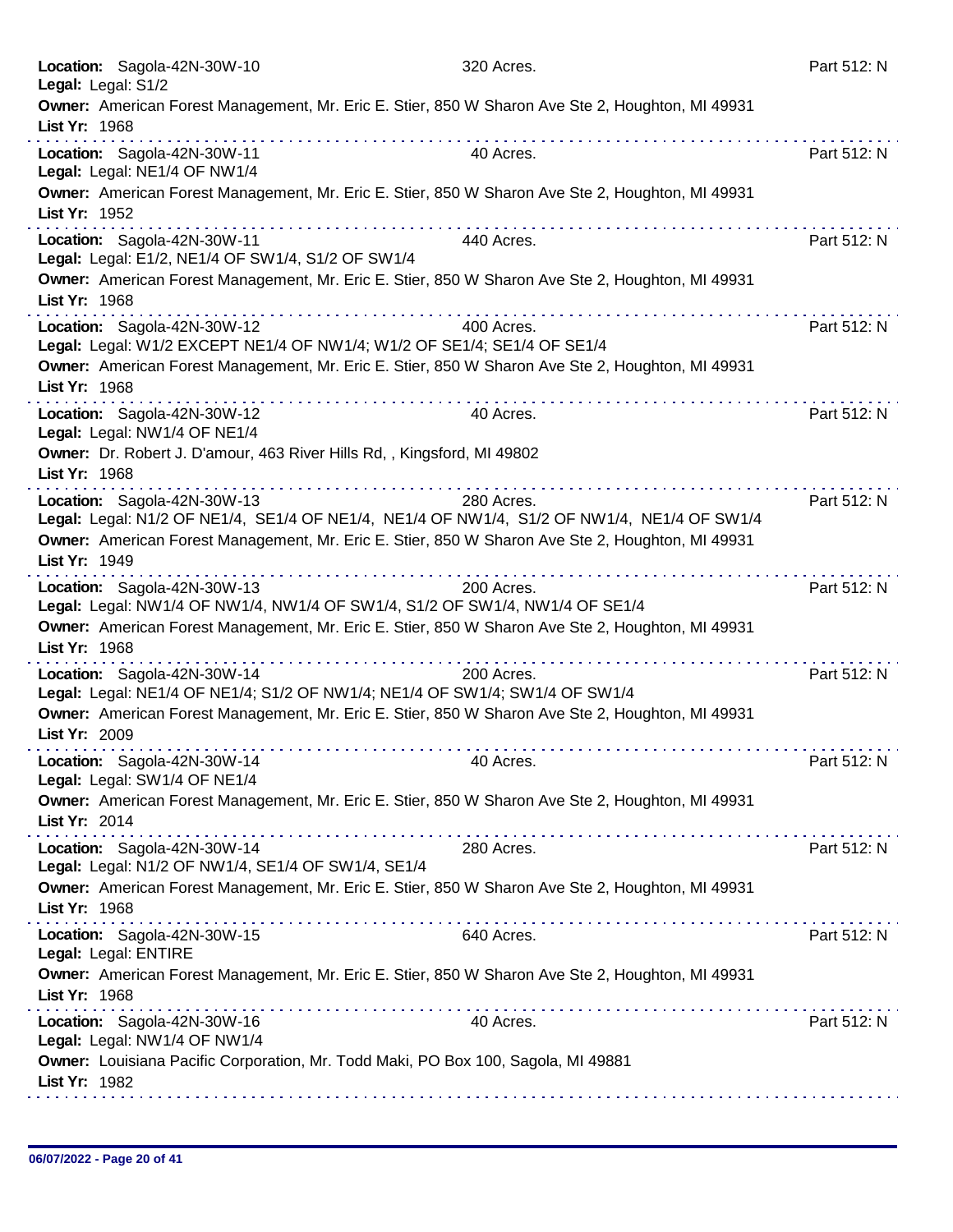**Location:** Sagola-42N-30W-10 320 Acres. Part 512: N
**Legal:** Legal: S1/2
**Owner:** American Forest Management, Mr. Eric E. Stier, 850 W Sharon Ave Ste 2, Houghton, MI 49931
**List Yr:** 1968

---

**Location:** Sagola-42N-30W-11 40 Acres. Part 512: N
**Legal:** Legal: NE1/4 OF NW1/4
**Owner:** American Forest Management, Mr. Eric E. Stier, 850 W Sharon Ave Ste 2, Houghton, MI 49931
**List Yr:** 1952

---

**Location:** Sagola-42N-30W-11 440 Acres. Part 512: N
**Legal:** Legal: E1/2, NE1/4 OF SW1/4, S1/2 OF SW1/4
**Owner:** American Forest Management, Mr. Eric E. Stier, 850 W Sharon Ave Ste 2, Houghton, MI 49931
**List Yr:** 1968

---

**Location:** Sagola-42N-30W-12 400 Acres. Part 512: N
**Legal:** Legal: W1/2 EXCEPT NE1/4 OF NW1/4; W1/2 OF SE1/4; SE1/4 OF SE1/4
**Owner:** American Forest Management, Mr. Eric E. Stier, 850 W Sharon Ave Ste 2, Houghton, MI 49931
**List Yr:** 1968

---

**Location:** Sagola-42N-30W-12 40 Acres. Part 512: N
**Legal:** Legal: NW1/4 OF NE1/4
**Owner:** Dr. Robert J. D'amour, 463 River Hills Rd, , Kingsford, MI 49802
**List Yr:** 1968

---

**Location:** Sagola-42N-30W-13 280 Acres. Part 512: N
**Legal:** Legal: N1/2 OF NE1/4, SE1/4 OF NE1/4, NE1/4 OF NW1/4, S1/2 OF NW1/4, NE1/4 OF SW1/4
**Owner:** American Forest Management, Mr. Eric E. Stier, 850 W Sharon Ave Ste 2, Houghton, MI 49931
**List Yr:** 1949

---

**Location:** Sagola-42N-30W-13 200 Acres. Part 512: N
**Legal:** Legal: NW1/4 OF NW1/4, NW1/4 OF SW1/4, S1/2 OF SW1/4, NW1/4 OF SE1/4
**Owner:** American Forest Management, Mr. Eric E. Stier, 850 W Sharon Ave Ste 2, Houghton, MI 49931
**List Yr:** 1968

---

**Location:** Sagola-42N-30W-14 200 Acres. Part 512: N
**Legal:** Legal: NE1/4 OF NE1/4; S1/2 OF NW1/4; NE1/4 OF SW1/4; SW1/4 OF SW1/4
**Owner:** American Forest Management, Mr. Eric E. Stier, 850 W Sharon Ave Ste 2, Houghton, MI 49931
**List Yr:** 2009

---

**Location:** Sagola-42N-30W-14 40 Acres. Part 512: N
**Legal:** Legal: SW1/4 OF NE1/4
**Owner:** American Forest Management, Mr. Eric E. Stier, 850 W Sharon Ave Ste 2, Houghton, MI 49931
**List Yr:** 2014

---

**Location:** Sagola-42N-30W-14 280 Acres. Part 512: N
**Legal:** Legal: N1/2 OF NW1/4, SE1/4 OF SW1/4, SE1/4
**Owner:** American Forest Management, Mr. Eric E. Stier, 850 W Sharon Ave Ste 2, Houghton, MI 49931
**List Yr:** 1968

---

**Location:** Sagola-42N-30W-15 640 Acres. Part 512: N
**Legal:** Legal: ENTIRE
**Owner:** American Forest Management, Mr. Eric E. Stier, 850 W Sharon Ave Ste 2, Houghton, MI 49931
**List Yr:** 1968

---

**Location:** Sagola-42N-30W-16 40 Acres. Part 512: N
**Legal:** Legal: NW1/4 OF NW1/4
**Owner:** Louisiana Pacific Corporation, Mr. Todd Maki, PO Box 100, Sagola, MI 49881
**List Yr:** 1982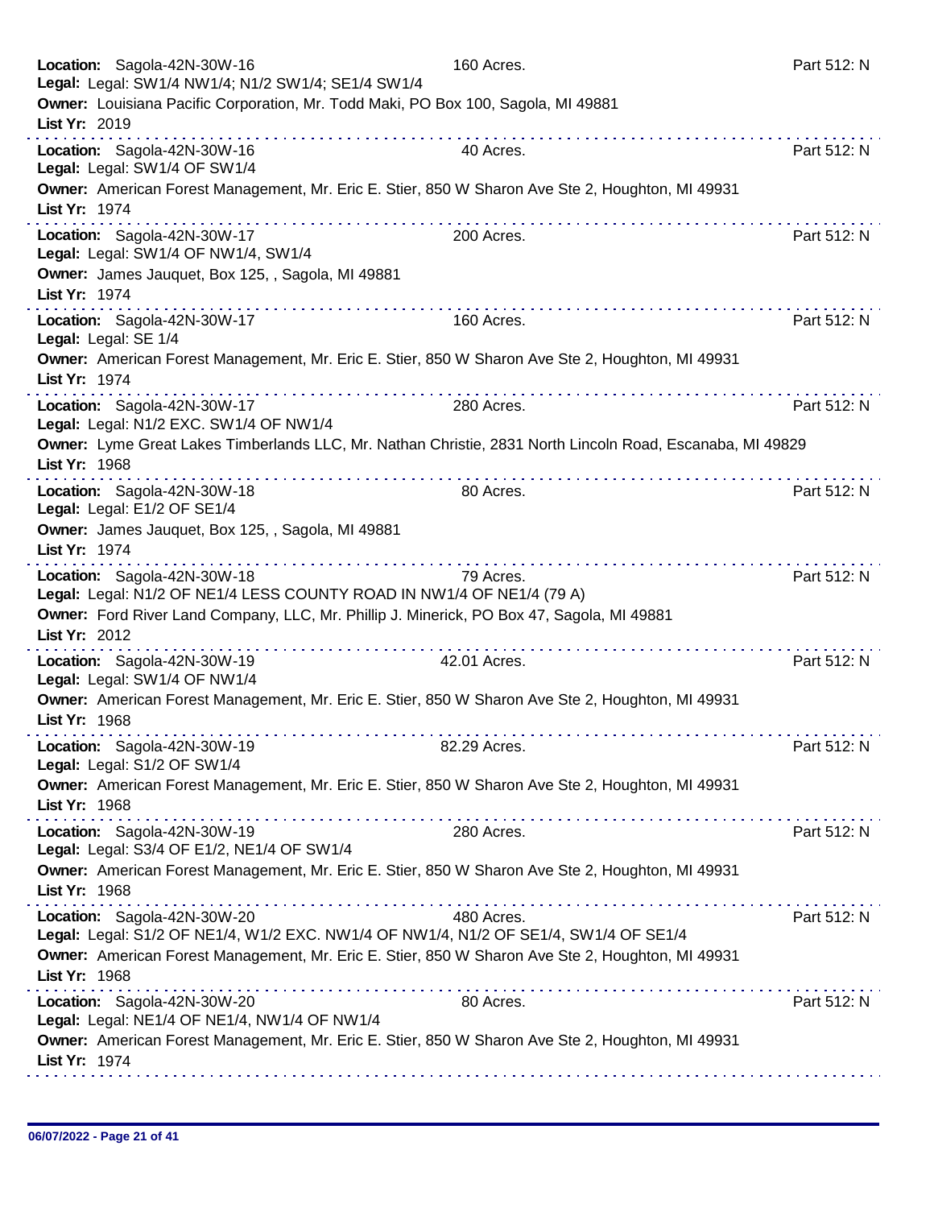**Location:** Sagola-42N-30W-16 160 Acres. Part 512: N
**Legal:** Legal: SW1/4 NW1/4; N1/2 SW1/4; SE1/4 SW1/4
**Owner:** Louisiana Pacific Corporation, Mr. Todd Maki, PO Box 100, Sagola, MI 49881
**List Yr:** 2019

---

**Location:** Sagola-42N-30W-16 40 Acres. Part 512: N
**Legal:** Legal: SW1/4 OF SW1/4
**Owner:** American Forest Management, Mr. Eric E. Stier, 850 W Sharon Ave Ste 2, Houghton, MI 49931
**List Yr:** 1974

---

**Location:** Sagola-42N-30W-17 200 Acres. Part 512: N
**Legal:** Legal: SW1/4 OF NW1/4, SW1/4
**Owner:** James Jauquet, Box 125, , Sagola, MI 49881
**List Yr:** 1974

---

**Location:** Sagola-42N-30W-17 160 Acres. Part 512: N
**Legal:** Legal: SE 1/4
**Owner:** American Forest Management, Mr. Eric E. Stier, 850 W Sharon Ave Ste 2, Houghton, MI 49931
**List Yr:** 1974

---

**Location:** Sagola-42N-30W-17 280 Acres. Part 512: N
**Legal:** Legal: N1/2 EXC. SW1/4 OF NW1/4
**Owner:** Lyme Great Lakes Timberlands LLC, Mr. Nathan Christie, 2831 North Lincoln Road, Escanaba, MI 49829
**List Yr:** 1968

---

**Location:** Sagola-42N-30W-18 80 Acres. Part 512: N
**Legal:** Legal: E1/2 OF SE1/4
**Owner:** James Jauquet, Box 125, , Sagola, MI 49881
**List Yr:** 1974

---

**Location:** Sagola-42N-30W-18 79 Acres. Part 512: N
**Legal:** Legal: N1/2 OF NE1/4 LESS COUNTY ROAD IN NW1/4 OF NE1/4 (79 A)
**Owner:** Ford River Land Company, LLC, Mr. Phillip J. Minerick, PO Box 47, Sagola, MI 49881
**List Yr:** 2012

---

**Location:** Sagola-42N-30W-19 42.01 Acres. Part 512: N
**Legal:** Legal: SW1/4 OF NW1/4
**Owner:** American Forest Management, Mr. Eric E. Stier, 850 W Sharon Ave Ste 2, Houghton, MI 49931
**List Yr:** 1968

---

**Location:** Sagola-42N-30W-19 82.29 Acres. Part 512: N
**Legal:** Legal: S1/2 OF SW1/4
**Owner:** American Forest Management, Mr. Eric E. Stier, 850 W Sharon Ave Ste 2, Houghton, MI 49931
**List Yr:** 1968

---

**Location:** Sagola-42N-30W-19 280 Acres. Part 512: N
**Legal:** Legal: S3/4 OF E1/2, NE1/4 OF SW1/4
**Owner:** American Forest Management, Mr. Eric E. Stier, 850 W Sharon Ave Ste 2, Houghton, MI 49931
**List Yr:** 1968

---

**Location:** Sagola-42N-30W-20 480 Acres. Part 512: N
**Legal:** Legal: S1/2 OF NE1/4, W1/2 EXC. NW1/4 OF NW1/4, N1/2 OF SE1/4, SW1/4 OF SE1/4
**Owner:** American Forest Management, Mr. Eric E. Stier, 850 W Sharon Ave Ste 2, Houghton, MI 49931
**List Yr:** 1968

---

**Location:** Sagola-42N-30W-20 80 Acres. Part 512: N
**Legal:** Legal: NE1/4 OF NE1/4, NW1/4 OF NW1/4
**Owner:** American Forest Management, Mr. Eric E. Stier, 850 W Sharon Ave Ste 2, Houghton, MI 49931
**List Yr:** 1974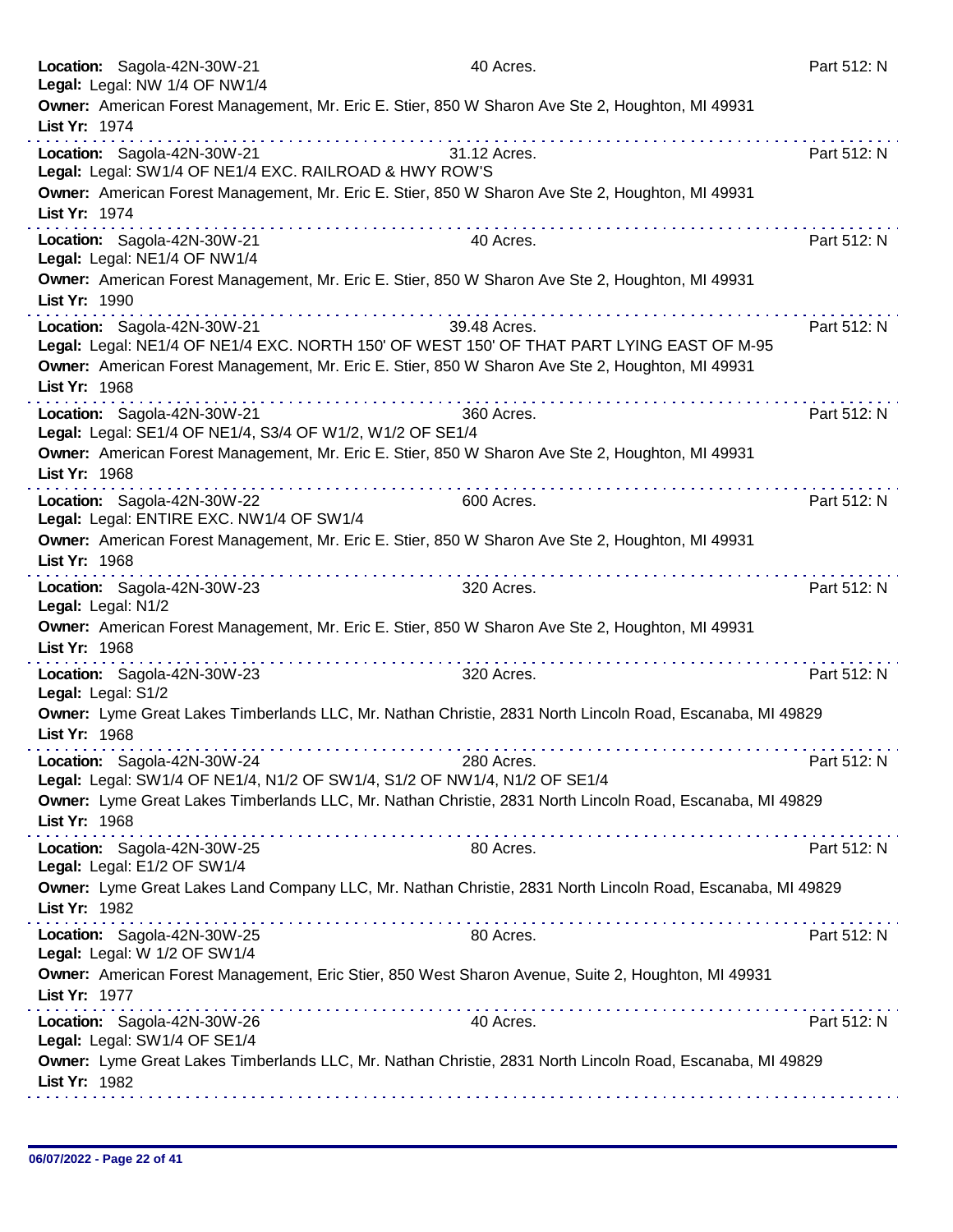**Location:** Sagola-42N-30W-21 40 Acres. Part 512: N
**Legal:** Legal: NW 1/4 OF NW1/4
**Owner:** American Forest Management, Mr. Eric E. Stier, 850 W Sharon Ave Ste 2, Houghton, MI 49931
**List Yr:** 1974

---

**Location:** Sagola-42N-30W-21 31.12 Acres. Part 512: N
**Legal:** Legal: SW1/4 OF NE1/4 EXC. RAILROAD & HWY ROW'S
**Owner:** American Forest Management, Mr. Eric E. Stier, 850 W Sharon Ave Ste 2, Houghton, MI 49931
**List Yr:** 1974

---

**Location:** Sagola-42N-30W-21 40 Acres. Part 512: N
**Legal:** Legal: NE1/4 OF NW1/4
**Owner:** American Forest Management, Mr. Eric E. Stier, 850 W Sharon Ave Ste 2, Houghton, MI 49931
**List Yr:** 1990

---

**Location:** Sagola-42N-30W-21 39.48 Acres. Part 512: N
**Legal:** Legal: NE1/4 OF NE1/4 EXC. NORTH 150' OF WEST 150' OF THAT PART LYING EAST OF M-95
**Owner:** American Forest Management, Mr. Eric E. Stier, 850 W Sharon Ave Ste 2, Houghton, MI 49931
**List Yr:** 1968

---

**Location:** Sagola-42N-30W-21 360 Acres. Part 512: N
**Legal:** Legal: SE1/4 OF NE1/4, S3/4 OF W1/2, W1/2 OF SE1/4
**Owner:** American Forest Management, Mr. Eric E. Stier, 850 W Sharon Ave Ste 2, Houghton, MI 49931
**List Yr:** 1968

---

**Location:** Sagola-42N-30W-22 600 Acres. Part 512: N
**Legal:** Legal: ENTIRE EXC. NW1/4 OF SW1/4
**Owner:** American Forest Management, Mr. Eric E. Stier, 850 W Sharon Ave Ste 2, Houghton, MI 49931
**List Yr:** 1968

---

**Location:** Sagola-42N-30W-23 320 Acres. Part 512: N
**Legal:** Legal: N1/2
**Owner:** American Forest Management, Mr. Eric E. Stier, 850 W Sharon Ave Ste 2, Houghton, MI 49931
**List Yr:** 1968

---

**Location:** Sagola-42N-30W-23 320 Acres. Part 512: N
**Legal:** Legal: S1/2
**Owner:** Lyme Great Lakes Timberlands LLC, Mr. Nathan Christie, 2831 North Lincoln Road, Escanaba, MI 49829
**List Yr:** 1968

---

**Location:** Sagola-42N-30W-24 280 Acres. Part 512: N
**Legal:** Legal: SW1/4 OF NE1/4, N1/2 OF SW1/4, S1/2 OF NW1/4, N1/2 OF SE1/4
**Owner:** Lyme Great Lakes Timberlands LLC, Mr. Nathan Christie, 2831 North Lincoln Road, Escanaba, MI 49829
**List Yr:** 1968

---

**Location:** Sagola-42N-30W-25 80 Acres. Part 512: N
**Legal:** Legal: E1/2 OF SW1/4
**Owner:** Lyme Great Lakes Land Company LLC, Mr. Nathan Christie, 2831 North Lincoln Road, Escanaba, MI 49829
**List Yr:** 1982

---

**Location:** Sagola-42N-30W-25 80 Acres. Part 512: N
**Legal:** Legal: W 1/2 OF SW1/4
**Owner:** American Forest Management, Eric Stier, 850 West Sharon Avenue, Suite 2, Houghton, MI 49931
**List Yr:** 1977

---

**Location:** Sagola-42N-30W-26 40 Acres. Part 512: N
**Legal:** Legal: SW1/4 OF SE1/4
**Owner:** Lyme Great Lakes Timberlands LLC, Mr. Nathan Christie, 2831 North Lincoln Road, Escanaba, MI 49829
**List Yr:** 1982

---

06/07/2022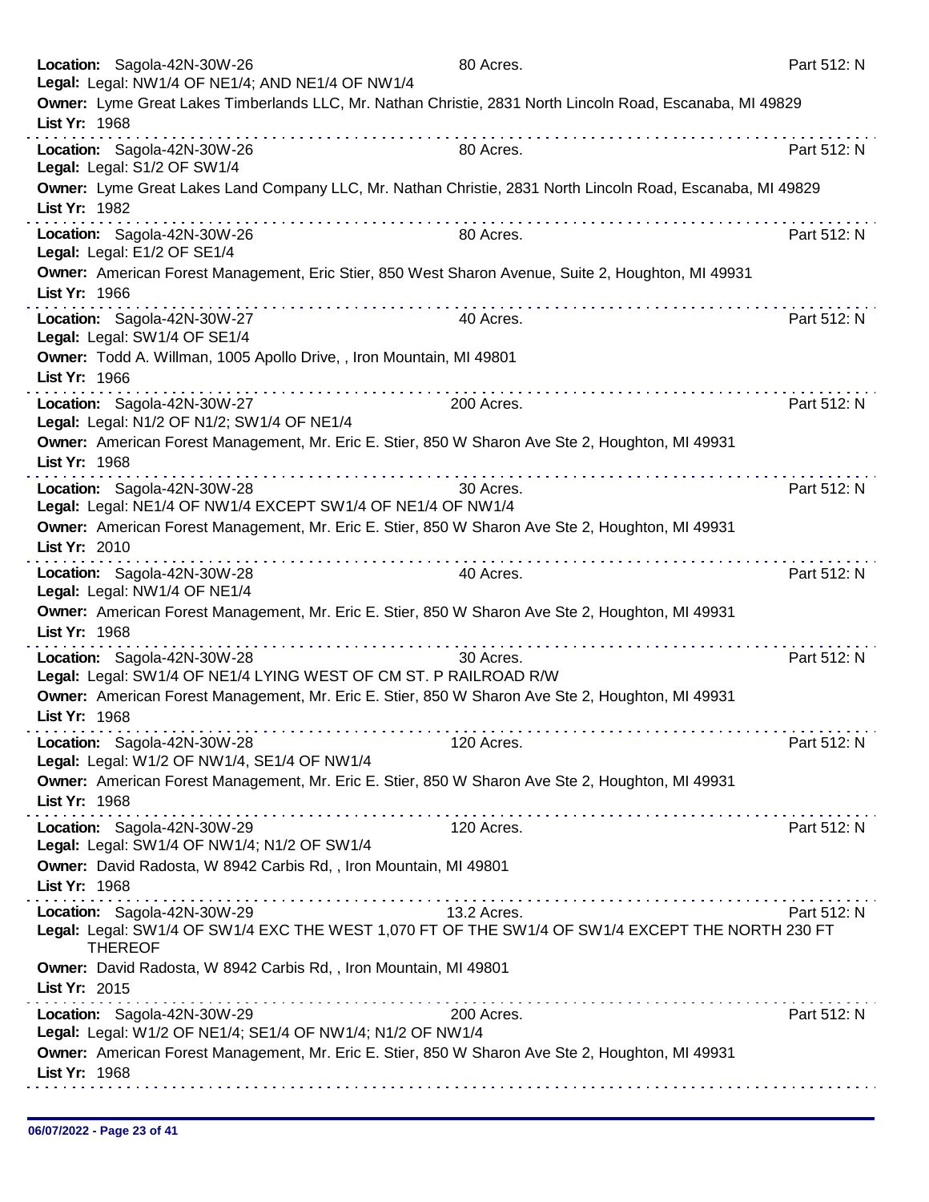**Location:** Sagola-42N-30W-26 80 Acres. Part 512: N
**Legal:** Legal: NW1/4 OF NE1/4; AND NE1/4 OF NW1/4
**Owner:** Lyme Great Lakes Timberlands LLC, Mr. Nathan Christie, 2831 North Lincoln Road, Escanaba, MI 49829
**List Yr:** 1968

---

**Location:** Sagola-42N-30W-26 80 Acres. Part 512: N
**Legal:** Legal: S1/2 OF SW1/4
**Owner:** Lyme Great Lakes Land Company LLC, Mr. Nathan Christie, 2831 North Lincoln Road, Escanaba, MI 49829
**List Yr:** 1982

---

**Location:** Sagola-42N-30W-26 80 Acres. Part 512: N
**Legal:** Legal: E1/2 OF SE1/4
**Owner:** American Forest Management, Eric Stier, 850 West Sharon Avenue, Suite 2, Houghton, MI 49931
**List Yr:** 1966

---

**Location:** Sagola-42N-30W-27 40 Acres. Part 512: N
**Legal:** Legal: SW1/4 OF SE1/4
**Owner:** Todd A. Willman, 1005 Apollo Drive, , Iron Mountain, MI 49801
**List Yr:** 1966

---

**Location:** Sagola-42N-30W-27 200 Acres. Part 512: N
**Legal:** Legal: N1/2 OF N1/2; SW1/4 OF NE1/4
**Owner:** American Forest Management, Mr. Eric E. Stier, 850 W Sharon Ave Ste 2, Houghton, MI 49931
**List Yr:** 1968

---

**Location:** Sagola-42N-30W-28 30 Acres. Part 512: N
**Legal:** Legal: NE1/4 OF NW1/4 EXCEPT SW1/4 OF NE1/4 OF NW1/4
**Owner:** American Forest Management, Mr. Eric E. Stier, 850 W Sharon Ave Ste 2, Houghton, MI 49931
**List Yr:** 2010

---

**Location:** Sagola-42N-30W-28 40 Acres. Part 512: N
**Legal:** Legal: NW1/4 OF NE1/4
**Owner:** American Forest Management, Mr. Eric E. Stier, 850 W Sharon Ave Ste 2, Houghton, MI 49931
**List Yr:** 1968

---

**Location:** Sagola-42N-30W-28 30 Acres. Part 512: N
**Legal:** Legal: SW1/4 OF NE1/4 LYING WEST OF CM ST. P RAILROAD R/W
**Owner:** American Forest Management, Mr. Eric E. Stier, 850 W Sharon Ave Ste 2, Houghton, MI 49931
**List Yr:** 1968

---

**Location:** Sagola-42N-30W-28 120 Acres. Part 512: N
**Legal:** Legal: W1/2 OF NW1/4, SE1/4 OF NW1/4
**Owner:** American Forest Management, Mr. Eric E. Stier, 850 W Sharon Ave Ste 2, Houghton, MI 49931
**List Yr:** 1968

---

**Location:** Sagola-42N-30W-29 120 Acres. Part 512: N
**Legal:** Legal: SW1/4 OF NW1/4; N1/2 OF SW1/4
**Owner:** David Radosta, W 8942 Carbis Rd, , Iron Mountain, MI 49801
**List Yr:** 1968

---

**Location:** Sagola-42N-30W-29 13.2 Acres. Part 512: N
**Legal:** Legal: SW1/4 OF SW1/4 EXC THE WEST 1,070 FT OF THE SW1/4 OF SW1/4 EXCEPT THE NORTH 230 FT THEREOF
**Owner:** David Radosta, W 8942 Carbis Rd, , Iron Mountain, MI 49801
**List Yr:** 2015

---

**Location:** Sagola-42N-30W-29 200 Acres. Part 512: N
**Legal:** Legal: W1/2 OF NE1/4; SE1/4 OF NW1/4; N1/2 OF NW1/4
**Owner:** American Forest Management, Mr. Eric E. Stier, 850 W Sharon Ave Ste 2, Houghton, MI 49931
**List Yr:** 1968

---

06/07/2022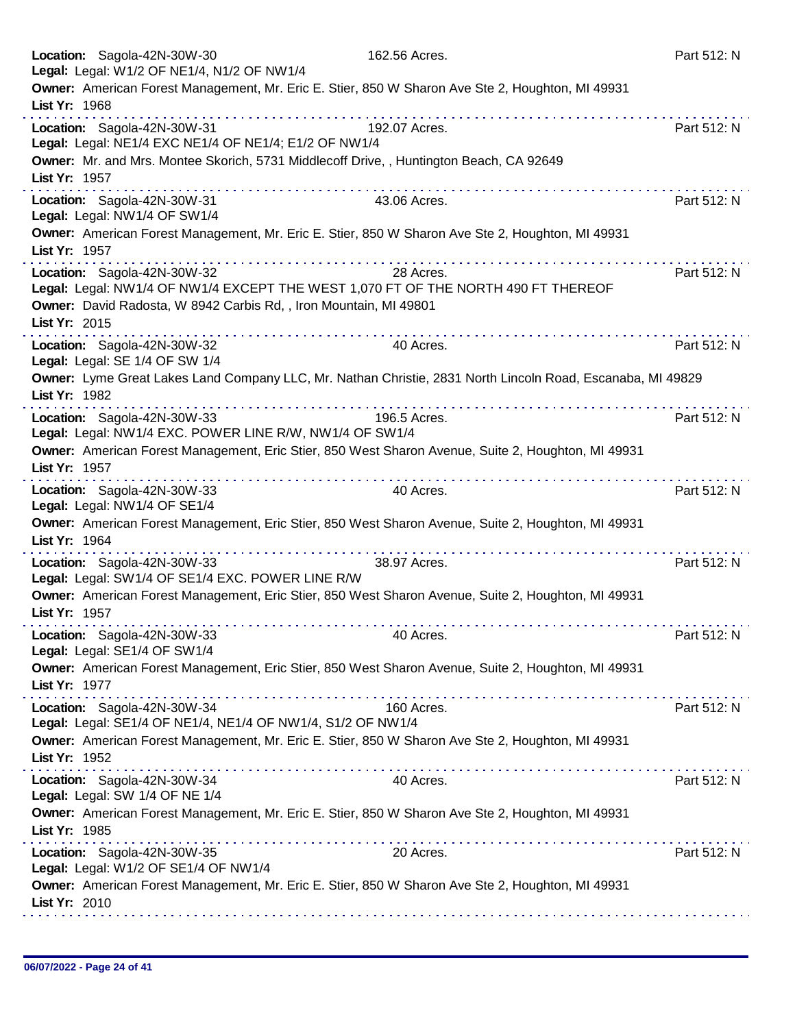**Location:** Sagola-42N-30W-30 162.56 Acres. Part 512: N
**Legal:** Legal: W1/2 OF NE1/4, N1/2 OF NW1/4
**Owner:** American Forest Management, Mr. Eric E. Stier, 850 W Sharon Ave Ste 2, Houghton, MI 49931
**List Yr:** 1968

---

**Location:** Sagola-42N-30W-31 192.07 Acres. Part 512: N
**Legal:** Legal: NE1/4 EXC NE1/4 OF NE1/4; E1/2 OF NW1/4
**Owner:** Mr. and Mrs. Montee Skorich, 5731 Middlecoff Drive, , Huntington Beach, CA 92649
**List Yr:** 1957

---

**Location:** Sagola-42N-30W-31 43.06 Acres. Part 512: N
**Legal:** Legal: NW1/4 OF SW1/4
**Owner:** American Forest Management, Mr. Eric E. Stier, 850 W Sharon Ave Ste 2, Houghton, MI 49931
**List Yr:** 1957

---

**Location:** Sagola-42N-30W-32 28 Acres. Part 512: N
**Legal:** Legal: NW1/4 OF NW1/4 EXCEPT THE WEST 1,070 FT OF THE NORTH 490 FT THEREOF
**Owner:** David Radosta, W 8942 Carbis Rd, , Iron Mountain, MI 49801
**List Yr:** 2015

---

**Location:** Sagola-42N-30W-32 40 Acres. Part 512: N
**Legal:** Legal: SE 1/4 OF SW 1/4
**Owner:** Lyme Great Lakes Land Company LLC, Mr. Nathan Christie, 2831 North Lincoln Road, Escanaba, MI 49829
**List Yr:** 1982

---

**Location:** Sagola-42N-30W-33 196.5 Acres. Part 512: N
**Legal:** Legal: NW1/4 EXC. POWER LINE R/W, NW1/4 OF SW1/4
**Owner:** American Forest Management, Eric Stier, 850 West Sharon Avenue, Suite 2, Houghton, MI 49931
**List Yr:** 1957

---

**Location:** Sagola-42N-30W-33 40 Acres. Part 512: N
**Legal:** Legal: NW1/4 OF SE1/4
**Owner:** American Forest Management, Eric Stier, 850 West Sharon Avenue, Suite 2, Houghton, MI 49931
**List Yr:** 1964

---

**Location:** Sagola-42N-30W-33 38.97 Acres. Part 512: N
**Legal:** Legal: SW1/4 OF SE1/4 EXC. POWER LINE R/W
**Owner:** American Forest Management, Eric Stier, 850 West Sharon Avenue, Suite 2, Houghton, MI 49931
**List Yr:** 1957

---

**Location:** Sagola-42N-30W-33 40 Acres. Part 512: N
**Legal:** Legal: SE1/4 OF SW1/4
**Owner:** American Forest Management, Eric Stier, 850 West Sharon Avenue, Suite 2, Houghton, MI 49931
**List Yr:** 1977

---

**Location:** Sagola-42N-30W-34 160 Acres. Part 512: N
**Legal:** Legal: SE1/4 OF NE1/4, NE1/4 OF NW1/4, S1/2 OF NW1/4
**Owner:** American Forest Management, Mr. Eric E. Stier, 850 W Sharon Ave Ste 2, Houghton, MI 49931
**List Yr:** 1952

---

**Location:** Sagola-42N-30W-34 40 Acres. Part 512: N
**Legal:** Legal: SW 1/4 OF NE 1/4
**Owner:** American Forest Management, Mr. Eric E. Stier, 850 W Sharon Ave Ste 2, Houghton, MI 49931
**List Yr:** 1985

---

**Location:** Sagola-42N-30W-35 20 Acres. Part 512: N
**Legal:** Legal: W1/2 OF SE1/4 OF NW1/4
**Owner:** American Forest Management, Mr. Eric E. Stier, 850 W Sharon Ave Ste 2, Houghton, MI 49931
**List Yr:** 2010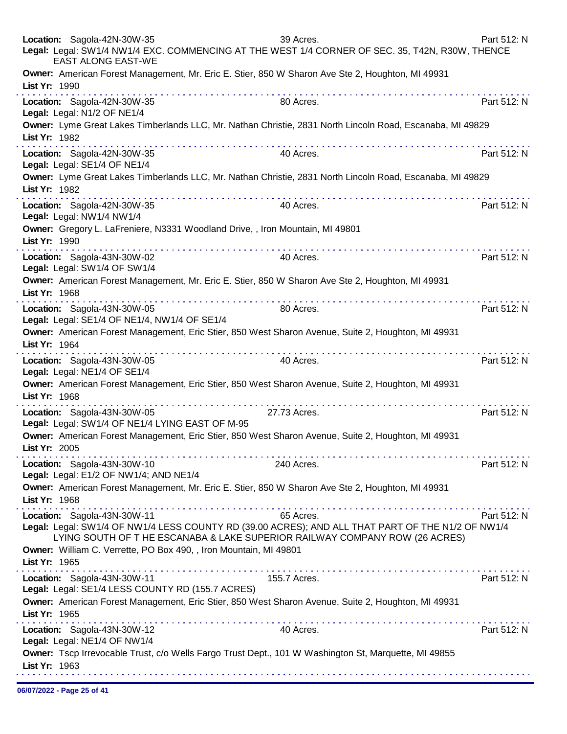**Location:** Sagola-42N-30W-35 39 Acres. Part 512: N
**Legal:** Legal: SW1/4 NW1/4 EXC. COMMENCING AT THE WEST 1/4 CORNER OF SEC. 35, T42N, R30W, THENCE EAST ALONG EAST-WE
**Owner:** American Forest Management, Mr. Eric E. Stier, 850 W Sharon Ave Ste 2, Houghton, MI 49931
**List Yr:** 1990

---

**Location:** Sagola-42N-30W-35 80 Acres. Part 512: N
**Legal:** Legal: N1/2 OF NE1/4
**Owner:** Lyme Great Lakes Timberlands LLC, Mr. Nathan Christie, 2831 North Lincoln Road, Escanaba, MI 49829
**List Yr:** 1982

---

**Location:** Sagola-42N-30W-35 40 Acres. Part 512: N
**Legal:** Legal: SE1/4 OF NE1/4
**Owner:** Lyme Great Lakes Timberlands LLC, Mr. Nathan Christie, 2831 North Lincoln Road, Escanaba, MI 49829
**List Yr:** 1982

---

**Location:** Sagola-42N-30W-35 40 Acres. Part 512: N
**Legal:** Legal: NW1/4 NW1/4
**Owner:** Gregory L. LaFreniere, N3331 Woodland Drive, , Iron Mountain, MI 49801
**List Yr:** 1990

---

**Location:** Sagola-43N-30W-02 40 Acres. Part 512: N
**Legal:** Legal: SW1/4 OF SW1/4
**Owner:** American Forest Management, Mr. Eric E. Stier, 850 W Sharon Ave Ste 2, Houghton, MI 49931
**List Yr:** 1968

---

**Location:** Sagola-43N-30W-05 80 Acres. Part 512: N
**Legal:** Legal: SE1/4 OF NE1/4, NW1/4 OF SE1/4
**Owner:** American Forest Management, Eric Stier, 850 West Sharon Avenue, Suite 2, Houghton, MI 49931
**List Yr:** 1964

---

**Location:** Sagola-43N-30W-05 40 Acres. Part 512: N
**Legal:** Legal: NE1/4 OF SE1/4
**Owner:** American Forest Management, Eric Stier, 850 West Sharon Avenue, Suite 2, Houghton, MI 49931
**List Yr:** 1968

---

**Location:** Sagola-43N-30W-05 27.73 Acres. Part 512: N
**Legal:** Legal: SW1/4 OF NE1/4 LYING EAST OF M-95
**Owner:** American Forest Management, Eric Stier, 850 West Sharon Avenue, Suite 2, Houghton, MI 49931
**List Yr:** 2005

---

**Location:** Sagola-43N-30W-10 240 Acres. Part 512: N
**Legal:** Legal: E1/2 OF NW1/4; AND NE1/4
**Owner:** American Forest Management, Mr. Eric E. Stier, 850 W Sharon Ave Ste 2, Houghton, MI 49931
**List Yr:** 1968

---

**Location:** Sagola-43N-30W-11 65 Acres. Part 512: N
**Legal:** Legal: SW1/4 OF NW1/4 LESS COUNTY RD (39.00 ACRES); AND ALL THAT PART OF THE N1/2 OF NW1/4 LYING SOUTH OF T HE ESCANABA & LAKE SUPERIOR RAILWAY COMPANY ROW (26 ACRES)
**Owner:** William C. Verrette, PO Box 490, , Iron Mountain, MI 49801
**List Yr:** 1965

---

**Location:** Sagola-43N-30W-11 155.7 Acres. Part 512: N
**Legal:** Legal: SE1/4 LESS COUNTY RD (155.7 ACRES)
**Owner:** American Forest Management, Eric Stier, 850 West Sharon Avenue, Suite 2, Houghton, MI 49931
**List Yr:** 1965

---

**Location:** Sagola-43N-30W-12 40 Acres. Part 512: N
**Legal:** Legal: NE1/4 OF NW1/4
**Owner:** Tscp Irrevocable Trust, c/o Wells Fargo Trust Dept., 101 W Washington St, Marquette, MI 49855
**List Yr:** 1963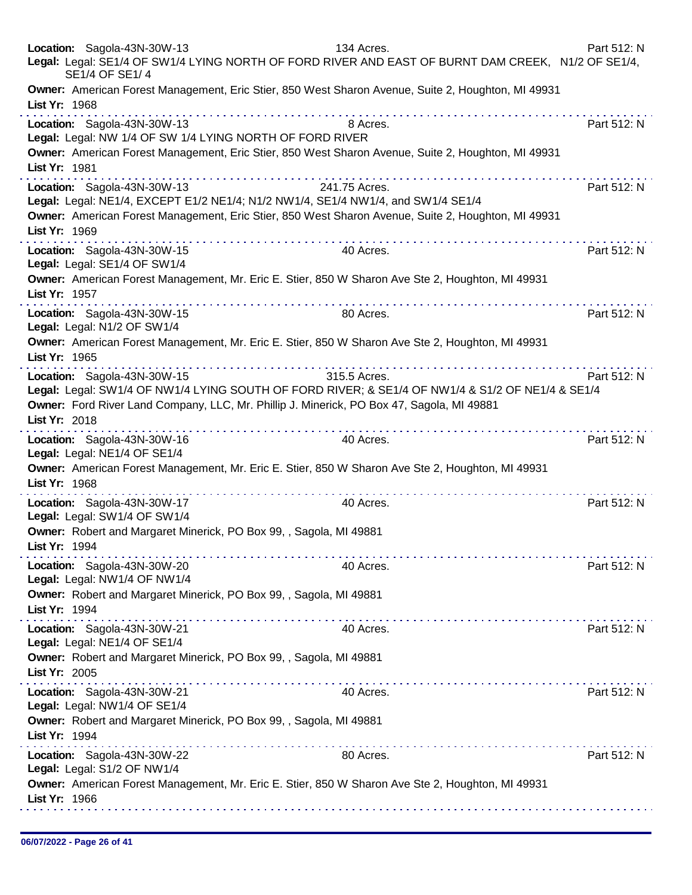**Location:** Sagola-43N-30W-13 134 Acres. Part 512: N
**Legal:** Legal: SE1/4 OF SW1/4 LYING NORTH OF FORD RIVER AND EAST OF BURNT DAM CREEK, N1/2 OF SE1/4, SE1/4 OF SE1/ 4
**Owner:** American Forest Management, Eric Stier, 850 West Sharon Avenue, Suite 2, Houghton, MI 49931
**List Yr:** 1968

---

**Location:** Sagola-43N-30W-13 8 Acres. Part 512: N
**Legal:** Legal: NW 1/4 OF SW 1/4 LYING NORTH OF FORD RIVER
**Owner:** American Forest Management, Eric Stier, 850 West Sharon Avenue, Suite 2, Houghton, MI 49931
**List Yr:** 1981

---

**Location:** Sagola-43N-30W-13 241.75 Acres. Part 512: N
**Legal:** Legal: NE1/4, EXCEPT E1/2 NE1/4; N1/2 NW1/4, SE1/4 NW1/4, and SW1/4 SE1/4
**Owner:** American Forest Management, Eric Stier, 850 West Sharon Avenue, Suite 2, Houghton, MI 49931
**List Yr:** 1969

---

**Location:** Sagola-43N-30W-15 40 Acres. Part 512: N
**Legal:** Legal: SE1/4 OF SW1/4
**Owner:** American Forest Management, Mr. Eric E. Stier, 850 W Sharon Ave Ste 2, Houghton, MI 49931
**List Yr:** 1957

---

**Location:** Sagola-43N-30W-15 80 Acres. Part 512: N
**Legal:** Legal: N1/2 OF SW1/4
**Owner:** American Forest Management, Mr. Eric E. Stier, 850 W Sharon Ave Ste 2, Houghton, MI 49931
**List Yr:** 1965

---

**Location:** Sagola-43N-30W-15 315.5 Acres. Part 512: N
**Legal:** Legal: SW1/4 OF NW1/4 LYING SOUTH OF FORD RIVER; & SE1/4 OF NW1/4 & S1/2 OF NE1/4 & SE1/4
**Owner:** Ford River Land Company, LLC, Mr. Phillip J. Minerick, PO Box 47, Sagola, MI 49881
**List Yr:** 2018

---

**Location:** Sagola-43N-30W-16 40 Acres. Part 512: N
**Legal:** Legal: NE1/4 OF SE1/4
**Owner:** American Forest Management, Mr. Eric E. Stier, 850 W Sharon Ave Ste 2, Houghton, MI 49931
**List Yr:** 1968

---

**Location:** Sagola-43N-30W-17 40 Acres. Part 512: N
**Legal:** Legal: SW1/4 OF SW1/4
**Owner:** Robert and Margaret Minerick, PO Box 99, , Sagola, MI 49881
**List Yr:** 1994

---

**Location:** Sagola-43N-30W-20 40 Acres. Part 512: N
**Legal:** Legal: NW1/4 OF NW1/4
**Owner:** Robert and Margaret Minerick, PO Box 99, , Sagola, MI 49881
**List Yr:** 1994

---

**Location:** Sagola-43N-30W-21 40 Acres. Part 512: N
**Legal:** Legal: NE1/4 OF SE1/4
**Owner:** Robert and Margaret Minerick, PO Box 99, , Sagola, MI 49881
**List Yr:** 2005

---

**Location:** Sagola-43N-30W-21 40 Acres. Part 512: N
**Legal:** Legal: NW1/4 OF SE1/4
**Owner:** Robert and Margaret Minerick, PO Box 99, , Sagola, MI 49881
**List Yr:** 1994

---

**Location:** Sagola-43N-30W-22 80 Acres. Part 512: N
**Legal:** Legal: S1/2 OF NW1/4
**Owner:** American Forest Management, Mr. Eric E. Stier, 850 W Sharon Ave Ste 2, Houghton, MI 49931
**List Yr:** 1966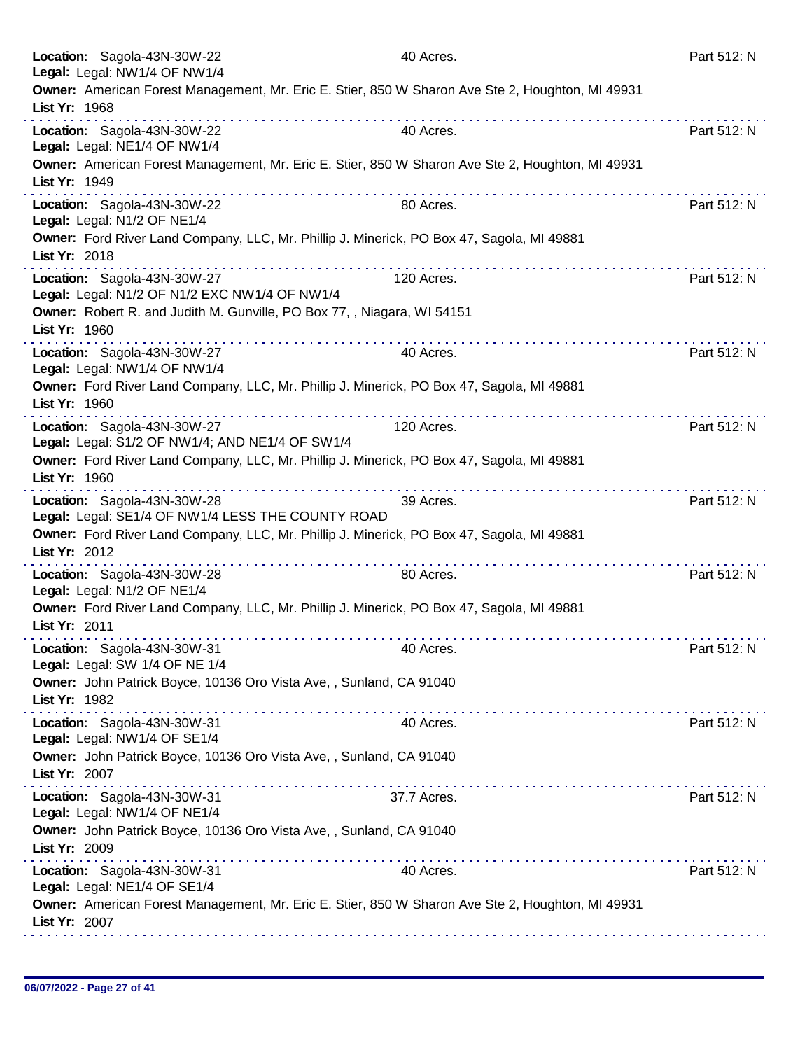**Location:** Sagola-43N-30W-22 40 Acres. Part 512: N
**Legal:** Legal: NW1/4 OF NW1/4
**Owner:** American Forest Management, Mr. Eric E. Stier, 850 W Sharon Ave Ste 2, Houghton, MI 49931
**List Yr:** 1968

---

**Location:** Sagola-43N-30W-22 40 Acres. Part 512: N
**Legal:** Legal: NE1/4 OF NW1/4
**Owner:** American Forest Management, Mr. Eric E. Stier, 850 W Sharon Ave Ste 2, Houghton, MI 49931
**List Yr:** 1949

---

**Location:** Sagola-43N-30W-22 80 Acres. Part 512: N
**Legal:** Legal: N1/2 OF NE1/4
**Owner:** Ford River Land Company, LLC, Mr. Phillip J. Minerick, PO Box 47, Sagola, MI 49881
**List Yr:** 2018

---

**Location:** Sagola-43N-30W-27 120 Acres. Part 512: N
**Legal:** Legal: N1/2 OF N1/2 EXC NW1/4 OF NW1/4
**Owner:** Robert R. and Judith M. Gunville, PO Box 77, , Niagara, WI 54151
**List Yr:** 1960

---

**Location:** Sagola-43N-30W-27 40 Acres. Part 512: N
**Legal:** Legal: NW1/4 OF NW1/4
**Owner:** Ford River Land Company, LLC, Mr. Phillip J. Minerick, PO Box 47, Sagola, MI 49881
**List Yr:** 1960

---

**Location:** Sagola-43N-30W-27 120 Acres. Part 512: N
**Legal:** Legal: S1/2 OF NW1/4; AND NE1/4 OF SW1/4
**Owner:** Ford River Land Company, LLC, Mr. Phillip J. Minerick, PO Box 47, Sagola, MI 49881
**List Yr:** 1960

---

**Location:** Sagola-43N-30W-28 39 Acres. Part 512: N
**Legal:** Legal: SE1/4 OF NW1/4 LESS THE COUNTY ROAD
**Owner:** Ford River Land Company, LLC, Mr. Phillip J. Minerick, PO Box 47, Sagola, MI 49881
**List Yr:** 2012

---

**Location:** Sagola-43N-30W-28 80 Acres. Part 512: N
**Legal:** Legal: N1/2 OF NE1/4
**Owner:** Ford River Land Company, LLC, Mr. Phillip J. Minerick, PO Box 47, Sagola, MI 49881
**List Yr:** 2011

---

**Location:** Sagola-43N-30W-31 40 Acres. Part 512: N
**Legal:** Legal: SW 1/4 OF NE 1/4
**Owner:** John Patrick Boyce, 10136 Oro Vista Ave, , Sunland, CA 91040
**List Yr:** 1982

---

**Location:** Sagola-43N-30W-31 40 Acres. Part 512: N
**Legal:** Legal: NW1/4 OF SE1/4
**Owner:** John Patrick Boyce, 10136 Oro Vista Ave, , Sunland, CA 91040
**List Yr:** 2007

---

**Location:** Sagola-43N-30W-31 37.7 Acres. Part 512: N
**Legal:** Legal: NW1/4 OF NE1/4
**Owner:** John Patrick Boyce, 10136 Oro Vista Ave, , Sunland, CA 91040
**List Yr:** 2009

---

**Location:** Sagola-43N-30W-31 40 Acres. Part 512: N
**Legal:** Legal: NE1/4 OF SE1/4
**Owner:** American Forest Management, Mr. Eric E. Stier, 850 W Sharon Ave Ste 2, Houghton, MI 49931
**List Yr:** 2007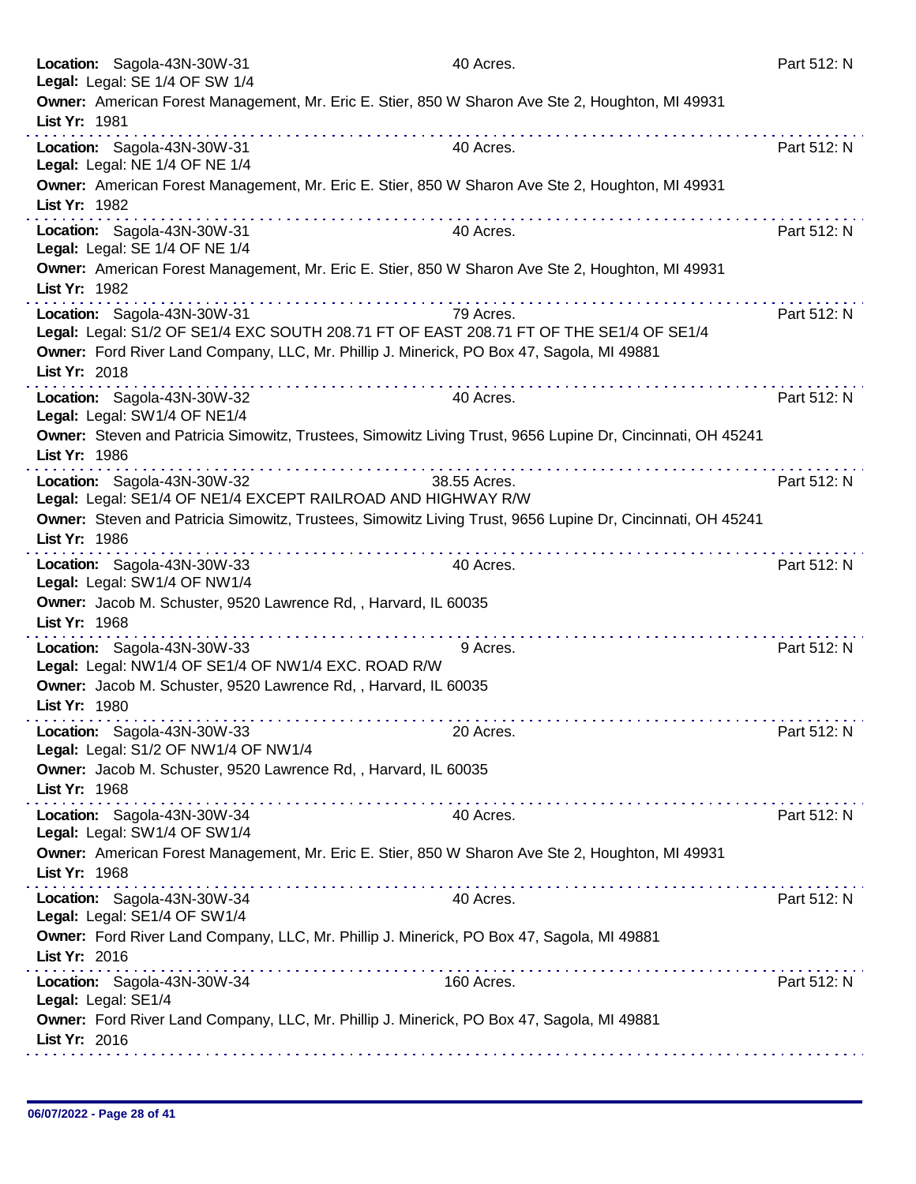**Location:** Sagola-43N-30W-31 40 Acres. Part 512: N
**Legal:** Legal: SE 1/4 OF SW 1/4
**Owner:** American Forest Management, Mr. Eric E. Stier, 850 W Sharon Ave Ste 2, Houghton, MI 49931
**List Yr:** 1981

---

**Location:** Sagola-43N-30W-31 40 Acres. Part 512: N
**Legal:** Legal: NE 1/4 OF NE 1/4
**Owner:** American Forest Management, Mr. Eric E. Stier, 850 W Sharon Ave Ste 2, Houghton, MI 49931
**List Yr:** 1982

---

**Location:** Sagola-43N-30W-31 40 Acres. Part 512: N
**Legal:** Legal: SE 1/4 OF NE 1/4
**Owner:** American Forest Management, Mr. Eric E. Stier, 850 W Sharon Ave Ste 2, Houghton, MI 49931
**List Yr:** 1982

---

**Location:** Sagola-43N-30W-31 79 Acres. Part 512: N
**Legal:** Legal: S1/2 OF SE1/4 EXC SOUTH 208.71 FT OF EAST 208.71 FT OF THE SE1/4 OF SE1/4
**Owner:** Ford River Land Company, LLC, Mr. Phillip J. Minerick, PO Box 47, Sagola, MI 49881
**List Yr:** 2018

---

**Location:** Sagola-43N-30W-32 40 Acres. Part 512: N
**Legal:** Legal: SW1/4 OF NE1/4
**Owner:** Steven and Patricia Simowitz, Trustees, Simowitz Living Trust, 9656 Lupine Dr, Cincinnati, OH 45241
**List Yr:** 1986

---

**Location:** Sagola-43N-30W-32 38.55 Acres. Part 512: N
**Legal:** Legal: SE1/4 OF NE1/4 EXCEPT RAILROAD AND HIGHWAY R/W
**Owner:** Steven and Patricia Simowitz, Trustees, Simowitz Living Trust, 9656 Lupine Dr, Cincinnati, OH 45241
**List Yr:** 1986

---

**Location:** Sagola-43N-30W-33 40 Acres. Part 512: N
**Legal:** Legal: SW1/4 OF NW1/4
**Owner:** Jacob M. Schuster, 9520 Lawrence Rd, , Harvard, IL 60035
**List Yr:** 1968

---

**Location:** Sagola-43N-30W-33 9 Acres. Part 512: N
**Legal:** Legal: NW1/4 OF SE1/4 OF NW1/4 EXC. ROAD R/W
**Owner:** Jacob M. Schuster, 9520 Lawrence Rd, , Harvard, IL 60035
**List Yr:** 1980

---

**Location:** Sagola-43N-30W-33 20 Acres. Part 512: N
**Legal:** Legal: S1/2 OF NW1/4 OF NW1/4
**Owner:** Jacob M. Schuster, 9520 Lawrence Rd, , Harvard, IL 60035
**List Yr:** 1968

---

**Location:** Sagola-43N-30W-34 40 Acres. Part 512: N
**Legal:** Legal: SW1/4 OF SW1/4
**Owner:** American Forest Management, Mr. Eric E. Stier, 850 W Sharon Ave Ste 2, Houghton, MI 49931
**List Yr:** 1968

---

**Location:** Sagola-43N-30W-34 40 Acres. Part 512: N
**Legal:** Legal: SE1/4 OF SW1/4
**Owner:** Ford River Land Company, LLC, Mr. Phillip J. Minerick, PO Box 47, Sagola, MI 49881
**List Yr:** 2016

---

**Location:** Sagola-43N-30W-34 160 Acres. Part 512: N
**Legal:** Legal: SE1/4
**Owner:** Ford River Land Company, LLC, Mr. Phillip J. Minerick, PO Box 47, Sagola, MI 49881
**List Yr:** 2016

---

06/07/2022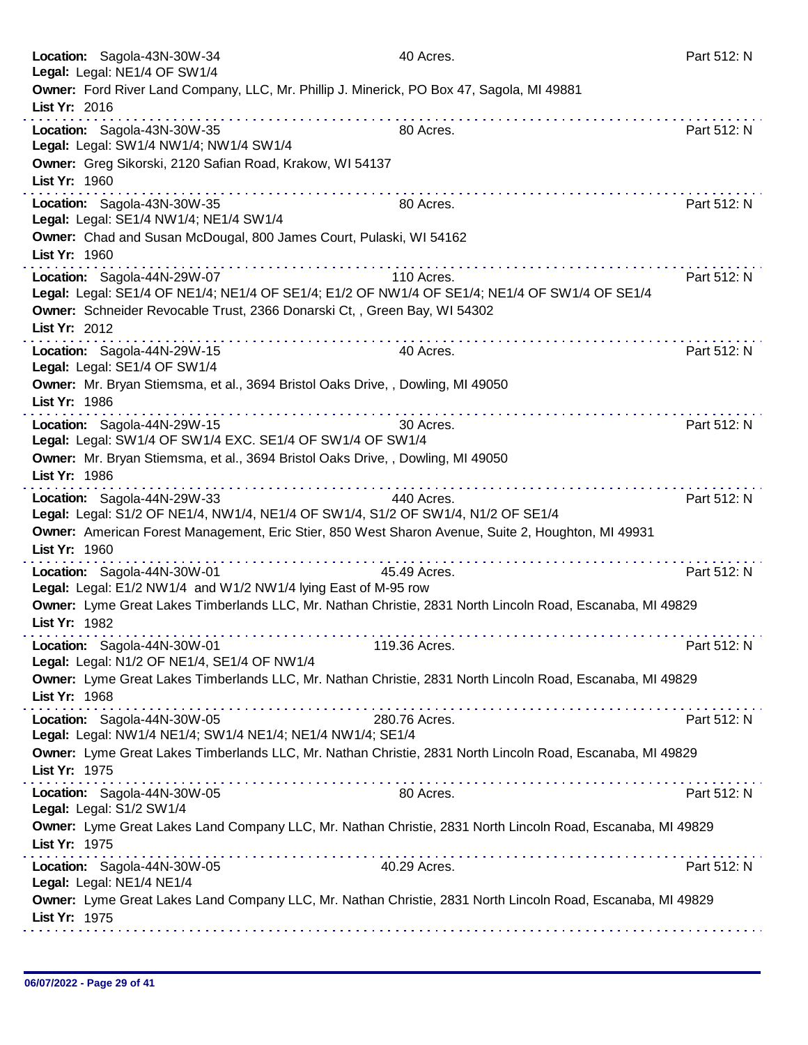**Location:** Sagola-43N-30W-34 — 40 Acres. — Part 512: N
**Legal:** Legal: NE1/4 OF SW1/4
**Owner:** Ford River Land Company, LLC, Mr. Phillip J. Minerick, PO Box 47, Sagola, MI 49881
**List Yr:** 2016

---

**Location:** Sagola-43N-30W-35 — 80 Acres. — Part 512: N
**Legal:** Legal: SW1/4 NW1/4; NW1/4 SW1/4
**Owner:** Greg Sikorski, 2120 Safian Road, Krakow, WI 54137
**List Yr:** 1960

---

**Location:** Sagola-43N-30W-35 — 80 Acres. — Part 512: N
**Legal:** Legal: SE1/4 NW1/4; NE1/4 SW1/4
**Owner:** Chad and Susan McDougal, 800 James Court, Pulaski, WI 54162
**List Yr:** 1960

---

**Location:** Sagola-44N-29W-07 — 110 Acres. — Part 512: N
**Legal:** Legal: SE1/4 OF NE1/4; NE1/4 OF SE1/4; E1/2 OF NW1/4 OF SE1/4; NE1/4 OF SW1/4 OF SE1/4
**Owner:** Schneider Revocable Trust, 2366 Donarski Ct, , Green Bay, WI 54302
**List Yr:** 2012

---

**Location:** Sagola-44N-29W-15 — 40 Acres. — Part 512: N
**Legal:** Legal: SE1/4 OF SW1/4
**Owner:** Mr. Bryan Stiemsma, et al., 3694 Bristol Oaks Drive, , Dowling, MI 49050
**List Yr:** 1986

---

**Location:** Sagola-44N-29W-15 — 30 Acres. — Part 512: N
**Legal:** Legal: SW1/4 OF SW1/4 EXC. SE1/4 OF SW1/4 OF SW1/4
**Owner:** Mr. Bryan Stiemsma, et al., 3694 Bristol Oaks Drive, , Dowling, MI 49050
**List Yr:** 1986

---

**Location:** Sagola-44N-29W-33 — 440 Acres. — Part 512: N
**Legal:** Legal: S1/2 OF NE1/4, NW1/4, NE1/4 OF SW1/4, S1/2 OF SW1/4, N1/2 OF SE1/4
**Owner:** American Forest Management, Eric Stier, 850 West Sharon Avenue, Suite 2, Houghton, MI 49931
**List Yr:** 1960

---

**Location:** Sagola-44N-30W-01 — 45.49 Acres. — Part 512: N
**Legal:** Legal: E1/2 NW1/4 and W1/2 NW1/4 lying East of M-95 row
**Owner:** Lyme Great Lakes Timberlands LLC, Mr. Nathan Christie, 2831 North Lincoln Road, Escanaba, MI 49829
**List Yr:** 1982

---

**Location:** Sagola-44N-30W-01 — 119.36 Acres. — Part 512: N
**Legal:** Legal: N1/2 OF NE1/4, SE1/4 OF NW1/4
**Owner:** Lyme Great Lakes Timberlands LLC, Mr. Nathan Christie, 2831 North Lincoln Road, Escanaba, MI 49829
**List Yr:** 1968

---

**Location:** Sagola-44N-30W-05 — 280.76 Acres. — Part 512: N
**Legal:** Legal: NW1/4 NE1/4; SW1/4 NE1/4; NE1/4 NW1/4; SE1/4
**Owner:** Lyme Great Lakes Timberlands LLC, Mr. Nathan Christie, 2831 North Lincoln Road, Escanaba, MI 49829
**List Yr:** 1975

---

**Location:** Sagola-44N-30W-05 — 80 Acres. — Part 512: N
**Legal:** Legal: S1/2 SW1/4
**Owner:** Lyme Great Lakes Land Company LLC, Mr. Nathan Christie, 2831 North Lincoln Road, Escanaba, MI 49829
**List Yr:** 1975

---

**Location:** Sagola-44N-30W-05 — 40.29 Acres. — Part 512: N
**Legal:** Legal: NE1/4 NE1/4
**Owner:** Lyme Great Lakes Land Company LLC, Mr. Nathan Christie, 2831 North Lincoln Road, Escanaba, MI 49829
**List Yr:** 1975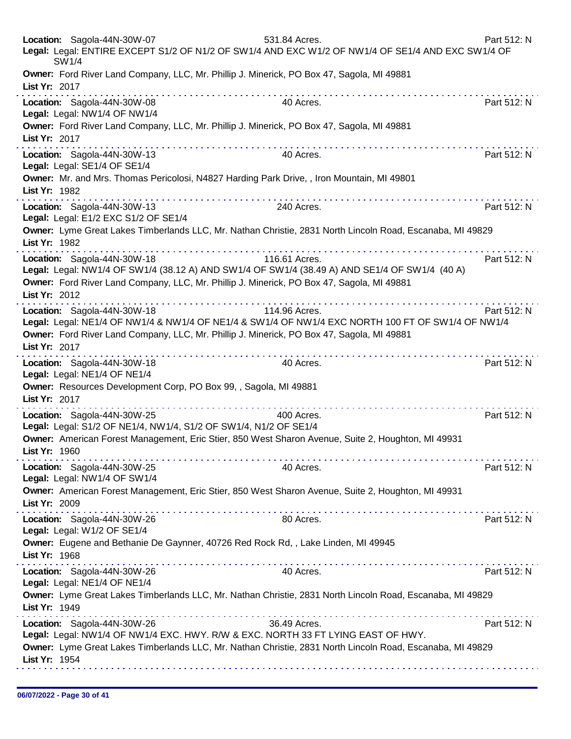**Location:** Sagola-44N-30W-07 531.84 Acres. Part 512: N
**Legal:** Legal: ENTIRE EXCEPT S1/2 OF N1/2 OF SW1/4 AND EXC W1/2 OF NW1/4 OF SE1/4 AND EXC SW1/4 OF SW1/4
**Owner:** Ford River Land Company, LLC, Mr. Phillip J. Minerick, PO Box 47, Sagola, MI 49881
**List Yr:** 2017

---

**Location:** Sagola-44N-30W-08 40 Acres. Part 512: N
**Legal:** Legal: NW1/4 OF NW1/4
**Owner:** Ford River Land Company, LLC, Mr. Phillip J. Minerick, PO Box 47, Sagola, MI 49881
**List Yr:** 2017

---

**Location:** Sagola-44N-30W-13 40 Acres. Part 512: N
**Legal:** Legal: SE1/4 OF SE1/4
**Owner:** Mr. and Mrs. Thomas Pericolosi, N4827 Harding Park Drive, , Iron Mountain, MI 49801
**List Yr:** 1982

---

**Location:** Sagola-44N-30W-13 240 Acres. Part 512: N
**Legal:** Legal: E1/2 EXC S1/2 OF SE1/4
**Owner:** Lyme Great Lakes Timberlands LLC, Mr. Nathan Christie, 2831 North Lincoln Road, Escanaba, MI 49829
**List Yr:** 1982

---

**Location:** Sagola-44N-30W-18 116.61 Acres. Part 512: N
**Legal:** Legal: NW1/4 OF SW1/4 (38.12 A) AND SW1/4 OF SW1/4 (38.49 A) AND SE1/4 OF SW1/4 (40 A)
**Owner:** Ford River Land Company, LLC, Mr. Phillip J. Minerick, PO Box 47, Sagola, MI 49881
**List Yr:** 2012

---

**Location:** Sagola-44N-30W-18 114.96 Acres. Part 512: N
**Legal:** Legal: NE1/4 OF NW1/4 & NW1/4 OF NE1/4 & SW1/4 OF NW1/4 EXC NORTH 100 FT OF SW1/4 OF NW1/4
**Owner:** Ford River Land Company, LLC, Mr. Phillip J. Minerick, PO Box 47, Sagola, MI 49881
**List Yr:** 2017

---

**Location:** Sagola-44N-30W-18 40 Acres. Part 512: N
**Legal:** Legal: NE1/4 OF NE1/4
**Owner:** Resources Development Corp, PO Box 99, , Sagola, MI 49881
**List Yr:** 2017

---

**Location:** Sagola-44N-30W-25 400 Acres. Part 512: N
**Legal:** Legal: S1/2 OF NE1/4, NW1/4, S1/2 OF SW1/4, N1/2 OF SE1/4
**Owner:** American Forest Management, Eric Stier, 850 West Sharon Avenue, Suite 2, Houghton, MI 49931
**List Yr:** 1960

---

**Location:** Sagola-44N-30W-25 40 Acres. Part 512: N
**Legal:** Legal: NW1/4 OF SW1/4
**Owner:** American Forest Management, Eric Stier, 850 West Sharon Avenue, Suite 2, Houghton, MI 49931
**List Yr:** 2009

---

**Location:** Sagola-44N-30W-26 80 Acres. Part 512: N
**Legal:** Legal: W1/2 OF SE1/4
**Owner:** Eugene and Bethanie De Gaynner, 40726 Red Rock Rd, , Lake Linden, MI 49945
**List Yr:** 1968

---

**Location:** Sagola-44N-30W-26 40 Acres. Part 512: N
**Legal:** Legal: NE1/4 OF NE1/4
**Owner:** Lyme Great Lakes Timberlands LLC, Mr. Nathan Christie, 2831 North Lincoln Road, Escanaba, MI 49829
**List Yr:** 1949

---

**Location:** Sagola-44N-30W-26 36.49 Acres. Part 512: N
**Legal:** Legal: NW1/4 OF NW1/4 EXC. HWY. R/W & EXC. NORTH 33 FT LYING EAST OF HWY.
**Owner:** Lyme Great Lakes Timberlands LLC, Mr. Nathan Christie, 2831 North Lincoln Road, Escanaba, MI 49829
**List Yr:** 1954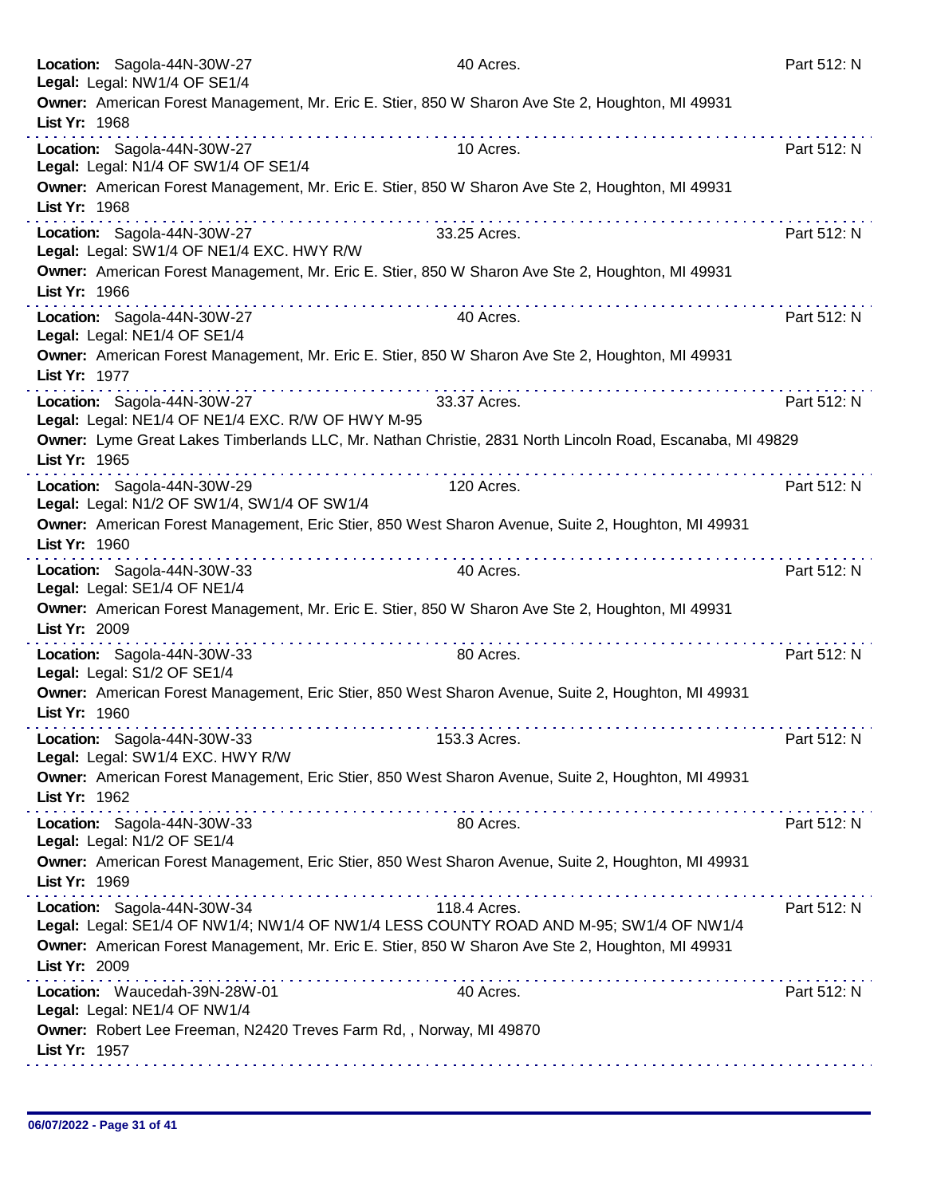**Location:** Sagola-44N-30W-27 | 40 Acres. | Part 512: N
**Legal:** Legal: NW1/4 OF SE1/4
**Owner:** American Forest Management, Mr. Eric E. Stier, 850 W Sharon Ave Ste 2, Houghton, MI 49931
**List Yr:** 1968

---

**Location:** Sagola-44N-30W-27 | 10 Acres. | Part 512: N
**Legal:** Legal: N1/4 OF SW1/4 OF SE1/4
**Owner:** American Forest Management, Mr. Eric E. Stier, 850 W Sharon Ave Ste 2, Houghton, MI 49931
**List Yr:** 1968

---

**Location:** Sagola-44N-30W-27 | 33.25 Acres. | Part 512: N
**Legal:** Legal: SW1/4 OF NE1/4 EXC. HWY R/W
**Owner:** American Forest Management, Mr. Eric E. Stier, 850 W Sharon Ave Ste 2, Houghton, MI 49931
**List Yr:** 1966

---

**Location:** Sagola-44N-30W-27 | 40 Acres. | Part 512: N
**Legal:** Legal: NE1/4 OF SE1/4
**Owner:** American Forest Management, Mr. Eric E. Stier, 850 W Sharon Ave Ste 2, Houghton, MI 49931
**List Yr:** 1977

---

**Location:** Sagola-44N-30W-27 | 33.37 Acres. | Part 512: N
**Legal:** Legal: NE1/4 OF NE1/4 EXC. R/W OF HWY M-95
**Owner:** Lyme Great Lakes Timberlands LLC, Mr. Nathan Christie, 2831 North Lincoln Road, Escanaba, MI 49829
**List Yr:** 1965

---

**Location:** Sagola-44N-30W-29 | 120 Acres. | Part 512: N
**Legal:** Legal: N1/2 OF SW1/4, SW1/4 OF SW1/4
**Owner:** American Forest Management, Eric Stier, 850 West Sharon Avenue, Suite 2, Houghton, MI 49931
**List Yr:** 1960

---

**Location:** Sagola-44N-30W-33 | 40 Acres. | Part 512: N
**Legal:** Legal: SE1/4 OF NE1/4
**Owner:** American Forest Management, Mr. Eric E. Stier, 850 W Sharon Ave Ste 2, Houghton, MI 49931
**List Yr:** 2009

---

**Location:** Sagola-44N-30W-33 | 80 Acres. | Part 512: N
**Legal:** Legal: S1/2 OF SE1/4
**Owner:** American Forest Management, Eric Stier, 850 West Sharon Avenue, Suite 2, Houghton, MI 49931
**List Yr:** 1960

---

**Location:** Sagola-44N-30W-33 | 153.3 Acres. | Part 512: N
**Legal:** Legal: SW1/4 EXC. HWY R/W
**Owner:** American Forest Management, Eric Stier, 850 West Sharon Avenue, Suite 2, Houghton, MI 49931
**List Yr:** 1962

---

**Location:** Sagola-44N-30W-33 | 80 Acres. | Part 512: N
**Legal:** Legal: N1/2 OF SE1/4
**Owner:** American Forest Management, Eric Stier, 850 West Sharon Avenue, Suite 2, Houghton, MI 49931
**List Yr:** 1969

---

**Location:** Sagola-44N-30W-34 | 118.4 Acres. | Part 512: N
**Legal:** Legal: SE1/4 OF NW1/4; NW1/4 OF NW1/4 LESS COUNTY ROAD AND M-95; SW1/4 OF NW1/4
**Owner:** American Forest Management, Mr. Eric E. Stier, 850 W Sharon Ave Ste 2, Houghton, MI 49931
**List Yr:** 2009

---

**Location:** Waucedah-39N-28W-01 | 40 Acres. | Part 512: N
**Legal:** Legal: NE1/4 OF NW1/4
**Owner:** Robert Lee Freeman, N2420 Treves Farm Rd, , Norway, MI 49870
**List Yr:** 1957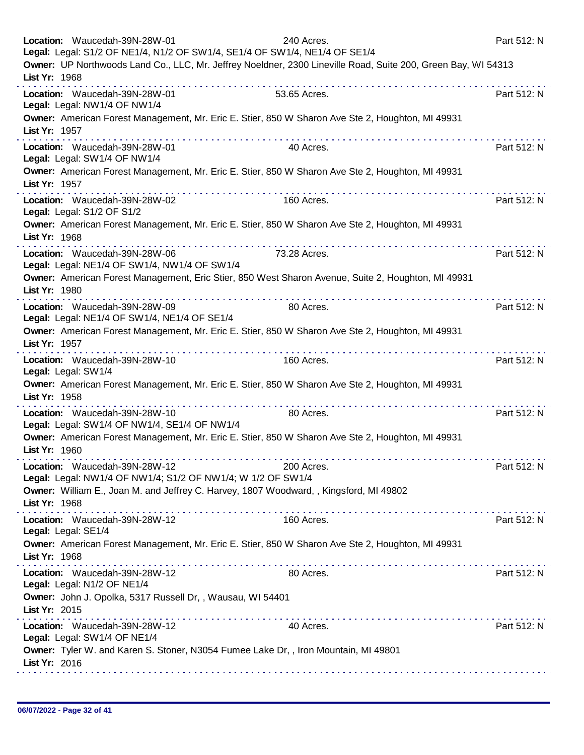**Location:** Waucedah-39N-28W-01 240 Acres. Part 512: N
**Legal:** Legal: S1/2 OF NE1/4, N1/2 OF SW1/4, SE1/4 OF SW1/4, NE1/4 OF SE1/4
**Owner:** UP Northwoods Land Co., LLC, Mr. Jeffrey Noeldner, 2300 Lineville Road, Suite 200, Green Bay, WI 54313
**List Yr:** 1968

---

**Location:** Waucedah-39N-28W-01 53.65 Acres. Part 512: N
**Legal:** Legal: NW1/4 OF NW1/4
**Owner:** American Forest Management, Mr. Eric E. Stier, 850 W Sharon Ave Ste 2, Houghton, MI 49931
**List Yr:** 1957

---

**Location:** Waucedah-39N-28W-01 40 Acres. Part 512: N
**Legal:** Legal: SW1/4 OF NW1/4
**Owner:** American Forest Management, Mr. Eric E. Stier, 850 W Sharon Ave Ste 2, Houghton, MI 49931
**List Yr:** 1957

---

**Location:** Waucedah-39N-28W-02 160 Acres. Part 512: N
**Legal:** Legal: S1/2 OF S1/2
**Owner:** American Forest Management, Mr. Eric E. Stier, 850 W Sharon Ave Ste 2, Houghton, MI 49931
**List Yr:** 1968

---

**Location:** Waucedah-39N-28W-06 73.28 Acres. Part 512: N
**Legal:** Legal: NE1/4 OF SW1/4, NW1/4 OF SW1/4
**Owner:** American Forest Management, Eric Stier, 850 West Sharon Avenue, Suite 2, Houghton, MI 49931
**List Yr:** 1980

---

**Location:** Waucedah-39N-28W-09 80 Acres. Part 512: N
**Legal:** Legal: NE1/4 OF SW1/4, NE1/4 OF SE1/4
**Owner:** American Forest Management, Mr. Eric E. Stier, 850 W Sharon Ave Ste 2, Houghton, MI 49931
**List Yr:** 1957

---

**Location:** Waucedah-39N-28W-10 160 Acres. Part 512: N
**Legal:** Legal: SW1/4
**Owner:** American Forest Management, Mr. Eric E. Stier, 850 W Sharon Ave Ste 2, Houghton, MI 49931
**List Yr:** 1958

---

**Location:** Waucedah-39N-28W-10 80 Acres. Part 512: N
**Legal:** Legal: SW1/4 OF NW1/4, SE1/4 OF NW1/4
**Owner:** American Forest Management, Mr. Eric E. Stier, 850 W Sharon Ave Ste 2, Houghton, MI 49931
**List Yr:** 1960

---

**Location:** Waucedah-39N-28W-12 200 Acres. Part 512: N
**Legal:** Legal: NW1/4 OF NW1/4; S1/2 OF NW1/4; W 1/2 OF SW1/4
**Owner:** William E., Joan M. and Jeffrey C. Harvey, 1807 Woodward, , Kingsford, MI 49802
**List Yr:** 1968

---

**Location:** Waucedah-39N-28W-12 160 Acres. Part 512: N
**Legal:** Legal: SE1/4
**Owner:** American Forest Management, Mr. Eric E. Stier, 850 W Sharon Ave Ste 2, Houghton, MI 49931
**List Yr:** 1968

---

**Location:** Waucedah-39N-28W-12 80 Acres. Part 512: N
**Legal:** Legal: N1/2 OF NE1/4
**Owner:** John J. Opolka, 5317 Russell Dr, , Wausau, WI 54401
**List Yr:** 2015

---

**Location:** Waucedah-39N-28W-12 40 Acres. Part 512: N
**Legal:** Legal: SW1/4 OF NE1/4
**Owner:** Tyler W. and Karen S. Stoner, N3054 Fumee Lake Dr, , Iron Mountain, MI 49801
**List Yr:** 2016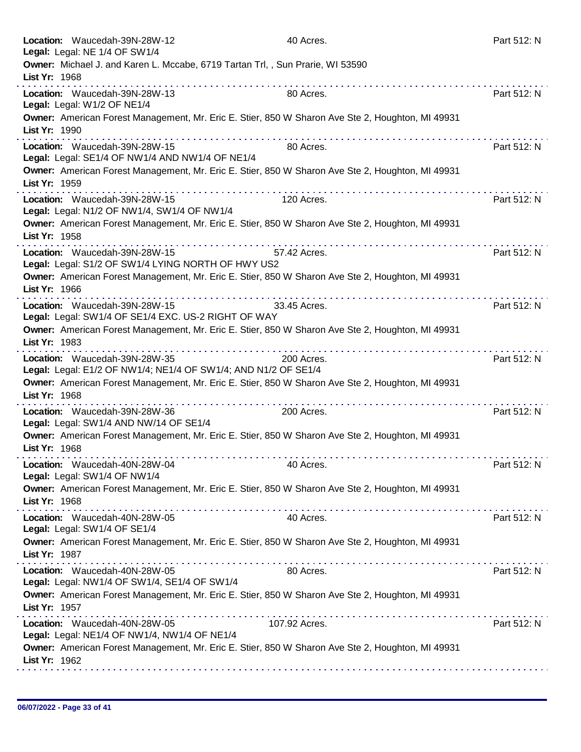**Location:** Waucedah-39N-28W-12 40 Acres. Part 512: N
**Legal:** Legal: NE 1/4 OF SW1/4
**Owner:** Michael J. and Karen L. Mccabe, 6719 Tartan Trl, , Sun Prarie, WI 53590
**List Yr:** 1968

---

**Location:** Waucedah-39N-28W-13 80 Acres. Part 512: N
**Legal:** Legal: W1/2 OF NE1/4
**Owner:** American Forest Management, Mr. Eric E. Stier, 850 W Sharon Ave Ste 2, Houghton, MI 49931
**List Yr:** 1990

---

**Location:** Waucedah-39N-28W-15 80 Acres. Part 512: N
**Legal:** Legal: SE1/4 OF NW1/4 AND NW1/4 OF NE1/4
**Owner:** American Forest Management, Mr. Eric E. Stier, 850 W Sharon Ave Ste 2, Houghton, MI 49931
**List Yr:** 1959

---

**Location:** Waucedah-39N-28W-15 120 Acres. Part 512: N
**Legal:** Legal: N1/2 OF NW1/4, SW1/4 OF NW1/4
**Owner:** American Forest Management, Mr. Eric E. Stier, 850 W Sharon Ave Ste 2, Houghton, MI 49931
**List Yr:** 1958

---

**Location:** Waucedah-39N-28W-15 57.42 Acres. Part 512: N
**Legal:** Legal: S1/2 OF SW1/4 LYING NORTH OF HWY US2
**Owner:** American Forest Management, Mr. Eric E. Stier, 850 W Sharon Ave Ste 2, Houghton, MI 49931
**List Yr:** 1966

---

**Location:** Waucedah-39N-28W-15 33.45 Acres. Part 512: N
**Legal:** Legal: SW1/4 OF SE1/4 EXC. US-2 RIGHT OF WAY
**Owner:** American Forest Management, Mr. Eric E. Stier, 850 W Sharon Ave Ste 2, Houghton, MI 49931
**List Yr:** 1983

---

**Location:** Waucedah-39N-28W-35 200 Acres. Part 512: N
**Legal:** Legal: E1/2 OF NW1/4; NE1/4 OF SW1/4; AND N1/2 OF SE1/4
**Owner:** American Forest Management, Mr. Eric E. Stier, 850 W Sharon Ave Ste 2, Houghton, MI 49931
**List Yr:** 1968

---

**Location:** Waucedah-39N-28W-36 200 Acres. Part 512: N
**Legal:** Legal: SW1/4 AND NW/14 OF SE1/4
**Owner:** American Forest Management, Mr. Eric E. Stier, 850 W Sharon Ave Ste 2, Houghton, MI 49931
**List Yr:** 1968

---

**Location:** Waucedah-40N-28W-04 40 Acres. Part 512: N
**Legal:** Legal: SW1/4 OF NW1/4
**Owner:** American Forest Management, Mr. Eric E. Stier, 850 W Sharon Ave Ste 2, Houghton, MI 49931
**List Yr:** 1968

---

**Location:** Waucedah-40N-28W-05 40 Acres. Part 512: N
**Legal:** Legal: SW1/4 OF SE1/4
**Owner:** American Forest Management, Mr. Eric E. Stier, 850 W Sharon Ave Ste 2, Houghton, MI 49931
**List Yr:** 1987

---

**Location:** Waucedah-40N-28W-05 80 Acres. Part 512: N
**Legal:** Legal: NW1/4 OF SW1/4, SE1/4 OF SW1/4
**Owner:** American Forest Management, Mr. Eric E. Stier, 850 W Sharon Ave Ste 2, Houghton, MI 49931
**List Yr:** 1957

---

**Location:** Waucedah-40N-28W-05 107.92 Acres. Part 512: N
**Legal:** Legal: NE1/4 OF NW1/4, NW1/4 OF NE1/4
**Owner:** American Forest Management, Mr. Eric E. Stier, 850 W Sharon Ave Ste 2, Houghton, MI 49931
**List Yr:** 1962

---

06/07/2022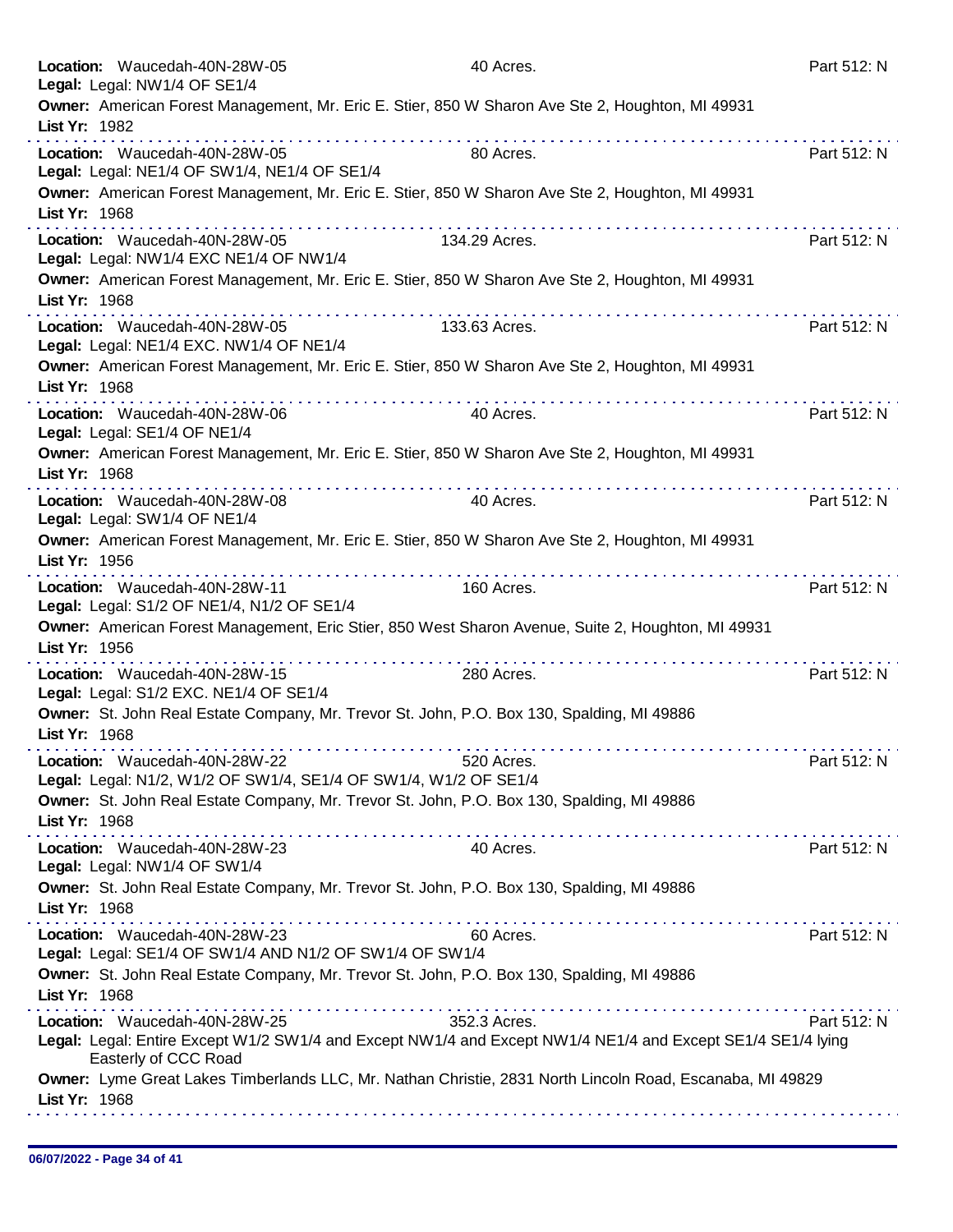**Location:** Waucedah-40N-28W-05 40 Acres. Part 512: N
**Legal:** Legal: NW1/4 OF SE1/4
**Owner:** American Forest Management, Mr. Eric E. Stier, 850 W Sharon Ave Ste 2, Houghton, MI 49931
**List Yr:** 1982

---

**Location:** Waucedah-40N-28W-05 80 Acres. Part 512: N
**Legal:** Legal: NE1/4 OF SW1/4, NE1/4 OF SE1/4
**Owner:** American Forest Management, Mr. Eric E. Stier, 850 W Sharon Ave Ste 2, Houghton, MI 49931
**List Yr:** 1968

---

**Location:** Waucedah-40N-28W-05 134.29 Acres. Part 512: N
**Legal:** Legal: NW1/4 EXC NE1/4 OF NW1/4
**Owner:** American Forest Management, Mr. Eric E. Stier, 850 W Sharon Ave Ste 2, Houghton, MI 49931
**List Yr:** 1968

---

**Location:** Waucedah-40N-28W-05 133.63 Acres. Part 512: N
**Legal:** Legal: NE1/4 EXC. NW1/4 OF NE1/4
**Owner:** American Forest Management, Mr. Eric E. Stier, 850 W Sharon Ave Ste 2, Houghton, MI 49931
**List Yr:** 1968

---

**Location:** Waucedah-40N-28W-06 40 Acres. Part 512: N
**Legal:** Legal: SE1/4 OF NE1/4
**Owner:** American Forest Management, Mr. Eric E. Stier, 850 W Sharon Ave Ste 2, Houghton, MI 49931
**List Yr:** 1968

---

**Location:** Waucedah-40N-28W-08 40 Acres. Part 512: N
**Legal:** Legal: SW1/4 OF NE1/4
**Owner:** American Forest Management, Mr. Eric E. Stier, 850 W Sharon Ave Ste 2, Houghton, MI 49931
**List Yr:** 1956

---

**Location:** Waucedah-40N-28W-11 160 Acres. Part 512: N
**Legal:** Legal: S1/2 OF NE1/4, N1/2 OF SE1/4
**Owner:** American Forest Management, Eric Stier, 850 West Sharon Avenue, Suite 2, Houghton, MI 49931
**List Yr:** 1956

---

**Location:** Waucedah-40N-28W-15 280 Acres. Part 512: N
**Legal:** Legal: S1/2 EXC. NE1/4 OF SE1/4
**Owner:** St. John Real Estate Company, Mr. Trevor St. John, P.O. Box 130, Spalding, MI 49886
**List Yr:** 1968

---

**Location:** Waucedah-40N-28W-22 520 Acres. Part 512: N
**Legal:** Legal: N1/2, W1/2 OF SW1/4, SE1/4 OF SW1/4, W1/2 OF SE1/4
**Owner:** St. John Real Estate Company, Mr. Trevor St. John, P.O. Box 130, Spalding, MI 49886
**List Yr:** 1968

---

**Location:** Waucedah-40N-28W-23 40 Acres. Part 512: N
**Legal:** Legal: NW1/4 OF SW1/4
**Owner:** St. John Real Estate Company, Mr. Trevor St. John, P.O. Box 130, Spalding, MI 49886
**List Yr:** 1968

---

**Location:** Waucedah-40N-28W-23 60 Acres. Part 512: N
**Legal:** Legal: SE1/4 OF SW1/4 AND N1/2 OF SW1/4 OF SW1/4
**Owner:** St. John Real Estate Company, Mr. Trevor St. John, P.O. Box 130, Spalding, MI 49886
**List Yr:** 1968

---

**Location:** Waucedah-40N-28W-25 352.3 Acres. Part 512: N
**Legal:** Legal: Entire Except W1/2 SW1/4 and Except NW1/4 and Except NW1/4 NE1/4 and Except SE1/4 SE1/4 lying Easterly of CCC Road
**Owner:** Lyme Great Lakes Timberlands LLC, Mr. Nathan Christie, 2831 North Lincoln Road, Escanaba, MI 49829
**List Yr:** 1968

---

06/07/2022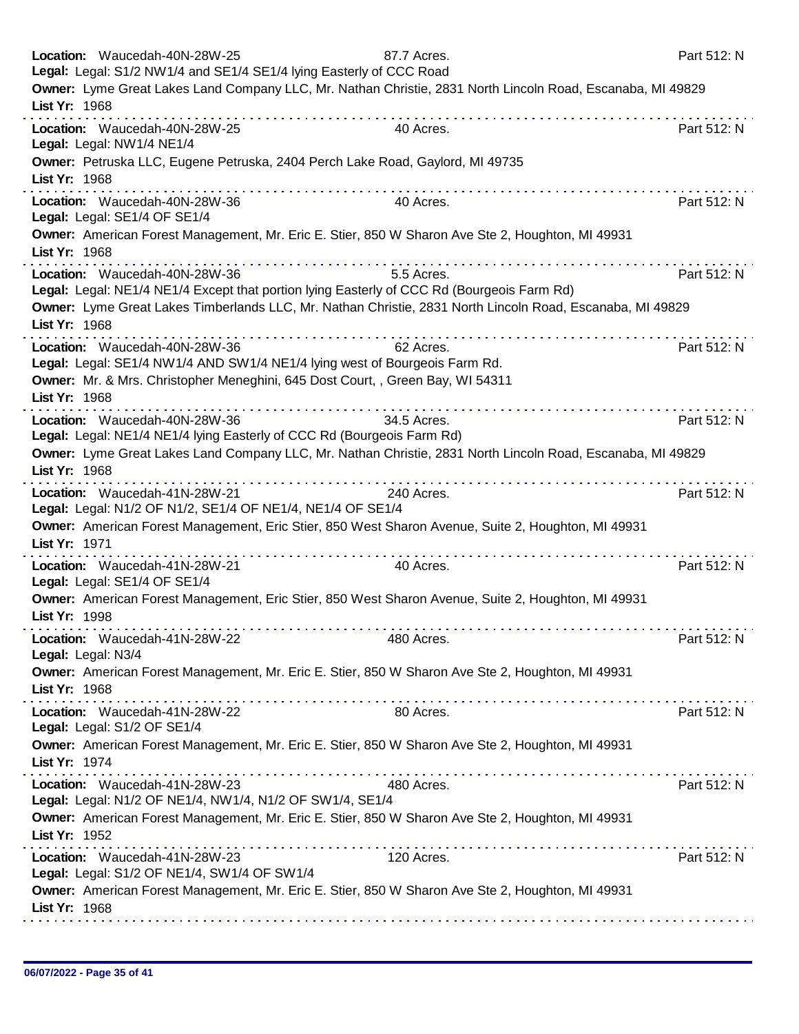**Location:** Waucedah-40N-28W-25 87.7 Acres. Part 512: N
**Legal:** Legal: S1/2 NW1/4 and SE1/4 SE1/4 lying Easterly of CCC Road
**Owner:** Lyme Great Lakes Land Company LLC, Mr. Nathan Christie, 2831 North Lincoln Road, Escanaba, MI 49829
**List Yr:** 1968

---

**Location:** Waucedah-40N-28W-25 40 Acres. Part 512: N
**Legal:** Legal: NW1/4 NE1/4
**Owner:** Petruska LLC, Eugene Petruska, 2404 Perch Lake Road, Gaylord, MI 49735
**List Yr:** 1968

---

**Location:** Waucedah-40N-28W-36 40 Acres. Part 512: N
**Legal:** Legal: SE1/4 OF SE1/4
**Owner:** American Forest Management, Mr. Eric E. Stier, 850 W Sharon Ave Ste 2, Houghton, MI 49931
**List Yr:** 1968

---

**Location:** Waucedah-40N-28W-36 5.5 Acres. Part 512: N
**Legal:** Legal: NE1/4 NE1/4 Except that portion lying Easterly of CCC Rd (Bourgeois Farm Rd)
**Owner:** Lyme Great Lakes Timberlands LLC, Mr. Nathan Christie, 2831 North Lincoln Road, Escanaba, MI 49829
**List Yr:** 1968

---

**Location:** Waucedah-40N-28W-36 62 Acres. Part 512: N
**Legal:** Legal: SE1/4 NW1/4 AND SW1/4 NE1/4 lying west of Bourgeois Farm Rd.
**Owner:** Mr. & Mrs. Christopher Meneghini, 645 Dost Court, , Green Bay, WI 54311
**List Yr:** 1968

---

**Location:** Waucedah-40N-28W-36 34.5 Acres. Part 512: N
**Legal:** Legal: NE1/4 NE1/4 lying Easterly of CCC Rd (Bourgeois Farm Rd)
**Owner:** Lyme Great Lakes Land Company LLC, Mr. Nathan Christie, 2831 North Lincoln Road, Escanaba, MI 49829
**List Yr:** 1968

---

**Location:** Waucedah-41N-28W-21 240 Acres. Part 512: N
**Legal:** Legal: N1/2 OF N1/2, SE1/4 OF NE1/4, NE1/4 OF SE1/4
**Owner:** American Forest Management, Eric Stier, 850 West Sharon Avenue, Suite 2, Houghton, MI 49931
**List Yr:** 1971

---

**Location:** Waucedah-41N-28W-21 40 Acres. Part 512: N
**Legal:** Legal: SE1/4 OF SE1/4
**Owner:** American Forest Management, Eric Stier, 850 West Sharon Avenue, Suite 2, Houghton, MI 49931
**List Yr:** 1998

---

**Location:** Waucedah-41N-28W-22 480 Acres. Part 512: N
**Legal:** Legal: N3/4
**Owner:** American Forest Management, Mr. Eric E. Stier, 850 W Sharon Ave Ste 2, Houghton, MI 49931
**List Yr:** 1968

---

**Location:** Waucedah-41N-28W-22 80 Acres. Part 512: N
**Legal:** Legal: S1/2 OF SE1/4
**Owner:** American Forest Management, Mr. Eric E. Stier, 850 W Sharon Ave Ste 2, Houghton, MI 49931
**List Yr:** 1974

---

**Location:** Waucedah-41N-28W-23 480 Acres. Part 512: N
**Legal:** Legal: N1/2 OF NE1/4, NW1/4, N1/2 OF SW1/4, SE1/4
**Owner:** American Forest Management, Mr. Eric E. Stier, 850 W Sharon Ave Ste 2, Houghton, MI 49931
**List Yr:** 1952

---

**Location:** Waucedah-41N-28W-23 120 Acres. Part 512: N
**Legal:** Legal: S1/2 OF NE1/4, SW1/4 OF SW1/4
**Owner:** American Forest Management, Mr. Eric E. Stier, 850 W Sharon Ave Ste 2, Houghton, MI 49931
**List Yr:** 1968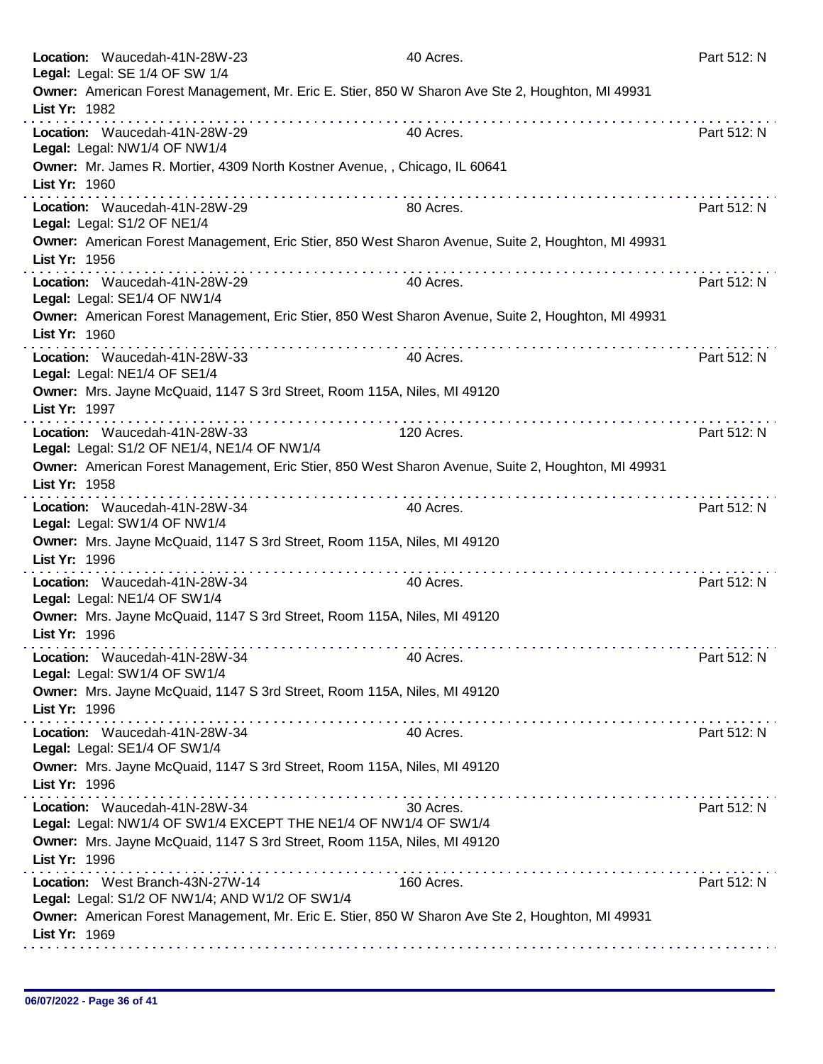**Location:** Waucedah-41N-28W-23 | 40 Acres. | Part 512: N
**Legal:** Legal: SE 1/4 OF SW 1/4
**Owner:** American Forest Management, Mr. Eric E. Stier, 850 W Sharon Ave Ste 2, Houghton, MI 49931
**List Yr:** 1982

---

**Location:** Waucedah-41N-28W-29 | 40 Acres. | Part 512: N
**Legal:** Legal: NW1/4 OF NW1/4
**Owner:** Mr. James R. Mortier, 4309 North Kostner Avenue, , Chicago, IL 60641
**List Yr:** 1960

---

**Location:** Waucedah-41N-28W-29 | 80 Acres. | Part 512: N
**Legal:** Legal: S1/2 OF NE1/4
**Owner:** American Forest Management, Eric Stier, 850 West Sharon Avenue, Suite 2, Houghton, MI 49931
**List Yr:** 1956

---

**Location:** Waucedah-41N-28W-29 | 40 Acres. | Part 512: N
**Legal:** Legal: SE1/4 OF NW1/4
**Owner:** American Forest Management, Eric Stier, 850 West Sharon Avenue, Suite 2, Houghton, MI 49931
**List Yr:** 1960

---

**Location:** Waucedah-41N-28W-33 | 40 Acres. | Part 512: N
**Legal:** Legal: NE1/4 OF SE1/4
**Owner:** Mrs. Jayne McQuaid, 1147 S 3rd Street, Room 115A, Niles, MI 49120
**List Yr:** 1997

---

**Location:** Waucedah-41N-28W-33 | 120 Acres. | Part 512: N
**Legal:** Legal: S1/2 OF NE1/4, NE1/4 OF NW1/4
**Owner:** American Forest Management, Eric Stier, 850 West Sharon Avenue, Suite 2, Houghton, MI 49931
**List Yr:** 1958

---

**Location:** Waucedah-41N-28W-34 | 40 Acres. | Part 512: N
**Legal:** Legal: SW1/4 OF NW1/4
**Owner:** Mrs. Jayne McQuaid, 1147 S 3rd Street, Room 115A, Niles, MI 49120
**List Yr:** 1996

---

**Location:** Waucedah-41N-28W-34 | 40 Acres. | Part 512: N
**Legal:** Legal: NE1/4 OF SW1/4
**Owner:** Mrs. Jayne McQuaid, 1147 S 3rd Street, Room 115A, Niles, MI 49120
**List Yr:** 1996

---

**Location:** Waucedah-41N-28W-34 | 40 Acres. | Part 512: N
**Legal:** Legal: SW1/4 OF SW1/4
**Owner:** Mrs. Jayne McQuaid, 1147 S 3rd Street, Room 115A, Niles, MI 49120
**List Yr:** 1996

---

**Location:** Waucedah-41N-28W-34 | 40 Acres. | Part 512: N
**Legal:** Legal: SE1/4 OF SW1/4
**Owner:** Mrs. Jayne McQuaid, 1147 S 3rd Street, Room 115A, Niles, MI 49120
**List Yr:** 1996

---

**Location:** Waucedah-41N-28W-34 | 30 Acres. | Part 512: N
**Legal:** Legal: NW1/4 OF SW1/4 EXCEPT THE NE1/4 OF NW1/4 OF SW1/4
**Owner:** Mrs. Jayne McQuaid, 1147 S 3rd Street, Room 115A, Niles, MI 49120
**List Yr:** 1996

---

**Location:** West Branch-43N-27W-14 | 160 Acres. | Part 512: N
**Legal:** Legal: S1/2 OF NW1/4; AND W1/2 OF SW1/4
**Owner:** American Forest Management, Mr. Eric E. Stier, 850 W Sharon Ave Ste 2, Houghton, MI 49931
**List Yr:** 1969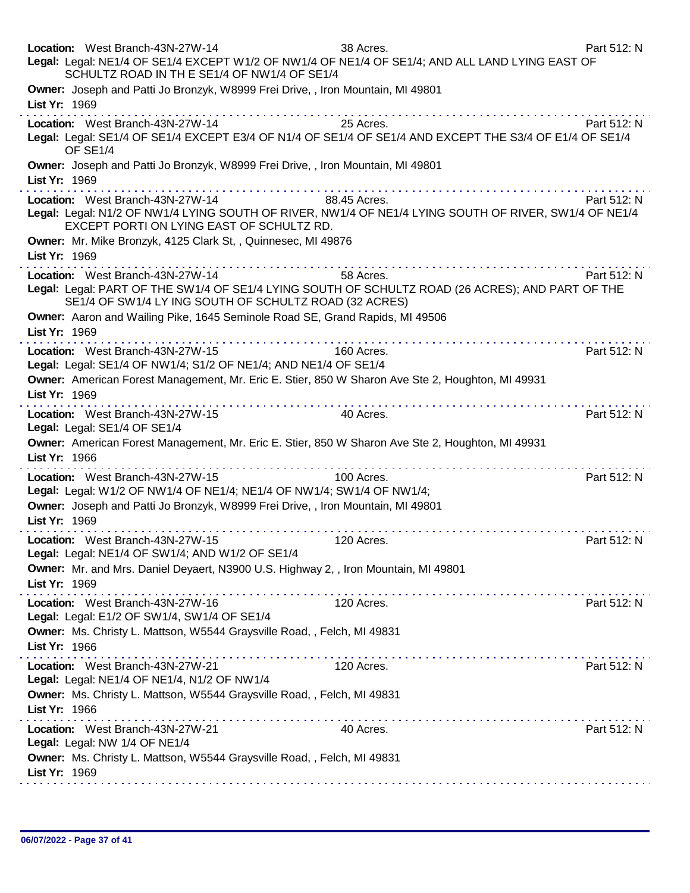**Location:** West Branch-43N-27W-14 38 Acres. Part 512: N
**Legal:** Legal: NE1/4 OF SE1/4 EXCEPT W1/2 OF NW1/4 OF NE1/4 OF SE1/4; AND ALL LAND LYING EAST OF SCHULTZ ROAD IN TH E SE1/4 OF NW1/4 OF SE1/4
**Owner:** Joseph and Patti Jo Bronzyk, W8999 Frei Drive, , Iron Mountain, MI 49801
**List Yr:** 1969

---

**Location:** West Branch-43N-27W-14 25 Acres. Part 512: N
**Legal:** Legal: SE1/4 OF SE1/4 EXCEPT E3/4 OF N1/4 OF SE1/4 OF SE1/4 AND EXCEPT THE S3/4 OF E1/4 OF SE1/4 OF SE1/4
**Owner:** Joseph and Patti Jo Bronzyk, W8999 Frei Drive, , Iron Mountain, MI 49801
**List Yr:** 1969

---

**Location:** West Branch-43N-27W-14 88.45 Acres. Part 512: N
**Legal:** Legal: N1/2 OF NW1/4 LYING SOUTH OF RIVER, NW1/4 OF NE1/4 LYING SOUTH OF RIVER, SW1/4 OF NE1/4 EXCEPT PORTI ON LYING EAST OF SCHULTZ RD.
**Owner:** Mr. Mike Bronzyk, 4125 Clark St, , Quinnesec, MI 49876
**List Yr:** 1969

---

**Location:** West Branch-43N-27W-14 58 Acres. Part 512: N
**Legal:** Legal: PART OF THE SW1/4 OF SE1/4 LYING SOUTH OF SCHULTZ ROAD (26 ACRES); AND PART OF THE SE1/4 OF SW1/4 LY ING SOUTH OF SCHULTZ ROAD (32 ACRES)
**Owner:** Aaron and Wailing Pike, 1645 Seminole Road SE, Grand Rapids, MI 49506
**List Yr:** 1969

---

**Location:** West Branch-43N-27W-15 160 Acres. Part 512: N
**Legal:** Legal: SE1/4 OF NW1/4; S1/2 OF NE1/4; AND NE1/4 OF SE1/4
**Owner:** American Forest Management, Mr. Eric E. Stier, 850 W Sharon Ave Ste 2, Houghton, MI 49931
**List Yr:** 1969

---

**Location:** West Branch-43N-27W-15 40 Acres. Part 512: N
**Legal:** Legal: SE1/4 OF SE1/4
**Owner:** American Forest Management, Mr. Eric E. Stier, 850 W Sharon Ave Ste 2, Houghton, MI 49931
**List Yr:** 1966

---

**Location:** West Branch-43N-27W-15 100 Acres. Part 512: N
**Legal:** Legal: W1/2 OF NW1/4 OF NE1/4; NE1/4 OF NW1/4; SW1/4 OF NW1/4;
**Owner:** Joseph and Patti Jo Bronzyk, W8999 Frei Drive, , Iron Mountain, MI 49801
**List Yr:** 1969

---

**Location:** West Branch-43N-27W-15 120 Acres. Part 512: N
**Legal:** Legal: NE1/4 OF SW1/4; AND W1/2 OF SE1/4
**Owner:** Mr. and Mrs. Daniel Deyaert, N3900 U.S. Highway 2, , Iron Mountain, MI 49801
**List Yr:** 1969

---

**Location:** West Branch-43N-27W-16 120 Acres. Part 512: N
**Legal:** Legal: E1/2 OF SW1/4, SW1/4 OF SE1/4
**Owner:** Ms. Christy L. Mattson, W5544 Graysville Road, , Felch, MI 49831
**List Yr:** 1966

---

**Location:** West Branch-43N-27W-21 120 Acres. Part 512: N
**Legal:** Legal: NE1/4 OF NE1/4, N1/2 OF NW1/4
**Owner:** Ms. Christy L. Mattson, W5544 Graysville Road, , Felch, MI 49831
**List Yr:** 1966

---

**Location:** West Branch-43N-27W-21 40 Acres. Part 512: N
**Legal:** Legal: NW 1/4 OF NE1/4
**Owner:** Ms. Christy L. Mattson, W5544 Graysville Road, , Felch, MI 49831
**List Yr:** 1969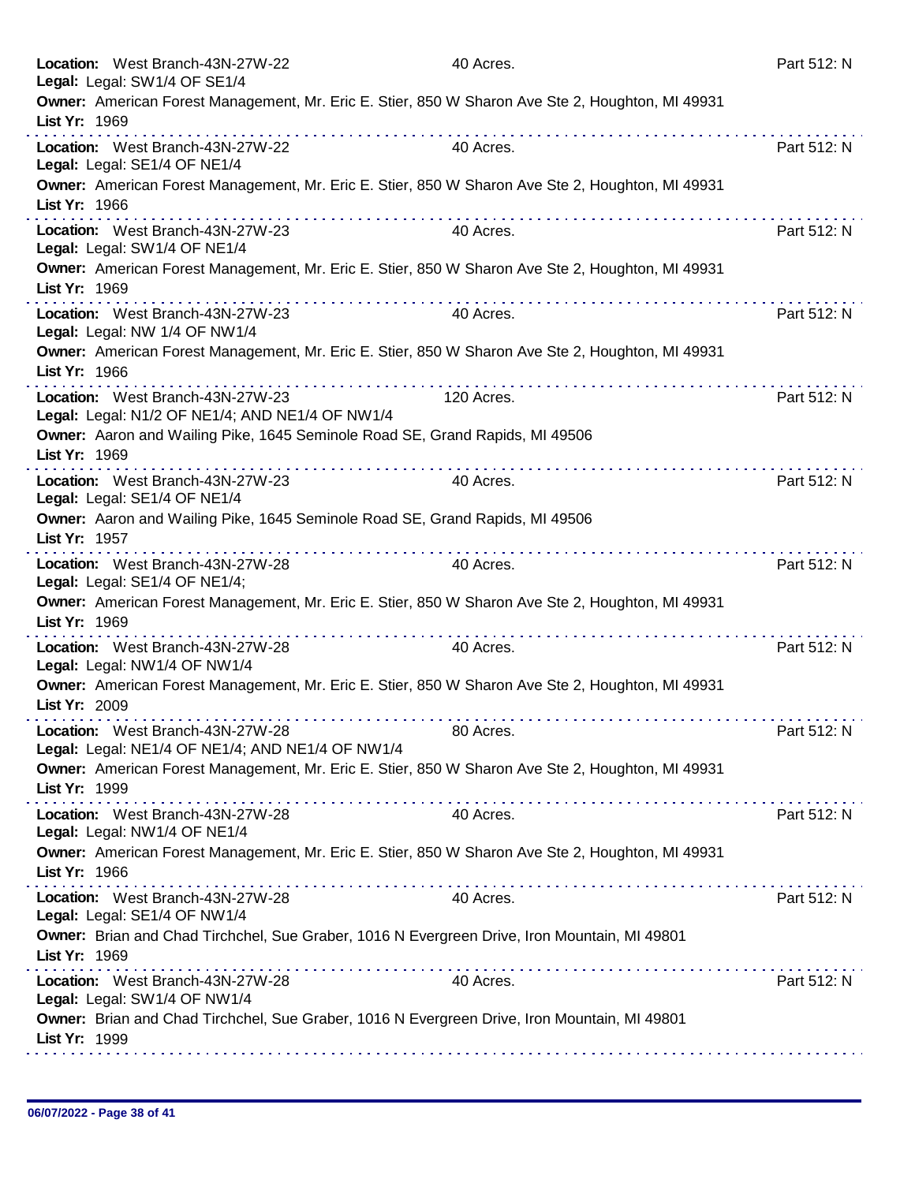**Location:** West Branch-43N-27W-22 — 40 Acres. — Part 512: N
**Legal:** Legal: SW1/4 OF SE1/4
**Owner:** American Forest Management, Mr. Eric E. Stier, 850 W Sharon Ave Ste 2, Houghton, MI 49931
**List Yr:** 1969

---

**Location:** West Branch-43N-27W-22 — 40 Acres. — Part 512: N
**Legal:** Legal: SE1/4 OF NE1/4
**Owner:** American Forest Management, Mr. Eric E. Stier, 850 W Sharon Ave Ste 2, Houghton, MI 49931
**List Yr:** 1966

---

**Location:** West Branch-43N-27W-23 — 40 Acres. — Part 512: N
**Legal:** Legal: SW1/4 OF NE1/4
**Owner:** American Forest Management, Mr. Eric E. Stier, 850 W Sharon Ave Ste 2, Houghton, MI 49931
**List Yr:** 1969

---

**Location:** West Branch-43N-27W-23 — 40 Acres. — Part 512: N
**Legal:** Legal: NW 1/4 OF NW1/4
**Owner:** American Forest Management, Mr. Eric E. Stier, 850 W Sharon Ave Ste 2, Houghton, MI 49931
**List Yr:** 1966

---

**Location:** West Branch-43N-27W-23 — 120 Acres. — Part 512: N
**Legal:** Legal: N1/2 OF NE1/4; AND NE1/4 OF NW1/4
**Owner:** Aaron and Wailing Pike, 1645 Seminole Road SE, Grand Rapids, MI 49506
**List Yr:** 1969

---

**Location:** West Branch-43N-27W-23 — 40 Acres. — Part 512: N
**Legal:** Legal: SE1/4 OF NE1/4
**Owner:** Aaron and Wailing Pike, 1645 Seminole Road SE, Grand Rapids, MI 49506
**List Yr:** 1957

---

**Location:** West Branch-43N-27W-28 — 40 Acres. — Part 512: N
**Legal:** Legal: SE1/4 OF NE1/4;
**Owner:** American Forest Management, Mr. Eric E. Stier, 850 W Sharon Ave Ste 2, Houghton, MI 49931
**List Yr:** 1969

---

**Location:** West Branch-43N-27W-28 — 40 Acres. — Part 512: N
**Legal:** Legal: NW1/4 OF NW1/4
**Owner:** American Forest Management, Mr. Eric E. Stier, 850 W Sharon Ave Ste 2, Houghton, MI 49931
**List Yr:** 2009

---

**Location:** West Branch-43N-27W-28 — 80 Acres. — Part 512: N
**Legal:** Legal: NE1/4 OF NE1/4; AND NE1/4 OF NW1/4
**Owner:** American Forest Management, Mr. Eric E. Stier, 850 W Sharon Ave Ste 2, Houghton, MI 49931
**List Yr:** 1999

---

**Location:** West Branch-43N-27W-28 — 40 Acres. — Part 512: N
**Legal:** Legal: NW1/4 OF NE1/4
**Owner:** American Forest Management, Mr. Eric E. Stier, 850 W Sharon Ave Ste 2, Houghton, MI 49931
**List Yr:** 1966

---

**Location:** West Branch-43N-27W-28 — 40 Acres. — Part 512: N
**Legal:** Legal: SE1/4 OF NW1/4
**Owner:** Brian and Chad Tirchchel, Sue Graber, 1016 N Evergreen Drive, Iron Mountain, MI 49801
**List Yr:** 1969

---

**Location:** West Branch-43N-27W-28 — 40 Acres. — Part 512: N
**Legal:** Legal: SW1/4 OF NW1/4
**Owner:** Brian and Chad Tirchchel, Sue Graber, 1016 N Evergreen Drive, Iron Mountain, MI 49801
**List Yr:** 1999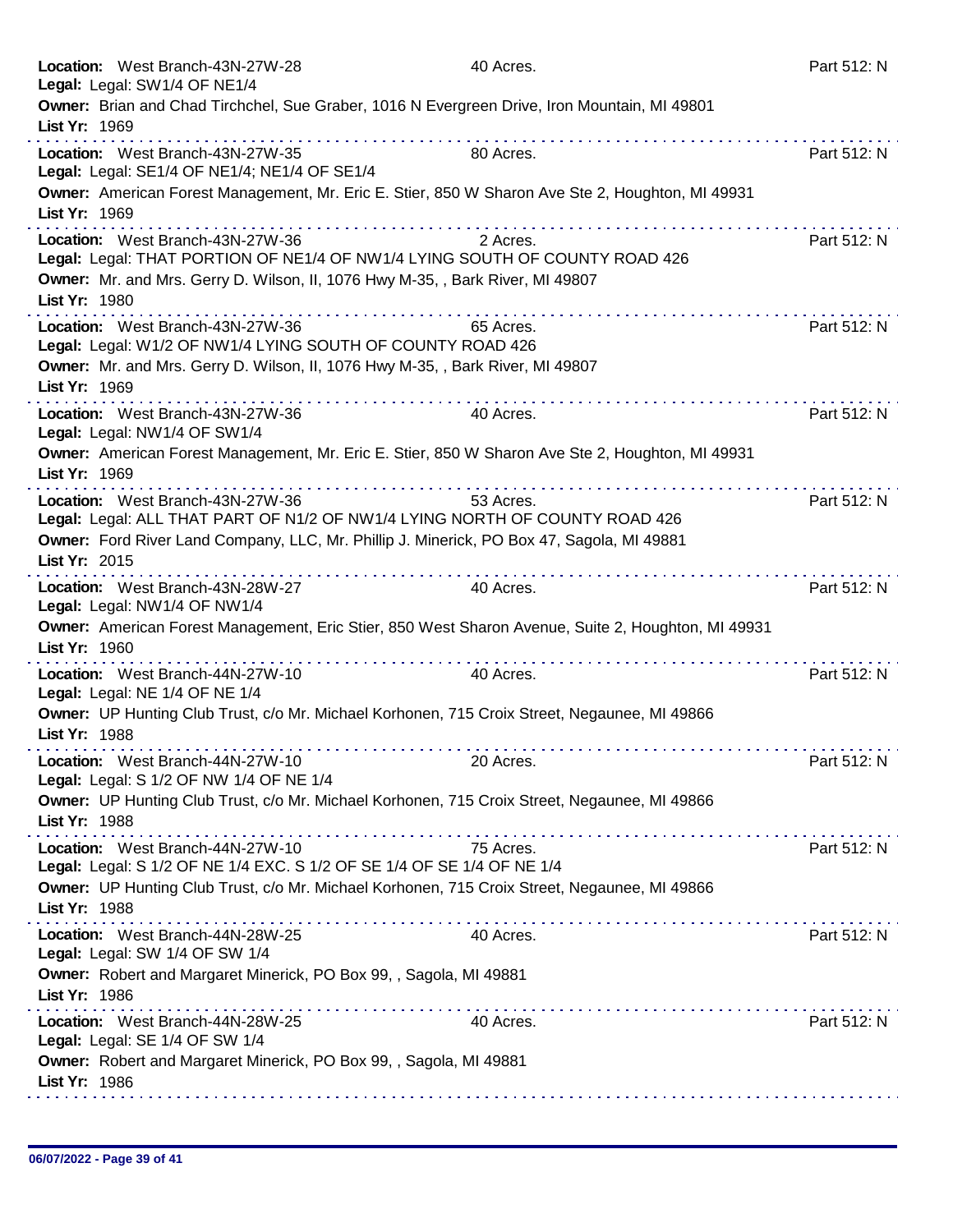**Location:** West Branch-43N-27W-28 40 Acres. Part 512: N
**Legal:** Legal: SW1/4 OF NE1/4
**Owner:** Brian and Chad Tirchchel, Sue Graber, 1016 N Evergreen Drive, Iron Mountain, MI 49801
**List Yr:** 1969

---

**Location:** West Branch-43N-27W-35 80 Acres. Part 512: N
**Legal:** Legal: SE1/4 OF NE1/4; NE1/4 OF SE1/4
**Owner:** American Forest Management, Mr. Eric E. Stier, 850 W Sharon Ave Ste 2, Houghton, MI 49931
**List Yr:** 1969

---

**Location:** West Branch-43N-27W-36 2 Acres. Part 512: N
**Legal:** Legal: THAT PORTION OF NE1/4 OF NW1/4 LYING SOUTH OF COUNTY ROAD 426
**Owner:** Mr. and Mrs. Gerry D. Wilson, II, 1076 Hwy M-35, , Bark River, MI 49807
**List Yr:** 1980

---

**Location:** West Branch-43N-27W-36 65 Acres. Part 512: N
**Legal:** Legal: W1/2 OF NW1/4 LYING SOUTH OF COUNTY ROAD 426
**Owner:** Mr. and Mrs. Gerry D. Wilson, II, 1076 Hwy M-35, , Bark River, MI 49807
**List Yr:** 1969

---

**Location:** West Branch-43N-27W-36 40 Acres. Part 512: N
**Legal:** Legal: NW1/4 OF SW1/4
**Owner:** American Forest Management, Mr. Eric E. Stier, 850 W Sharon Ave Ste 2, Houghton, MI 49931
**List Yr:** 1969

---

**Location:** West Branch-43N-27W-36 53 Acres. Part 512: N
**Legal:** Legal: ALL THAT PART OF N1/2 OF NW1/4 LYING NORTH OF COUNTY ROAD 426
**Owner:** Ford River Land Company, LLC, Mr. Phillip J. Minerick, PO Box 47, Sagola, MI 49881
**List Yr:** 2015

---

**Location:** West Branch-43N-28W-27 40 Acres. Part 512: N
**Legal:** Legal: NW1/4 OF NW1/4
**Owner:** American Forest Management, Eric Stier, 850 West Sharon Avenue, Suite 2, Houghton, MI 49931
**List Yr:** 1960

---

**Location:** West Branch-44N-27W-10 40 Acres. Part 512: N
**Legal:** Legal: NE 1/4 OF NE 1/4
**Owner:** UP Hunting Club Trust, c/o Mr. Michael Korhonen, 715 Croix Street, Negaunee, MI 49866
**List Yr:** 1988

---

**Location:** West Branch-44N-27W-10 20 Acres. Part 512: N
**Legal:** Legal: S 1/2 OF NW 1/4 OF NE 1/4
**Owner:** UP Hunting Club Trust, c/o Mr. Michael Korhonen, 715 Croix Street, Negaunee, MI 49866
**List Yr:** 1988

---

**Location:** West Branch-44N-27W-10 75 Acres. Part 512: N
**Legal:** Legal: S 1/2 OF NE 1/4 EXC. S 1/2 OF SE 1/4 OF SE 1/4 OF NE 1/4
**Owner:** UP Hunting Club Trust, c/o Mr. Michael Korhonen, 715 Croix Street, Negaunee, MI 49866
**List Yr:** 1988

---

**Location:** West Branch-44N-28W-25 40 Acres. Part 512: N
**Legal:** Legal: SW 1/4 OF SW 1/4
**Owner:** Robert and Margaret Minerick, PO Box 99, , Sagola, MI 49881
**List Yr:** 1986

---

**Location:** West Branch-44N-28W-25 40 Acres. Part 512: N
**Legal:** Legal: SE 1/4 OF SW 1/4
**Owner:** Robert and Margaret Minerick, PO Box 99, , Sagola, MI 49881
**List Yr:** 1986

---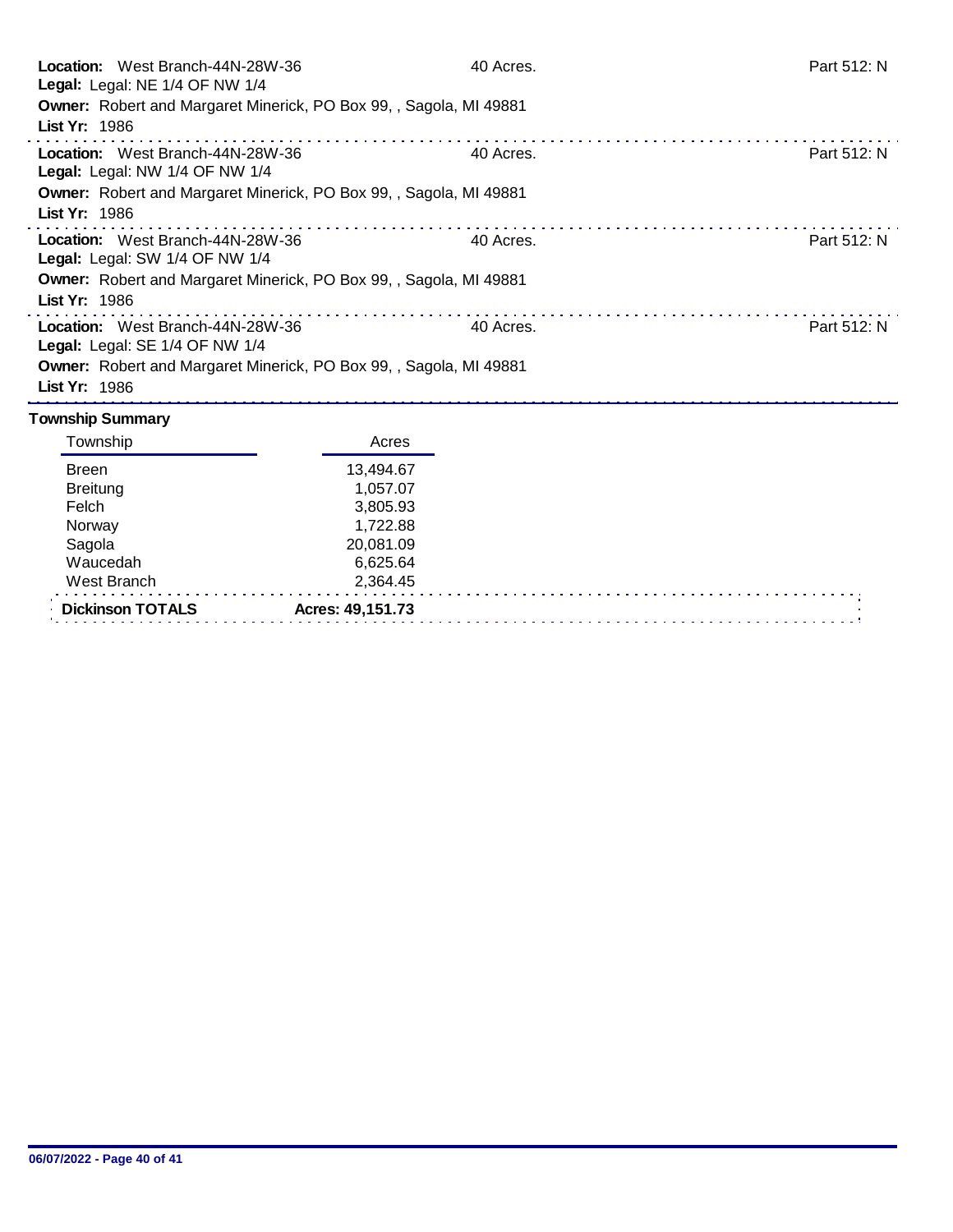**Location:** West Branch-44N-28W-36 40 Acres. Part 512: N
**Legal:** Legal: NE 1/4 OF NW 1/4
**Owner:** Robert and Margaret Minerick, PO Box 99, , Sagola, MI 49881
**List Yr:** 1986

**Location:** West Branch-44N-28W-36 40 Acres. Part 512: N
**Legal:** Legal: NW 1/4 OF NW 1/4
**Owner:** Robert and Margaret Minerick, PO Box 99, , Sagola, MI 49881
**List Yr:** 1986

**Location:** West Branch-44N-28W-36 40 Acres. Part 512: N
**Legal:** Legal: SW 1/4 OF NW 1/4
**Owner:** Robert and Margaret Minerick, PO Box 99, , Sagola, MI 49881
**List Yr:** 1986

**Location:** West Branch-44N-28W-36 40 Acres. Part 512: N
**Legal:** Legal: SE 1/4 OF NW 1/4
**Owner:** Robert and Margaret Minerick, PO Box 99, , Sagola, MI 49881
**List Yr:** 1986

## Township Summary

| Township | Acres |
|---|---|
| Breen | 13,494.67 |
| Breitung | 1,057.07 |
| Felch | 3,805.93 |
| Norway | 1,722.88 |
| Sagola | 20,081.09 |
| Waucedah | 6,625.64 |
| West Branch | 2,364.45 |
| **Dickinson TOTALS** | **Acres: 49,151.73** |